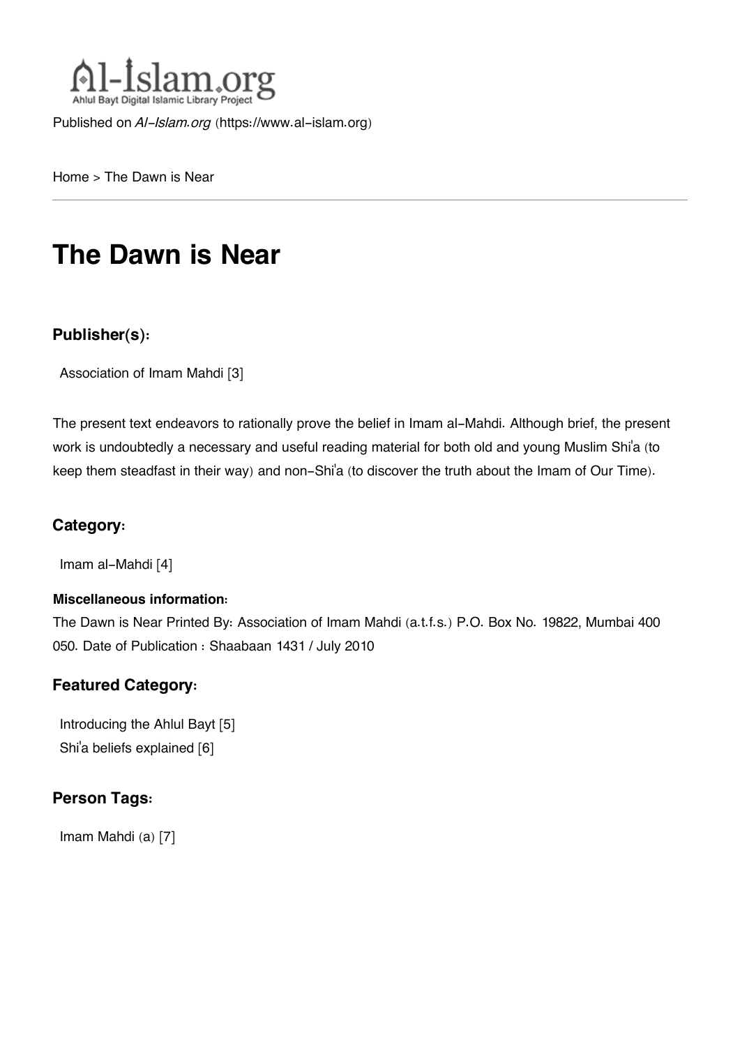Published on *Al-Islam.org* (https://www.al-islam.org)

Home > The Dawn is Near

# The Dawn is Near

### Publisher(s):

Association of Imam Mahdi [3]

The present text endeavors to rationally prove the belief in Imam al-Mahdi. Although brief, the present work is undoubtedly a necessary and useful reading material for both old and young Muslim Shi'a (to keep them steadfast in their way) and non-Shi'a (to discover the truth about the Imam of Our Time).

### Category:

Imam al-Mahdi [4]

#### Miscellaneous information:

The Dawn is Near Printed By: Association of Imam Mahdi (a.t.f.s.) P.O. Box No. 19822, Mumbai 400 050. Date of Publication : Shaabaan 1431 / July 2010

### Featured Category:

Introducing the Ahlul Bayt [5]
Shi'a beliefs explained [6]

### Person Tags:

Imam Mahdi (a) [7]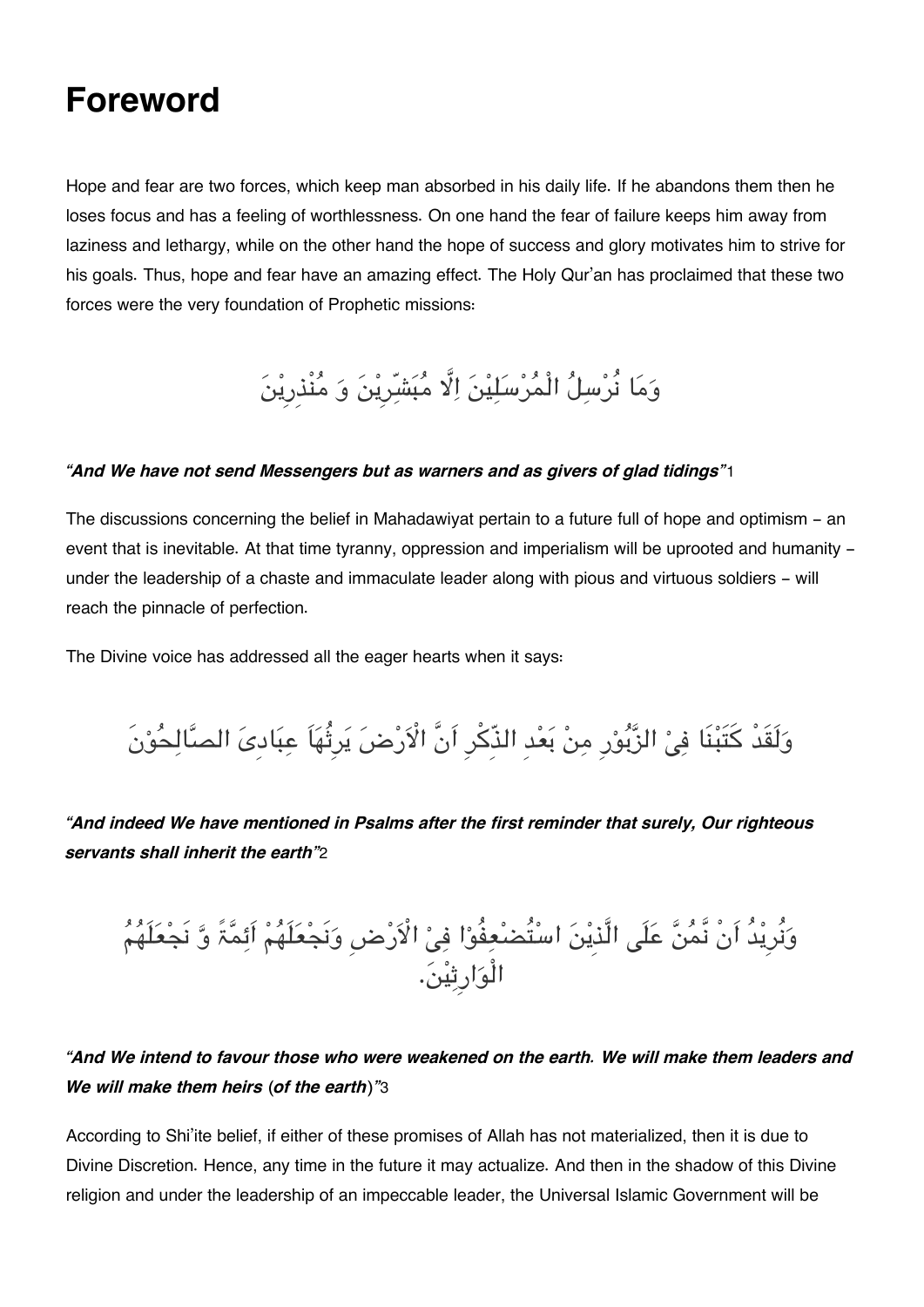# Foreword

Hope and fear are two forces, which keep man absorbed in his daily life. If he abandons them then he loses focus and has a feeling of worthlessness. On one hand the fear of failure keeps him away from laziness and lethargy, while on the other hand the hope of success and glory motivates him to strive for his goals. Thus, hope and fear have an amazing effect. The Holy Qur'an has proclaimed that these two forces were the very foundation of Prophetic missions:

وَمَا نُرْسِلُ الْمُرْسَلِيْنَ اِلَّا مُبَشِّرِيْنَ وَ مُنْذِرِيْنَ

***"And We have not send Messengers but as warners and as givers of glad tidings"***[1]

The discussions concerning the belief in Mahadawiyat pertain to a future full of hope and optimism – an event that is inevitable. At that time tyranny, oppression and imperialism will be uprooted and humanity – under the leadership of a chaste and immaculate leader along with pious and virtuous soldiers – will reach the pinnacle of perfection.

The Divine voice has addressed all the eager hearts when it says:

وَلَقَدْ كَتَبْنَا فِىْ الزَّبُوْرِ مِنْ بَعْدِ الذِّكْرِ اَنَّ الْاَرْضَ يَرِثُهَاَ عِبَادِىَ الصَّالِحُوْنَ

***"And indeed We have mentioned in Psalms after the first reminder that surely, Our righteous servants shall inherit the earth"***[2]

وَنُرِيْدُ اَنْ نَّمُنَّ عَلَى الَّذِيْنَ اسْتُضْعِفُوْا فِىْ الْاَرْضِ وَنَجْعَلَهُمْ اَئِمَّةً وَّ نَجْعَلَهُمُ الْوَارِثِيْنَ.

***"And We intend to favour those who were weakened on the earth. We will make them leaders and We will make them heirs (of the earth)"***[3]

According to Shi'ite belief, if either of these promises of Allah has not materialized, then it is due to Divine Discretion. Hence, any time in the future it may actualize. And then in the shadow of this Divine religion and under the leadership of an impeccable leader, the Universal Islamic Government will be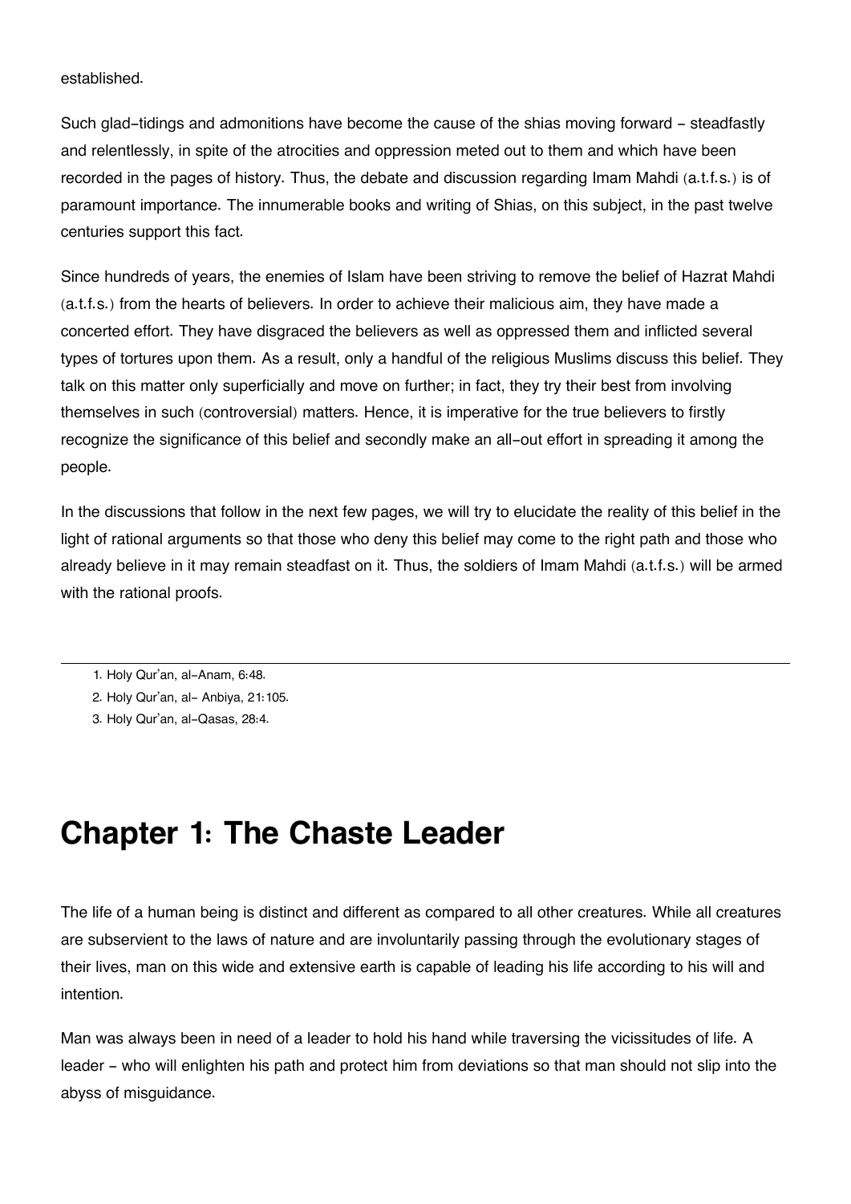established.

Such glad-tidings and admonitions have become the cause of the shias moving forward - steadfastly and relentlessly, in spite of the atrocities and oppression meted out to them and which have been recorded in the pages of history. Thus, the debate and discussion regarding Imam Mahdi (a.t.f.s.) is of paramount importance. The innumerable books and writing of Shias, on this subject, in the past twelve centuries support this fact.

Since hundreds of years, the enemies of Islam have been striving to remove the belief of Hazrat Mahdi (a.t.f.s.) from the hearts of believers. In order to achieve their malicious aim, they have made a concerted effort. They have disgraced the believers as well as oppressed them and inflicted several types of tortures upon them. As a result, only a handful of the religious Muslims discuss this belief. They talk on this matter only superficially and move on further; in fact, they try their best from involving themselves in such (controversial) matters. Hence, it is imperative for the true believers to firstly recognize the significance of this belief and secondly make an all-out effort in spreading it among the people.

In the discussions that follow in the next few pages, we will try to elucidate the reality of this belief in the light of rational arguments so that those who deny this belief may come to the right path and those who already believe in it may remain steadfast on it. Thus, the soldiers of Imam Mahdi (a.t.f.s.) will be armed with the rational proofs.

---

1. Holy Qur'an, al-Anam, 6:48.
2. Holy Qur'an, al- Anbiya, 21:105.
3. Holy Qur'an, al-Qasas, 28:4.

# Chapter 1: The Chaste Leader

The life of a human being is distinct and different as compared to all other creatures. While all creatures are subservient to the laws of nature and are involuntarily passing through the evolutionary stages of their lives, man on this wide and extensive earth is capable of leading his life according to his will and intention.

Man was always been in need of a leader to hold his hand while traversing the vicissitudes of life. A leader - who will enlighten his path and protect him from deviations so that man should not slip into the abyss of misguidance.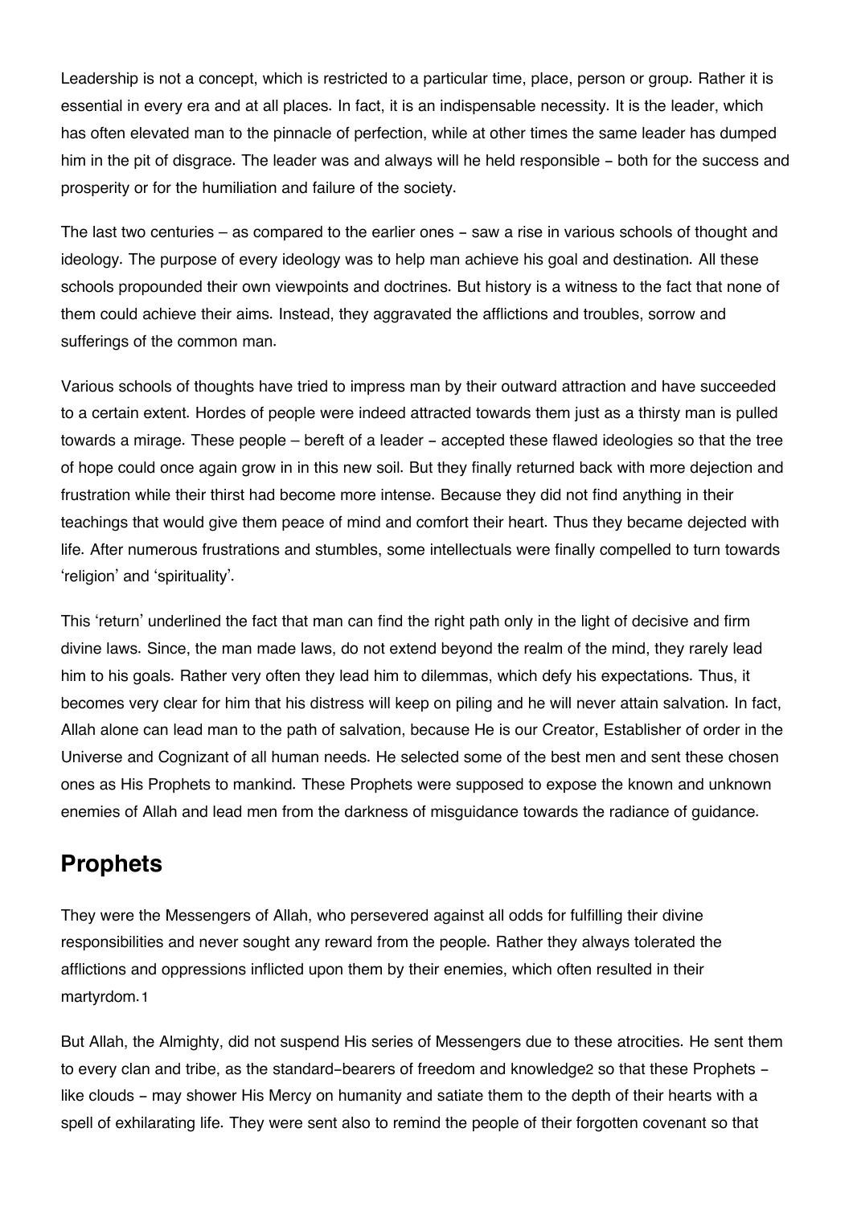Leadership is not a concept, which is restricted to a particular time, place, person or group. Rather it is essential in every era and at all places. In fact, it is an indispensable necessity. It is the leader, which has often elevated man to the pinnacle of perfection, while at other times the same leader has dumped him in the pit of disgrace. The leader was and always will he held responsible - both for the success and prosperity or for the humiliation and failure of the society.

The last two centuries – as compared to the earlier ones - saw a rise in various schools of thought and ideology. The purpose of every ideology was to help man achieve his goal and destination. All these schools propounded their own viewpoints and doctrines. But history is a witness to the fact that none of them could achieve their aims. Instead, they aggravated the afflictions and troubles, sorrow and sufferings of the common man.

Various schools of thoughts have tried to impress man by their outward attraction and have succeeded to a certain extent. Hordes of people were indeed attracted towards them just as a thirsty man is pulled towards a mirage. These people – bereft of a leader - accepted these flawed ideologies so that the tree of hope could once again grow in in this new soil. But they finally returned back with more dejection and frustration while their thirst had become more intense. Because they did not find anything in their teachings that would give them peace of mind and comfort their heart. Thus they became dejected with life. After numerous frustrations and stumbles, some intellectuals were finally compelled to turn towards 'religion' and 'spirituality'.

This 'return' underlined the fact that man can find the right path only in the light of decisive and firm divine laws. Since, the man made laws, do not extend beyond the realm of the mind, they rarely lead him to his goals. Rather very often they lead him to dilemmas, which defy his expectations. Thus, it becomes very clear for him that his distress will keep on piling and he will never attain salvation. In fact, Allah alone can lead man to the path of salvation, because He is our Creator, Establisher of order in the Universe and Cognizant of all human needs. He selected some of the best men and sent these chosen ones as His Prophets to mankind. These Prophets were supposed to expose the known and unknown enemies of Allah and lead men from the darkness of misguidance towards the radiance of guidance.

## Prophets

They were the Messengers of Allah, who persevered against all odds for fulfilling their divine responsibilities and never sought any reward from the people. Rather they always tolerated the afflictions and oppressions inflicted upon them by their enemies, which often resulted in their martyrdom.[1]

But Allah, the Almighty, did not suspend His series of Messengers due to these atrocities. He sent them to every clan and tribe, as the standard-bearers of freedom and knowledge[2] so that these Prophets - like clouds - may shower His Mercy on humanity and satiate them to the depth of their hearts with a spell of exhilarating life. They were sent also to remind the people of their forgotten covenant so that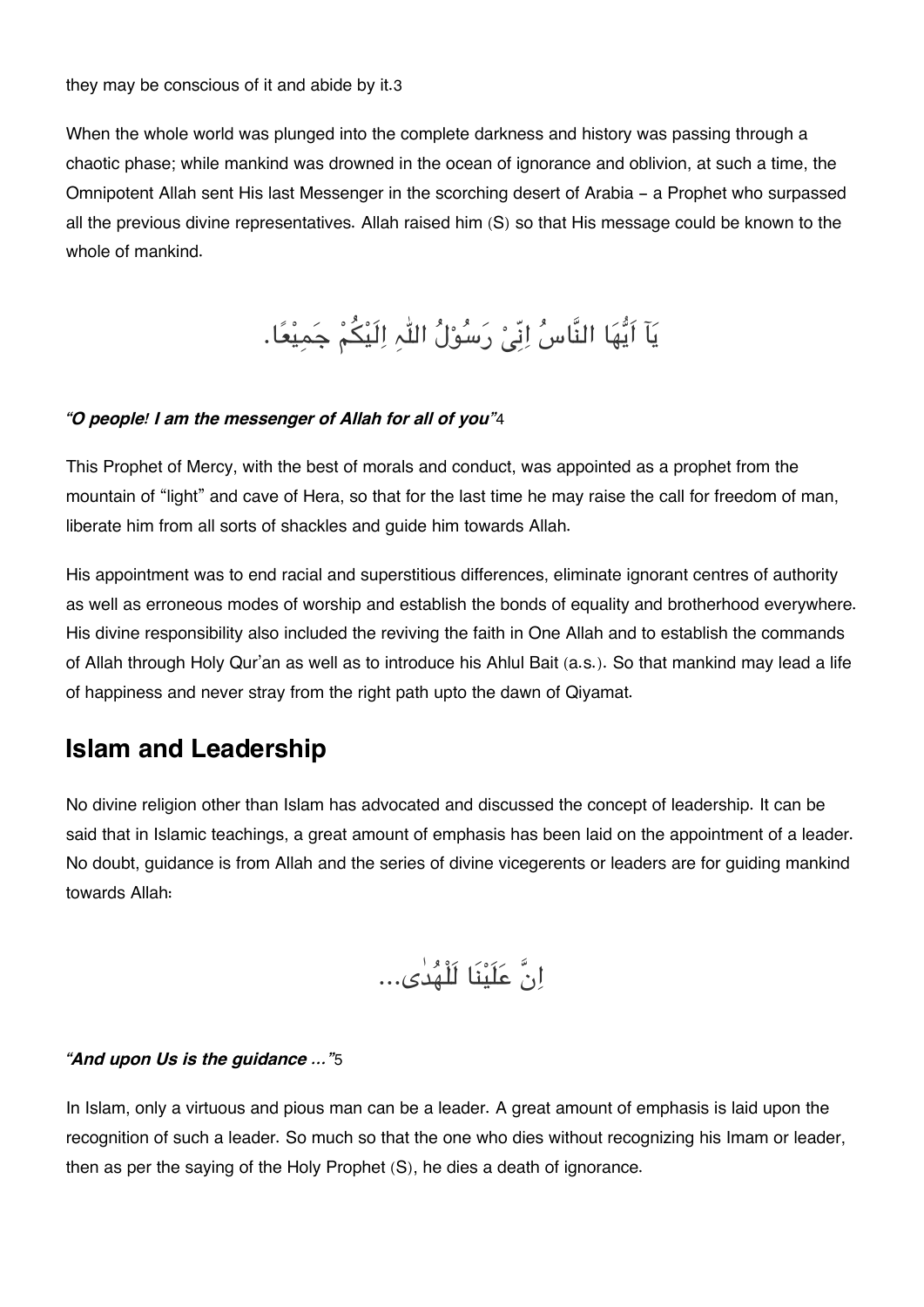they may be conscious of it and abide by it.3

When the whole world was plunged into the complete darkness and history was passing through a chaotic phase; while mankind was drowned in the ocean of ignorance and oblivion, at such a time, the Omnipotent Allah sent His last Messenger in the scorching desert of Arabia – a Prophet who surpassed all the previous divine representatives. Allah raised him (S) so that His message could be known to the whole of mankind.

يَآ اَيُّهَا النَّاسُ اِنِّیْ رَسُوْلُ اللّٰہِ اِلَیْکُمْ جَمِیْعًا.

***"O people! I am the messenger of Allah for all of you"***4

This Prophet of Mercy, with the best of morals and conduct, was appointed as a prophet from the mountain of "light" and cave of Hera, so that for the last time he may raise the call for freedom of man, liberate him from all sorts of shackles and guide him towards Allah.

His appointment was to end racial and superstitious differences, eliminate ignorant centres of authority as well as erroneous modes of worship and establish the bonds of equality and brotherhood everywhere. His divine responsibility also included the reviving the faith in One Allah and to establish the commands of Allah through Holy Qur'an as well as to introduce his Ahlul Bait (a.s.). So that mankind may lead a life of happiness and never stray from the right path upto the dawn of Qiyamat.

## Islam and Leadership

No divine religion other than Islam has advocated and discussed the concept of leadership. It can be said that in Islamic teachings, a great amount of emphasis has been laid on the appointment of a leader. No doubt, guidance is from Allah and the series of divine vicegerents or leaders are for guiding mankind towards Allah:

اِنَّ عَلَیْنَا لَلْهُدٰی...

***"And upon Us is the guidance ..."***5

In Islam, only a virtuous and pious man can be a leader. A great amount of emphasis is laid upon the recognition of such a leader. So much so that the one who dies without recognizing his Imam or leader, then as per the saying of the Holy Prophet (S), he dies a death of ignorance.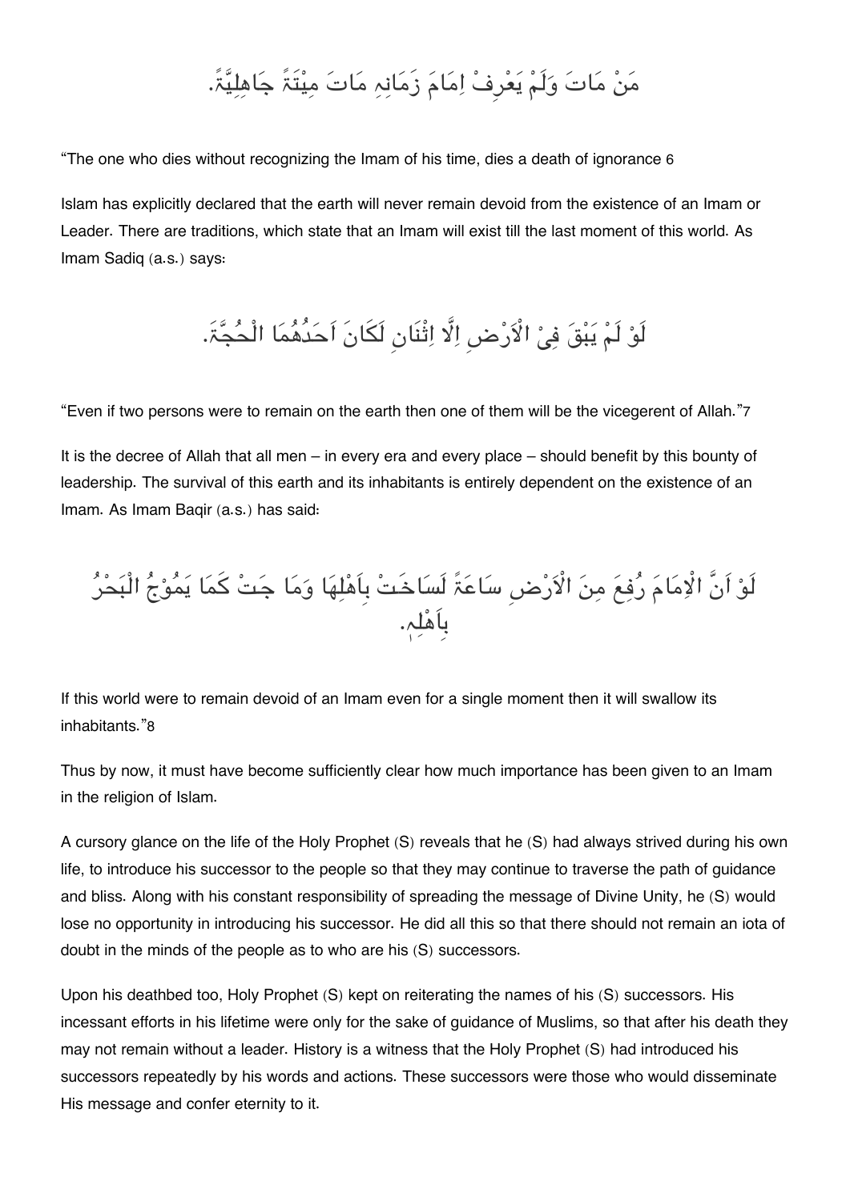مَنْ مَاتَ وَلَمْ يَعْرِفْ اِمَامَ زَمَانِهِ مَاتَ مِيْتَةً جَاهِلِيَّةً.

“The one who dies without recognizing the Imam of his time, dies a death of ignorance [6]

Islam has explicitly declared that the earth will never remain devoid from the existence of an Imam or Leader. There are traditions, which state that an Imam will exist till the last moment of this world. As Imam Sadiq (a.s.) says:

لَوْ لَمْ يَبْقَ فِيْ الْاَرْضِ اِلَّا اِثْنَانِ لَكَانَ اَحَدُهُمَا الْحُجَّةَ.

“Even if two persons were to remain on the earth then one of them will be the vicegerent of Allah.”[7]

It is the decree of Allah that all men – in every era and every place – should benefit by this bounty of leadership. The survival of this earth and its inhabitants is entirely dependent on the existence of an Imam. As Imam Baqir (a.s.) has said:

لَوْ اَنَّ الْاِمَامَ رُفِعَ مِنَ الْاَرْضِ سَاعَةً لَسَاخَتْ بِاَهْلِهَا وَمَا جَتْ كَمَا يَمُوْجُ الْبَحْرُ بِاَهْلِهِ.

If this world were to remain devoid of an Imam even for a single moment then it will swallow its inhabitants.”[8]

Thus by now, it must have become sufficiently clear how much importance has been given to an Imam in the religion of Islam.

A cursory glance on the life of the Holy Prophet (S) reveals that he (S) had always strived during his own life, to introduce his successor to the people so that they may continue to traverse the path of guidance and bliss. Along with his constant responsibility of spreading the message of Divine Unity, he (S) would lose no opportunity in introducing his successor. He did all this so that there should not remain an iota of doubt in the minds of the people as to who are his (S) successors.

Upon his deathbed too, Holy Prophet (S) kept on reiterating the names of his (S) successors. His incessant efforts in his lifetime were only for the sake of guidance of Muslims, so that after his death they may not remain without a leader. History is a witness that the Holy Prophet (S) had introduced his successors repeatedly by his words and actions. These successors were those who would disseminate His message and confer eternity to it.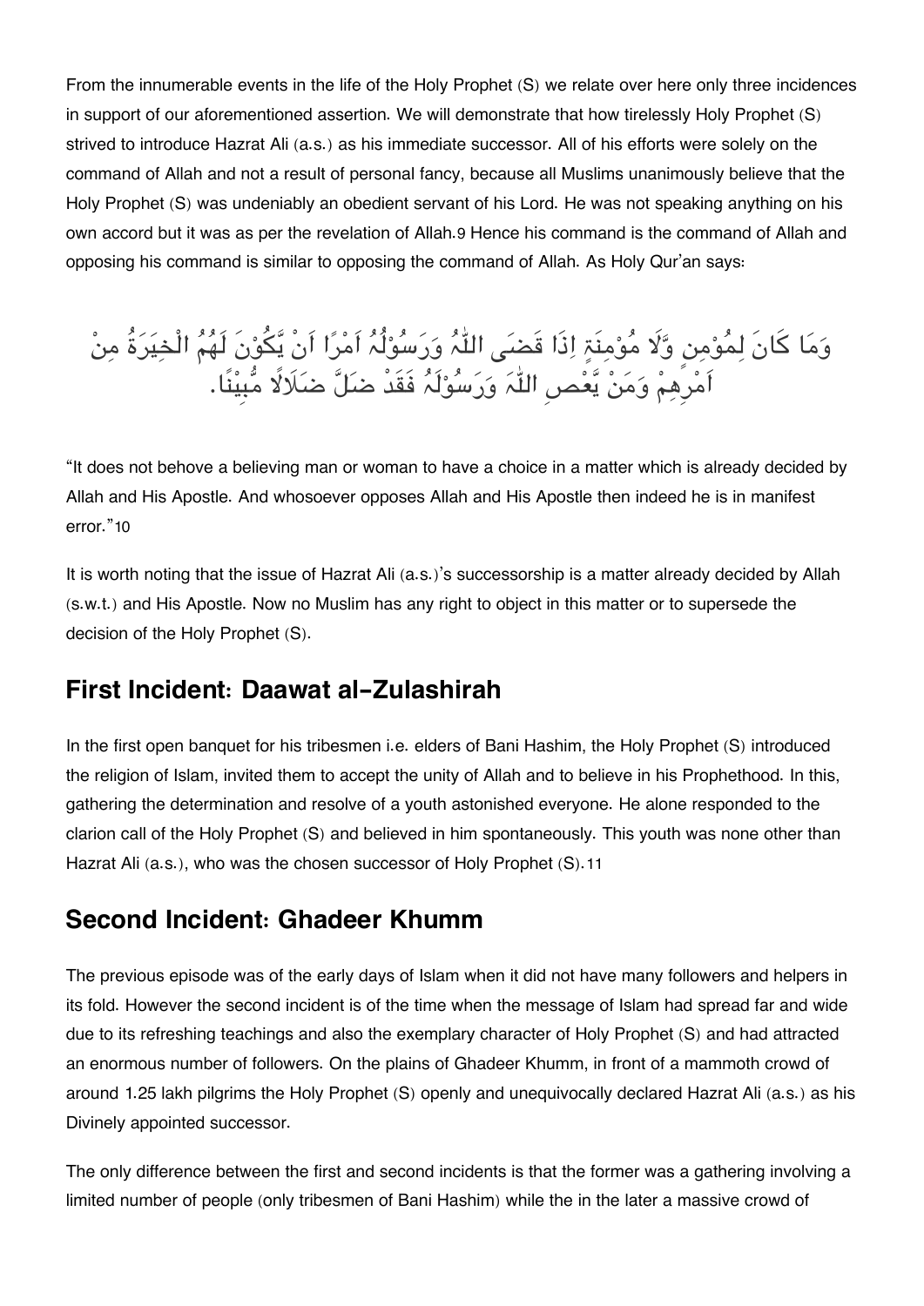From the innumerable events in the life of the Holy Prophet (S) we relate over here only three incidences in support of our aforementioned assertion. We will demonstrate that how tirelessly Holy Prophet (S) strived to introduce Hazrat Ali (a.s.) as his immediate successor. All of his efforts were solely on the command of Allah and not a result of personal fancy, because all Muslims unanimously believe that the Holy Prophet (S) was undeniably an obedient servant of his Lord. He was not speaking anything on his own accord but it was as per the revelation of Allah.[9] Hence his command is the command of Allah and opposing his command is similar to opposing the command of Allah. As Holy Qur'an says:

وَمَا كَانَ لِمُؤْمِنٍ وَّلَا مُؤْمِنَةٍ اِذَا قَضَى اللّٰهُ وَرَسُوْلُهٗ اَمْرًا اَنْ يَّكُوْنَ لَهُمُ الْخِيَرَةُ مِنْ اَمْرِهِمْ وَمَنْ يَّعْصِ اللّٰهَ وَرَسُوْلَهٗ فَقَدْ ضَلَّ ضَلَالًا مُّبِيْنًا.

"It does not behove a believing man or woman to have a choice in a matter which is already decided by Allah and His Apostle. And whosoever opposes Allah and His Apostle then indeed he is in manifest error."[10]

It is worth noting that the issue of Hazrat Ali (a.s.)'s successorship is a matter already decided by Allah (s.w.t.) and His Apostle. Now no Muslim has any right to object in this matter or to supersede the decision of the Holy Prophet (S).

## First Incident: Daawat al-Zulashirah

In the first open banquet for his tribesmen i.e. elders of Bani Hashim, the Holy Prophet (S) introduced the religion of Islam, invited them to accept the unity of Allah and to believe in his Prophethood. In this, gathering the determination and resolve of a youth astonished everyone. He alone responded to the clarion call of the Holy Prophet (S) and believed in him spontaneously. This youth was none other than Hazrat Ali (a.s.), who was the chosen successor of Holy Prophet (S).[11]

## Second Incident: Ghadeer Khumm

The previous episode was of the early days of Islam when it did not have many followers and helpers in its fold. However the second incident is of the time when the message of Islam had spread far and wide due to its refreshing teachings and also the exemplary character of Holy Prophet (S) and had attracted an enormous number of followers. On the plains of Ghadeer Khumm, in front of a mammoth crowd of around 1.25 lakh pilgrims the Holy Prophet (S) openly and unequivocally declared Hazrat Ali (a.s.) as his Divinely appointed successor.

The only difference between the first and second incidents is that the former was a gathering involving a limited number of people (only tribesmen of Bani Hashim) while the in the later a massive crowd of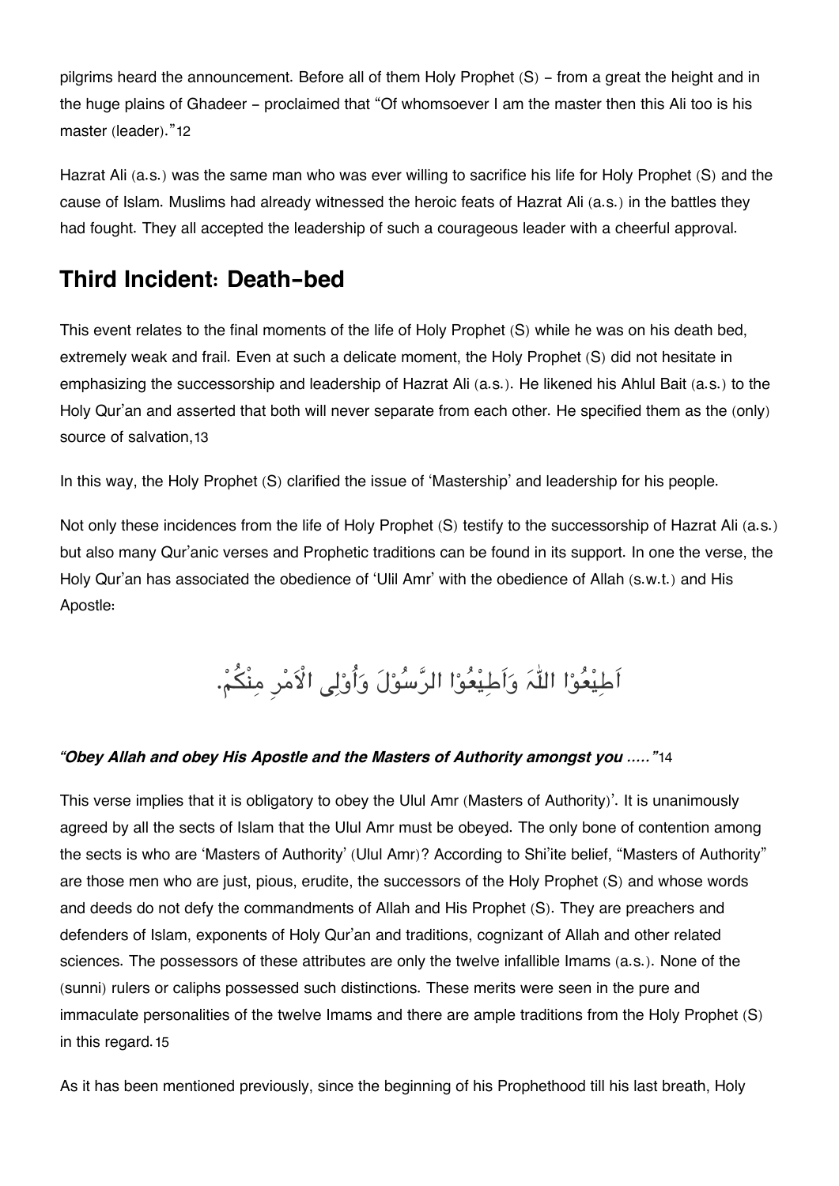pilgrims heard the announcement. Before all of them Holy Prophet (S) - from a great the height and in the huge plains of Ghadeer - proclaimed that "Of whomsoever I am the master then this Ali too is his master (leader)."[12]

Hazrat Ali (a.s.) was the same man who was ever willing to sacrifice his life for Holy Prophet (S) and the cause of Islam. Muslims had already witnessed the heroic feats of Hazrat Ali (a.s.) in the battles they had fought. They all accepted the leadership of such a courageous leader with a cheerful approval.

## Third Incident: Death-bed

This event relates to the final moments of the life of Holy Prophet (S) while he was on his death bed, extremely weak and frail. Even at such a delicate moment, the Holy Prophet (S) did not hesitate in emphasizing the successorship and leadership of Hazrat Ali (a.s.). He likened his Ahlul Bait (a.s.) to the Holy Qur'an and asserted that both will never separate from each other. He specified them as the (only) source of salvation,[13]

In this way, the Holy Prophet (S) clarified the issue of 'Mastership' and leadership for his people.

Not only these incidences from the life of Holy Prophet (S) testify to the successorship of Hazrat Ali (a.s.) but also many Qur'anic verses and Prophetic traditions can be found in its support. In one the verse, the Holy Qur'an has associated the obedience of 'Ulil Amr' with the obedience of Allah (s.w.t.) and His Apostle:

اَطِيْعُوْا اللّٰہَ وَاَطِيْعُوْا الرَّسُوْلَ وَاُوْلِى الْاَمْرِ مِنْكُمْ.

***"Obey Allah and obey His Apostle and the Masters of Authority amongst you ....."***[14]

This verse implies that it is obligatory to obey the Ulul Amr (Masters of Authority)'. It is unanimously agreed by all the sects of Islam that the Ulul Amr must be obeyed. The only bone of contention among the sects is who are 'Masters of Authority' (Ulul Amr)? According to Shi'ite belief, "Masters of Authority" are those men who are just, pious, erudite, the successors of the Holy Prophet (S) and whose words and deeds do not defy the commandments of Allah and His Prophet (S). They are preachers and defenders of Islam, exponents of Holy Qur'an and traditions, cognizant of Allah and other related sciences. The possessors of these attributes are only the twelve infallible Imams (a.s.). None of the (sunni) rulers or caliphs possessed such distinctions. These merits were seen in the pure and immaculate personalities of the twelve Imams and there are ample traditions from the Holy Prophet (S) in this regard.[15]

As it has been mentioned previously, since the beginning of his Prophethood till his last breath, Holy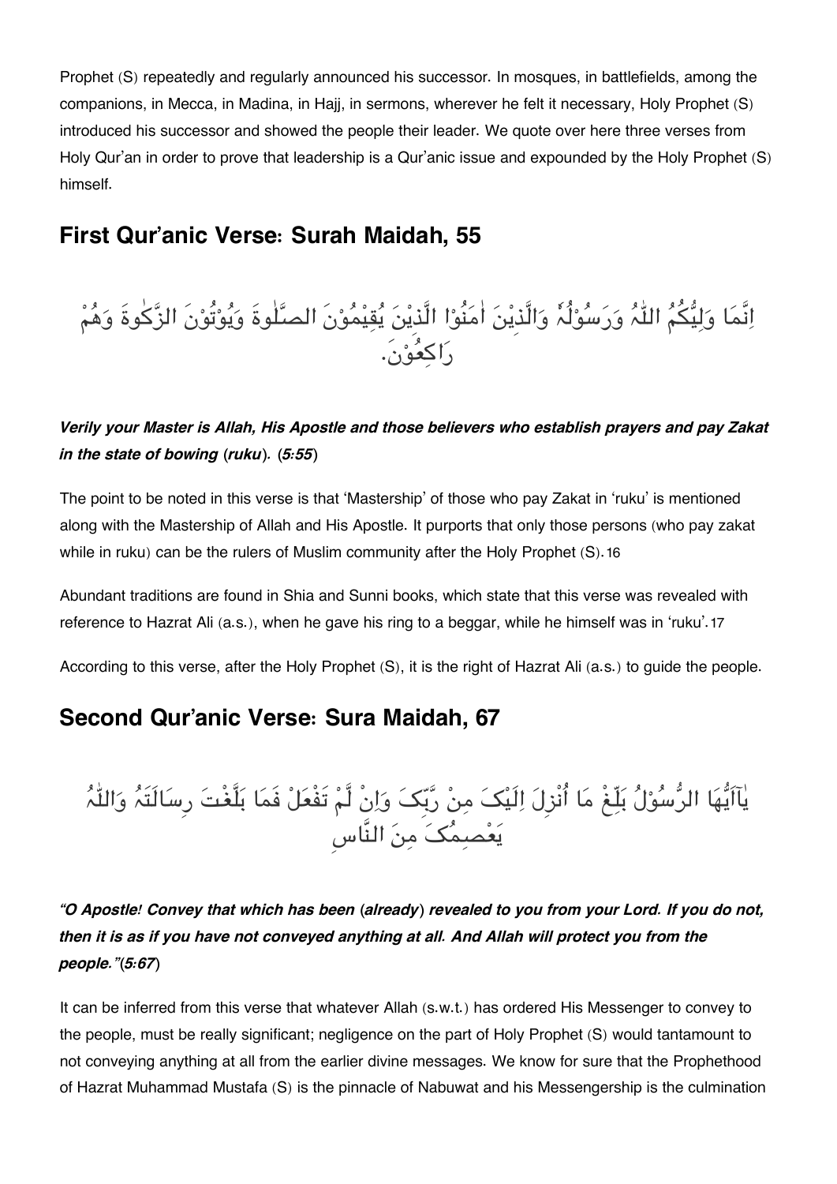Prophet (S) repeatedly and regularly announced his successor. In mosques, in battlefields, among the companions, in Mecca, in Madina, in Hajj, in sermons, wherever he felt it necessary, Holy Prophet (S) introduced his successor and showed the people their leader. We quote over here three verses from Holy Qur'an in order to prove that leadership is a Qur'anic issue and expounded by the Holy Prophet (S) himself.

## First Qur'anic Verse: Surah Maidah, 55

إِنَّمَا وَلِيُّكُمُ اللّٰهُ وَرَسُوْلُهٗ وَالَّذِيْنَ اٰمَنُوْا الَّذِيْنَ يُقِيْمُوْنَ الصَّلٰوةَ وَيُؤْتُوْنَ الزَّكٰوةَ وَهُمْ رَاكِعُوْنَ.

***Verily your Master is Allah, His Apostle and those believers who establish prayers and pay Zakat in the state of bowing (ruku). (5:55)***

The point to be noted in this verse is that 'Mastership' of those who pay Zakat in 'ruku' is mentioned along with the Mastership of Allah and His Apostle. It purports that only those persons (who pay zakat while in ruku) can be the rulers of Muslim community after the Holy Prophet (S).[16]

Abundant traditions are found in Shia and Sunni books, which state that this verse was revealed with reference to Hazrat Ali (a.s.), when he gave his ring to a beggar, while he himself was in 'ruku'.[17]

According to this verse, after the Holy Prophet (S), it is the right of Hazrat Ali (a.s.) to guide the people.

## Second Qur'anic Verse: Sura Maidah, 67

يٰاَيُّهَا الرَّسُوْلُ بَلِّغْ مَا اُنْزِلَ اِلَيْکَ مِنْ رَّبِّکَ وَاِنْ لَّمْ تَفْعَلْ فَمَا بَلَّغْتَ رِسَالَتَهٗ وَاللّٰهُ يَعْصِمُکَ مِنَ النَّاسِ

***"O Apostle! Convey that which has been (already) revealed to you from your Lord. If you do not, then it is as if you have not conveyed anything at all. And Allah will protect you from the people."(5:67)***

It can be inferred from this verse that whatever Allah (s.w.t.) has ordered His Messenger to convey to the people, must be really significant; negligence on the part of Holy Prophet (S) would tantamount to not conveying anything at all from the earlier divine messages. We know for sure that the Prophethood of Hazrat Muhammad Mustafa (S) is the pinnacle of Nabuwat and his Messengership is the culmination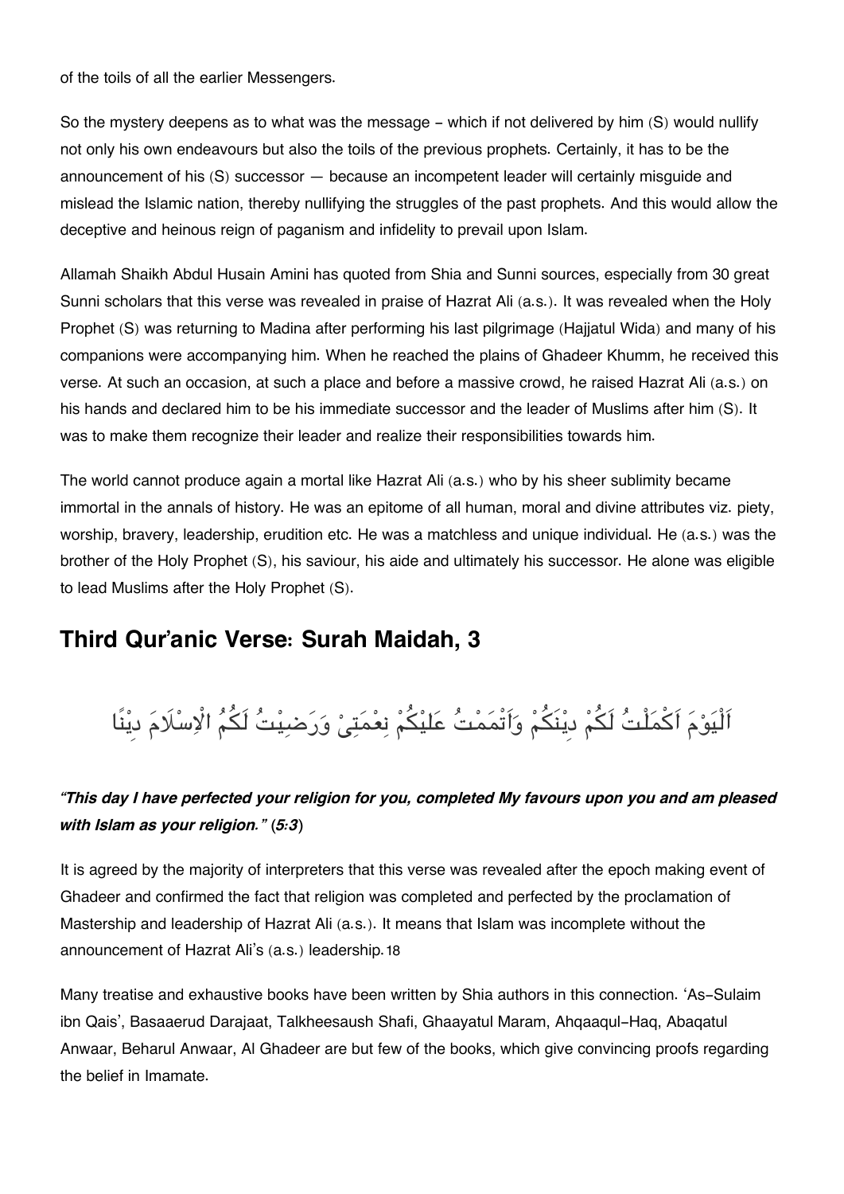of the toils of all the earlier Messengers.

So the mystery deepens as to what was the message - which if not delivered by him (S) would nullify not only his own endeavours but also the toils of the previous prophets. Certainly, it has to be the announcement of his (S) successor — because an incompetent leader will certainly misguide and mislead the Islamic nation, thereby nullifying the struggles of the past prophets. And this would allow the deceptive and heinous reign of paganism and infidelity to prevail upon Islam.

Allamah Shaikh Abdul Husain Amini has quoted from Shia and Sunni sources, especially from 30 great Sunni scholars that this verse was revealed in praise of Hazrat Ali (a.s.). It was revealed when the Holy Prophet (S) was returning to Madina after performing his last pilgrimage (Hajjatul Wida) and many of his companions were accompanying him. When he reached the plains of Ghadeer Khumm, he received this verse. At such an occasion, at such a place and before a massive crowd, he raised Hazrat Ali (a.s.) on his hands and declared him to be his immediate successor and the leader of Muslims after him (S). It was to make them recognize their leader and realize their responsibilities towards him.

The world cannot produce again a mortal like Hazrat Ali (a.s.) who by his sheer sublimity became immortal in the annals of history. He was an epitome of all human, moral and divine attributes viz. piety, worship, bravery, leadership, erudition etc. He was a matchless and unique individual. He (a.s.) was the brother of the Holy Prophet (S), his saviour, his aide and ultimately his successor. He alone was eligible to lead Muslims after the Holy Prophet (S).

## Third Qur'anic Verse: Surah Maidah, 3

اَلْيَوْمَ اَكْمَلْتُ لَكُمْ دِيْنَكُمْ وَاَتْمَمْتُ عَلَيْكُمْ نِعْمَتِىْ وَرَضِيْتُ لَكُمُ الْاِسْلَامَ دِيْنًا

***"This day I have perfected your religion for you, completed My favours upon you and am pleased with Islam as your religion." (5:3)***

It is agreed by the majority of interpreters that this verse was revealed after the epoch making event of Ghadeer and confirmed the fact that religion was completed and perfected by the proclamation of Mastership and leadership of Hazrat Ali (a.s.). It means that Islam was incomplete without the announcement of Hazrat Ali's (a.s.) leadership.[18]

Many treatise and exhaustive books have been written by Shia authors in this connection. 'As-Sulaim ibn Qais', Basaaerud Darajaat, Talkheesaush Shafi, Ghaayatul Maram, Ahqaaqul-Haq, Abaqatul Anwaar, Beharul Anwaar, Al Ghadeer are but few of the books, which give convincing proofs regarding the belief in Imamate.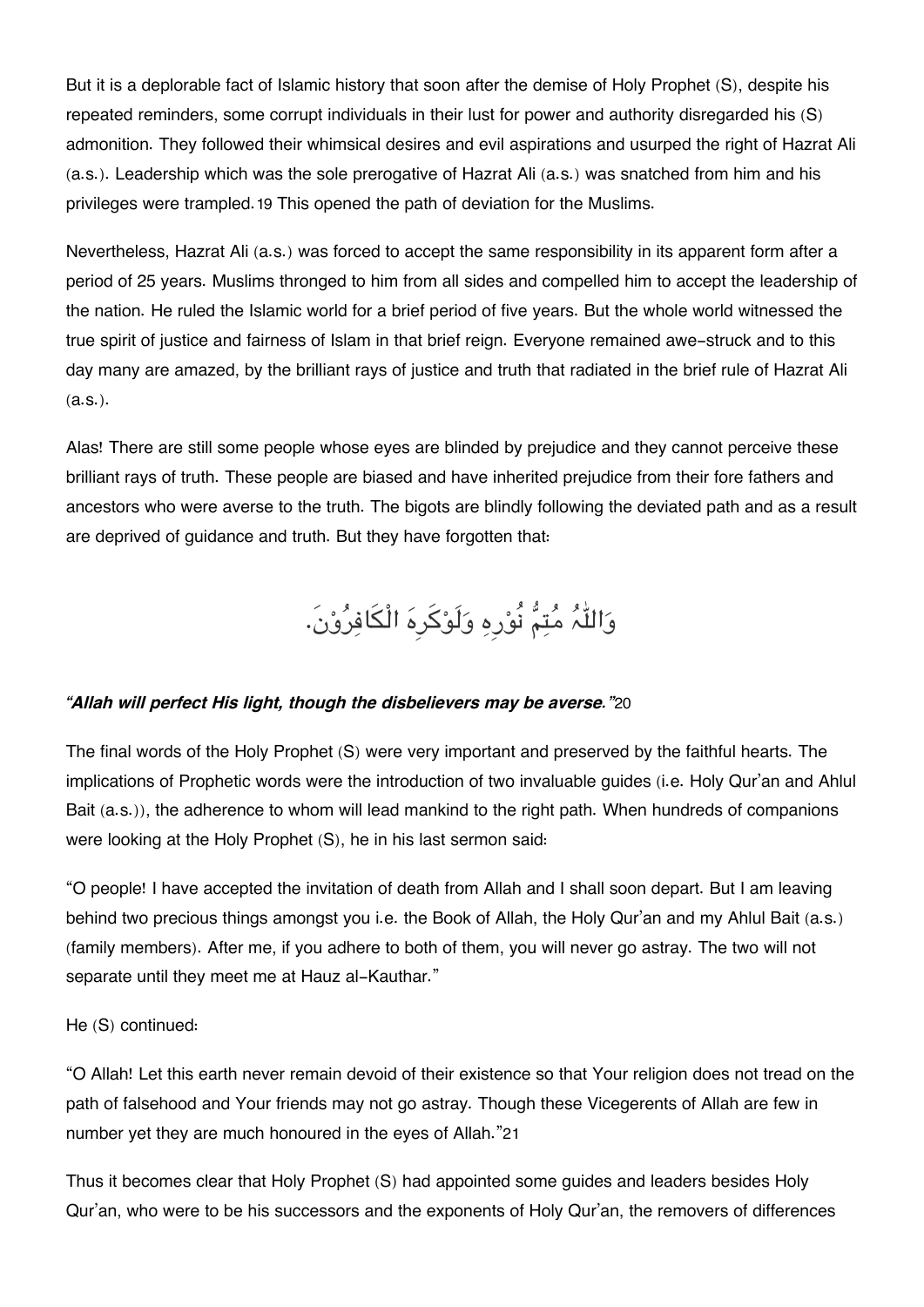But it is a deplorable fact of Islamic history that soon after the demise of Holy Prophet (S), despite his repeated reminders, some corrupt individuals in their lust for power and authority disregarded his (S) admonition. They followed their whimsical desires and evil aspirations and usurped the right of Hazrat Ali (a.s.). Leadership which was the sole prerogative of Hazrat Ali (a.s.) was snatched from him and his privileges were trampled.[19] This opened the path of deviation for the Muslims.

Nevertheless, Hazrat Ali (a.s.) was forced to accept the same responsibility in its apparent form after a period of 25 years. Muslims thronged to him from all sides and compelled him to accept the leadership of the nation. He ruled the Islamic world for a brief period of five years. But the whole world witnessed the true spirit of justice and fairness of Islam in that brief reign. Everyone remained awe-struck and to this day many are amazed, by the brilliant rays of justice and truth that radiated in the brief rule of Hazrat Ali (a.s.).

Alas! There are still some people whose eyes are blinded by prejudice and they cannot perceive these brilliant rays of truth. These people are biased and have inherited prejudice from their fore fathers and ancestors who were averse to the truth. The bigots are blindly following the deviated path and as a result are deprived of guidance and truth. But they have forgotten that:

وَاللّٰهُ مُتِمُّ نُوْرِهِ وَلَوْكَرِهَ الْكَافِرُوْنَ.

***"Allah will perfect His light, though the disbelievers may be averse."***[20]

The final words of the Holy Prophet (S) were very important and preserved by the faithful hearts. The implications of Prophetic words were the introduction of two invaluable guides (i.e. Holy Qur'an and Ahlul Bait (a.s.)), the adherence to whom will lead mankind to the right path. When hundreds of companions were looking at the Holy Prophet (S), he in his last sermon said:

"O people! I have accepted the invitation of death from Allah and I shall soon depart. But I am leaving behind two precious things amongst you i.e. the Book of Allah, the Holy Qur'an and my Ahlul Bait (a.s.) (family members). After me, if you adhere to both of them, you will never go astray. The two will not separate until they meet me at Hauz al-Kauthar."

He (S) continued:

"O Allah! Let this earth never remain devoid of their existence so that Your religion does not tread on the path of falsehood and Your friends may not go astray. Though these Vicegerents of Allah are few in number yet they are much honoured in the eyes of Allah."[21]

Thus it becomes clear that Holy Prophet (S) had appointed some guides and leaders besides Holy Qur'an, who were to be his successors and the exponents of Holy Qur'an, the removers of differences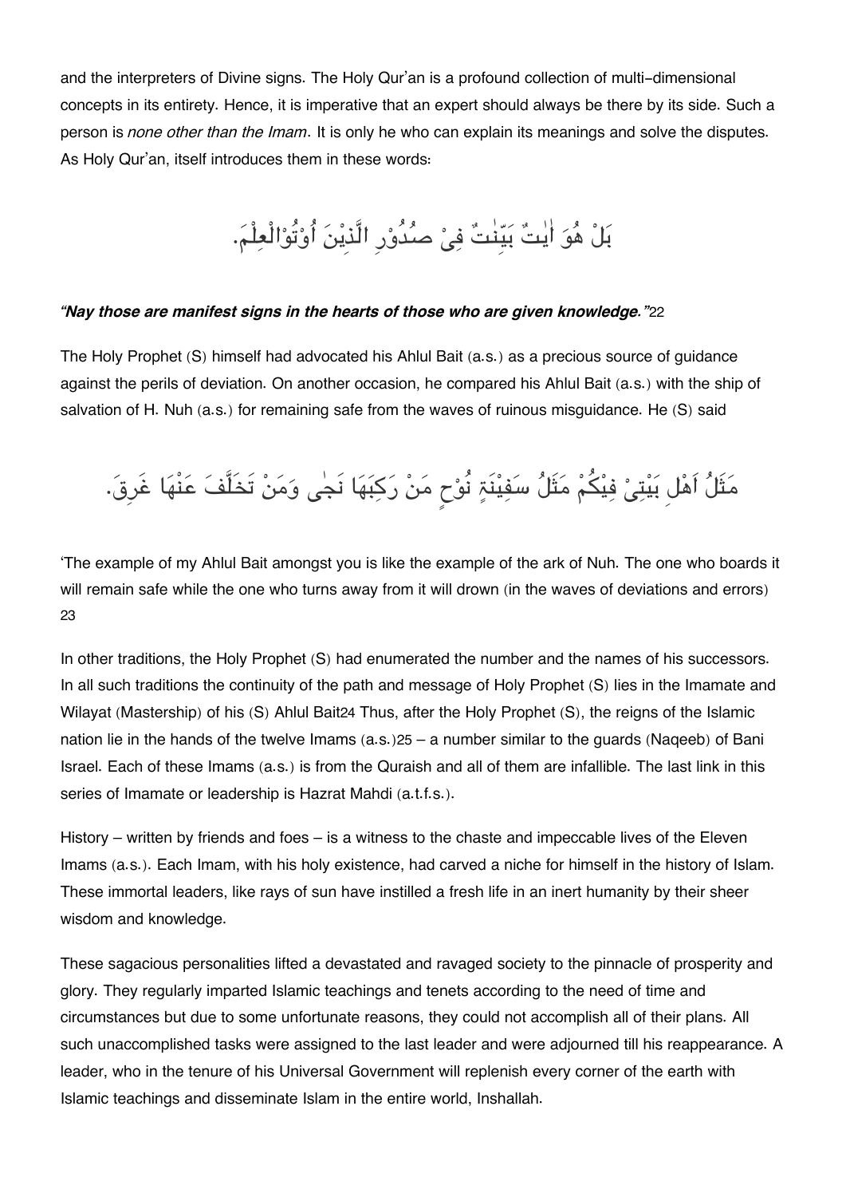and the interpreters of Divine signs. The Holy Qur'an is a profound collection of multi-dimensional concepts in its entirety. Hence, it is imperative that an expert should always be there by its side. Such a person is *none other than the Imam*. It is only he who can explain its meanings and solve the disputes. As Holy Qur'an, itself introduces them in these words:

بَلْ هُوَ اٰيٰتٌ بَيِّنٰتٌ فِىْ صُدُوْرِ الَّذِيْنَ اُوْتُوْاالْعِلْمَ.

***"Nay those are manifest signs in the hearts of those who are given knowledge."***22

The Holy Prophet (S) himself had advocated his Ahlul Bait (a.s.) as a precious source of guidance against the perils of deviation. On another occasion, he compared his Ahlul Bait (a.s.) with the ship of salvation of H. Nuh (a.s.) for remaining safe from the waves of ruinous misguidance. He (S) said

مَثَلُ اَهْلِ بَيْتِىْ فِيْكُمْ مَثَلُ سَفِيْنَةِ نُوْحٍ مَنْ رَكِبَهَا نَجٰى وَمَنْ تَخَلَّفَ عَنْهَا غَرِقَ.

'The example of my Ahlul Bait amongst you is like the example of the ark of Nuh. The one who boards it will remain safe while the one who turns away from it will drown (in the waves of deviations and errors) 23

In other traditions, the Holy Prophet (S) had enumerated the number and the names of his successors. In all such traditions the continuity of the path and message of Holy Prophet (S) lies in the Imamate and Wilayat (Mastership) of his (S) Ahlul Bait24 Thus, after the Holy Prophet (S), the reigns of the Islamic nation lie in the hands of the twelve Imams (a.s.)25 – a number similar to the guards (Naqeeb) of Bani Israel. Each of these Imams (a.s.) is from the Quraish and all of them are infallible. The last link in this series of Imamate or leadership is Hazrat Mahdi (a.t.f.s.).

History – written by friends and foes – is a witness to the chaste and impeccable lives of the Eleven Imams (a.s.). Each Imam, with his holy existence, had carved a niche for himself in the history of Islam. These immortal leaders, like rays of sun have instilled a fresh life in an inert humanity by their sheer wisdom and knowledge.

These sagacious personalities lifted a devastated and ravaged society to the pinnacle of prosperity and glory. They regularly imparted Islamic teachings and tenets according to the need of time and circumstances but due to some unfortunate reasons, they could not accomplish all of their plans. All such unaccomplished tasks were assigned to the last leader and were adjourned till his reappearance. A leader, who in the tenure of his Universal Government will replenish every corner of the earth with Islamic teachings and disseminate Islam in the entire world, Inshallah.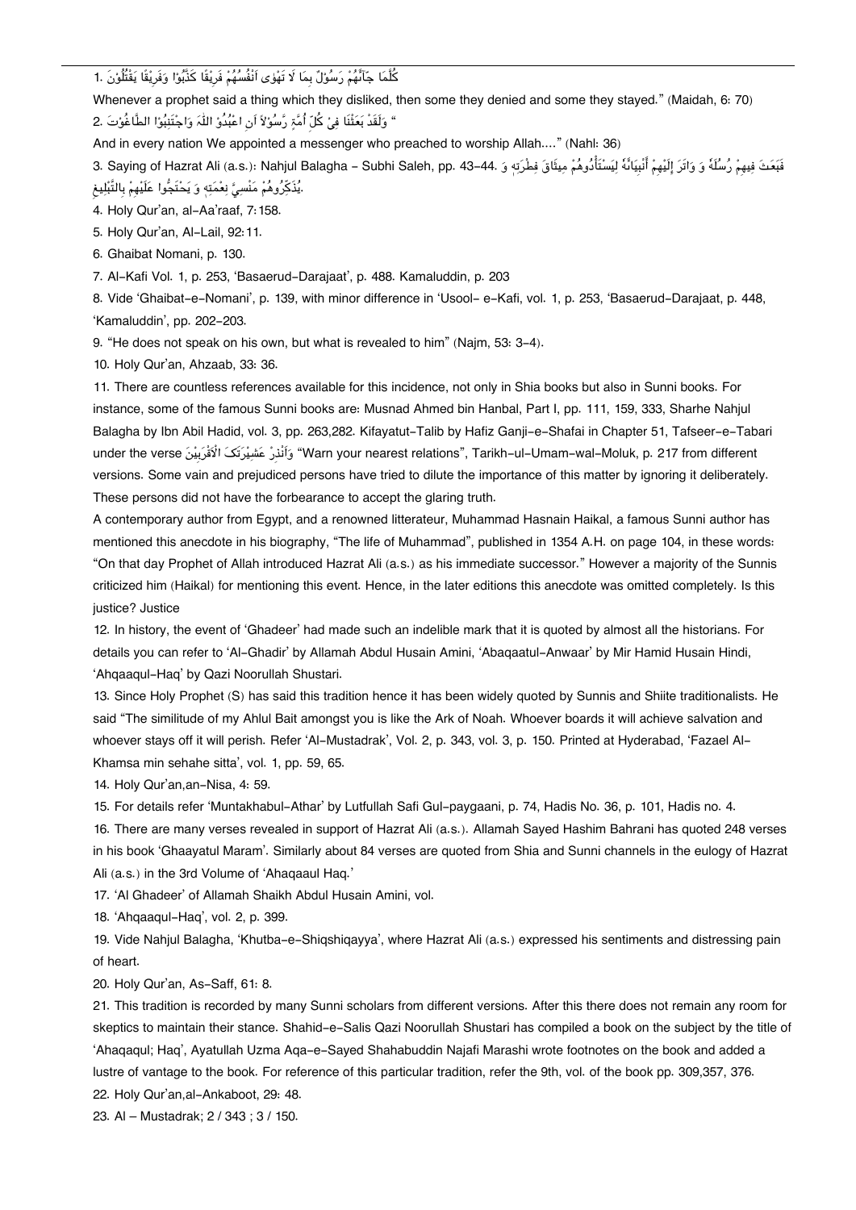1. كُلَّمَا جَآئَهُمْ رَسُوْلٌ بِمَا لاَ تَهْوٰى اَنْفُسُهُمْ فَرِيْقًا كَذَّبُوْا وَفَرِيْقًا يَقْتُلُوْنَ

Whenever a prophet said a thing which they disliked, then some they denied and some they stayed." (Maidah, 6: 70)

2. " وَلَقَدْ بَعَثْنَا فِيْ كُلِّ اُمَّةٍ رَّسُوْلاً اَنِ اعْبُدُوْ اللّٰهَ وَاجْتَنِبُوْا الطَّاغُوْتَ

And in every nation We appointed a messenger who preached to worship Allah…." (Nahl: 36)

3. Saying of Hazrat Ali (a.s.): Nahjul Balagha – Subhi Saleh, pp. 43-44. فَبَعَثَ فِيهِمْ رُسُلَهُ وَ وَاتَرَ إِلَيْهِمْ أَنْبِيَائَهُ لِيَسْتَأْدُوهُمْ مِيثَاقَ فِطْرَتِهِ وَ يُذَكِّرُوهُمْ مَنْسِيَّ نِعْمَتِهِ وَ يَحْتَجُوا عَلَيْهِمْ بِالتَّبْلِيغِ.

4. Holy Qur'an, al-Aa'raaf, 7: 158.

5. Holy Qur'an, Al-Lail, 92: 11.

6. Ghaibat Nomani, p. 130.

7. Al-Kafi Vol. 1, p. 253, 'Basaerud-Darajaat', p. 488. Kamaluddin, p. 203

8. Vide 'Ghaibat-e-Nomani', p. 139, with minor difference in 'Usool- e-Kafi, vol. 1, p. 253, 'Basaerud-Darajaat, p. 448, 'Kamaluddin', pp. 202-203.

9. "He does not speak on his own, but what is revealed to him" (Najm, 53: 3-4).

10. Holy Qur'an, Ahzaab, 33: 36.

11. There are countless references available for this incidence, not only in Shia books but also in Sunni books. For instance, some of the famous Sunni books are: Musnad Ahmed bin Hanbal, Part I, pp. 111, 159, 333, Sharhe Nahjul Balagha by Ibn Abil Hadid, vol. 3, pp. 263,282. Kifayatut-Talib by Hafiz Ganji-e-Shafai in Chapter 51, Tafseer-e-Tabari under the verse وَاَنْذِرْ عَشِيْرَتَکَ الْاَقْرَبِيْنَ "Warn your nearest relations", Tarikh-ul-Umam-wal-Moluk, p. 217 from different versions. Some vain and prejudiced persons have tried to dilute the importance of this matter by ignoring it deliberately. These persons did not have the forbearance to accept the glaring truth.

A contemporary author from Egypt, and a renowned litterateur, Muhammad Hasnain Haikal, a famous Sunni author has mentioned this anecdote in his biography, "The life of Muhammad", published in 1354 A.H. on page 104, in these words: "On that day Prophet of Allah introduced Hazrat Ali (a.s.) as his immediate successor." However a majority of the Sunnis criticized him (Haikal) for mentioning this event. Hence, in the later editions this anecdote was omitted completely. Is this justice? Justice

12. In history, the event of 'Ghadeer' had made such an indelible mark that it is quoted by almost all the historians. For details you can refer to 'Al-Ghadir' by Allamah Abdul Husain Amini, 'Abaqaatul-Anwaar' by Mir Hamid Husain Hindi, 'Ahqaaqul-Haq' by Qazi Noorullah Shustari.

13. Since Holy Prophet (S) has said this tradition hence it has been widely quoted by Sunnis and Shiite traditionalists. He said "The similitude of my Ahlul Bait amongst you is like the Ark of Noah. Whoever boards it will achieve salvation and whoever stays off it will perish. Refer 'Al-Mustadrak', Vol. 2, p. 343, vol. 3, p. 150. Printed at Hyderabad, 'Fazael Al-Khamsa min sehahe sitta', vol. 1, pp. 59, 65.

14. Holy Qur'an,an-Nisa, 4: 59.

15. For details refer 'Muntakhabul-Athar' by Lutfullah Safi Gul-paygaani, p. 74, Hadis No. 36, p. 101, Hadis no. 4.

16. There are many verses revealed in support of Hazrat Ali (a.s.). Allamah Sayed Hashim Bahrani has quoted 248 verses in his book 'Ghaayatul Maram'. Similarly about 84 verses are quoted from Shia and Sunni channels in the eulogy of Hazrat Ali (a.s.) in the 3rd Volume of 'Ahaqaaul Haq.'

17. 'Al Ghadeer' of Allamah Shaikh Abdul Husain Amini, vol.

18. 'Ahqaaqul-Haq', vol. 2, p. 399.

19. Vide Nahjul Balagha, 'Khutba-e-Shiqshiqayya', where Hazrat Ali (a.s.) expressed his sentiments and distressing pain of heart.

20. Holy Qur'an, As-Saff, 61: 8.

21. This tradition is recorded by many Sunni scholars from different versions. After this there does not remain any room for skeptics to maintain their stance. Shahid-e-Salis Qazi Noorullah Shustari has compiled a book on the subject by the title of 'Ahaqaqul; Haq', Ayatullah Uzma Aqa-e-Sayed Shahabuddin Najafi Marashi wrote footnotes on the book and added a lustre of vantage to the book. For reference of this particular tradition, refer the 9th, vol. of the book pp. 309,357, 376.

22. Holy Qur'an,al-Ankaboot, 29: 48.

23. Al – Mustadrak; 2 / 343 ; 3 / 150.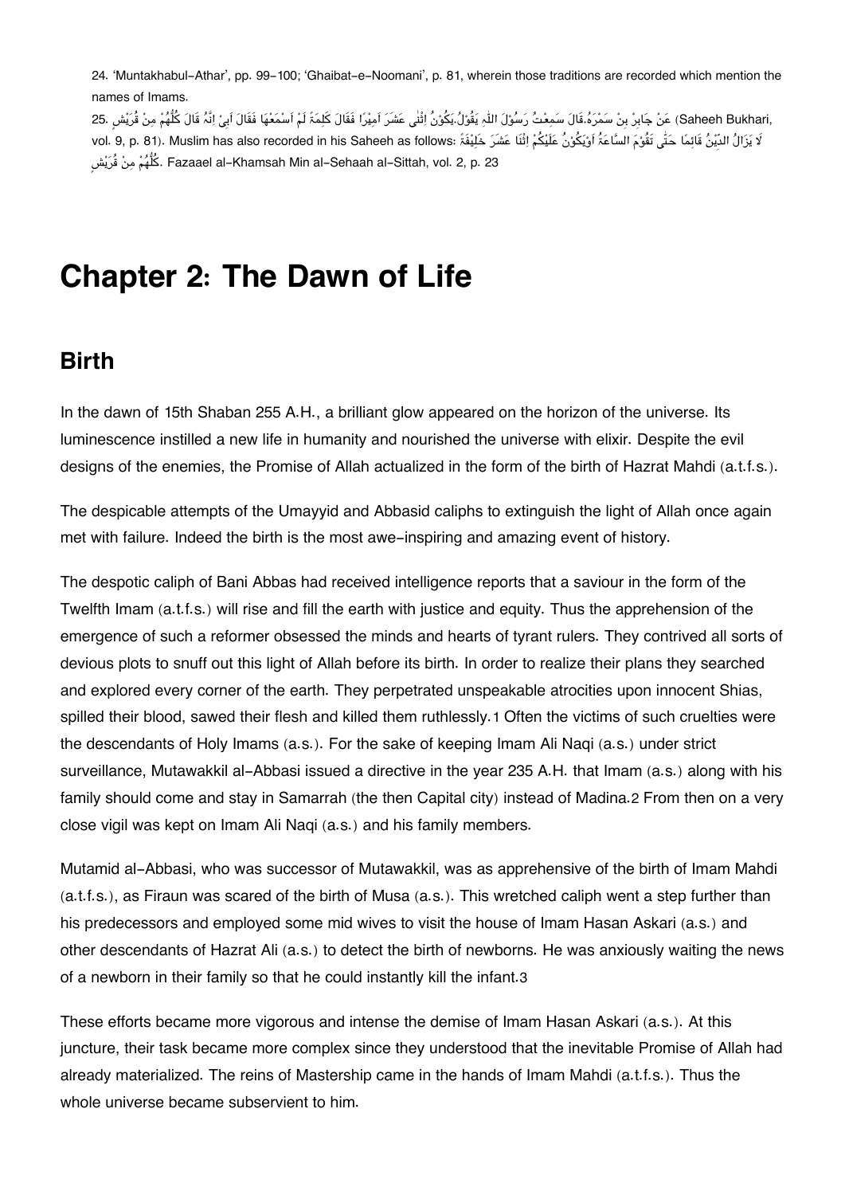24. 'Muntakhabul-Athar', pp. 99-100; 'Ghaibat-e-Noomani', p. 81, wherein those traditions are recorded which mention the names of Imams.

25. عَنْ جَابِرِ بِنْ سَمْرَةُ.قَالَ سَمِعْتُ رَسُوْلَ اللّٰهِ يَقُوْلُ.يَكُوْنُ اِثْنٰى عَشَرَ اَمِيْرًا فَقَالَ كَلِمَةً لَمْ اَسْمَعْهَا فَقَالَ اَبِىْ اِنَّهُ قَالَ كُلُّهُمْ مِنْ قُرَيْشٍ (Saheeh Bukhari, vol. 9, p. 81). Muslim has also recorded in his Saheeh as follows: لَا يَزَالُ الدِّيْنُ قَائِمًا حَتّٰى تَقُوْمَ السَّاعَةُ اَوْيَكُوْنَ عَلَيْكُمْ اِثْنَا عَشَرَ خَلِيْفَةً كُلُّهُمْ مِنْ قُرَيْشٍ. Fazaael al-Khamsah Min al-Sehaah al-Sittah, vol. 2, p. 23

# Chapter 2: The Dawn of Life

## Birth

In the dawn of 15th Shaban 255 A.H., a brilliant glow appeared on the horizon of the universe. Its luminescence instilled a new life in humanity and nourished the universe with elixir. Despite the evil designs of the enemies, the Promise of Allah actualized in the form of the birth of Hazrat Mahdi (a.t.f.s.).

The despicable attempts of the Umayyid and Abbasid caliphs to extinguish the light of Allah once again met with failure. Indeed the birth is the most awe-inspiring and amazing event of history.

The despotic caliph of Bani Abbas had received intelligence reports that a saviour in the form of the Twelfth Imam (a.t.f.s.) will rise and fill the earth with justice and equity. Thus the apprehension of the emergence of such a reformer obsessed the minds and hearts of tyrant rulers. They contrived all sorts of devious plots to snuff out this light of Allah before its birth. In order to realize their plans they searched and explored every corner of the earth. They perpetrated unspeakable atrocities upon innocent Shias, spilled their blood, sawed their flesh and killed them ruthlessly.[1] Often the victims of such cruelties were the descendants of Holy Imams (a.s.). For the sake of keeping Imam Ali Naqi (a.s.) under strict surveillance, Mutawakkil al-Abbasi issued a directive in the year 235 A.H. that Imam (a.s.) along with his family should come and stay in Samarrah (the then Capital city) instead of Madina.[2] From then on a very close vigil was kept on Imam Ali Naqi (a.s.) and his family members.

Mutamid al-Abbasi, who was successor of Mutawakkil, was as apprehensive of the birth of Imam Mahdi (a.t.f.s.), as Firaun was scared of the birth of Musa (a.s.). This wretched caliph went a step further than his predecessors and employed some mid wives to visit the house of Imam Hasan Askari (a.s.) and other descendants of Hazrat Ali (a.s.) to detect the birth of newborns. He was anxiously waiting the news of a newborn in their family so that he could instantly kill the infant.[3]

These efforts became more vigorous and intense the demise of Imam Hasan Askari (a.s.). At this juncture, their task became more complex since they understood that the inevitable Promise of Allah had already materialized. The reins of Mastership came in the hands of Imam Mahdi (a.t.f.s.). Thus the whole universe became subservient to him.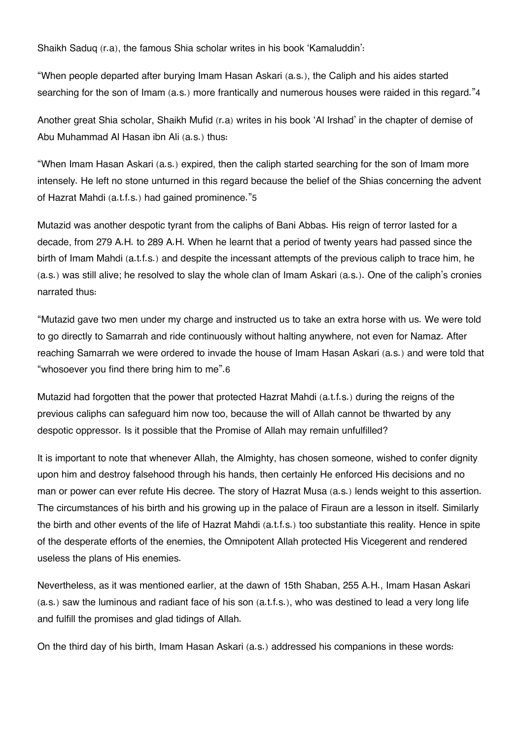Shaikh Saduq (r.a), the famous Shia scholar writes in his book 'Kamaluddin':

"When people departed after burying Imam Hasan Askari (a.s.), the Caliph and his aides started searching for the son of Imam (a.s.) more frantically and numerous houses were raided in this regard."[4]

Another great Shia scholar, Shaikh Mufid (r.a) writes in his book 'Al Irshad' in the chapter of demise of Abu Muhammad Al Hasan ibn Ali (a.s.) thus:

"When Imam Hasan Askari (a.s.) expired, then the caliph started searching for the son of Imam more intensely. He left no stone unturned in this regard because the belief of the Shias concerning the advent of Hazrat Mahdi (a.t.f.s.) had gained prominence."[5]

Mutazid was another despotic tyrant from the caliphs of Bani Abbas. His reign of terror lasted for a decade, from 279 A.H. to 289 A.H. When he learnt that a period of twenty years had passed since the birth of Imam Mahdi (a.t.f.s.) and despite the incessant attempts of the previous caliph to trace him, he (a.s.) was still alive; he resolved to slay the whole clan of Imam Askari (a.s.). One of the caliph's cronies narrated thus:

"Mutazid gave two men under my charge and instructed us to take an extra horse with us. We were told to go directly to Samarrah and ride continuously without halting anywhere, not even for Namaz. After reaching Samarrah we were ordered to invade the house of Imam Hasan Askari (a.s.) and were told that "whosoever you find there bring him to me".[6]

Mutazid had forgotten that the power that protected Hazrat Mahdi (a.t.f.s.) during the reigns of the previous caliphs can safeguard him now too, because the will of Allah cannot be thwarted by any despotic oppressor. Is it possible that the Promise of Allah may remain unfulfilled?

It is important to note that whenever Allah, the Almighty, has chosen someone, wished to confer dignity upon him and destroy falsehood through his hands, then certainly He enforced His decisions and no man or power can ever refute His decree. The story of Hazrat Musa (a.s.) lends weight to this assertion. The circumstances of his birth and his growing up in the palace of Firaun are a lesson in itself. Similarly the birth and other events of the life of Hazrat Mahdi (a.t.f.s.) too substantiate this reality. Hence in spite of the desperate efforts of the enemies, the Omnipotent Allah protected His Vicegerent and rendered useless the plans of His enemies.

Nevertheless, as it was mentioned earlier, at the dawn of 15th Shaban, 255 A.H., Imam Hasan Askari (a.s.) saw the luminous and radiant face of his son (a.t.f.s.), who was destined to lead a very long life and fulfill the promises and glad tidings of Allah.

On the third day of his birth, Imam Hasan Askari (a.s.) addressed his companions in these words: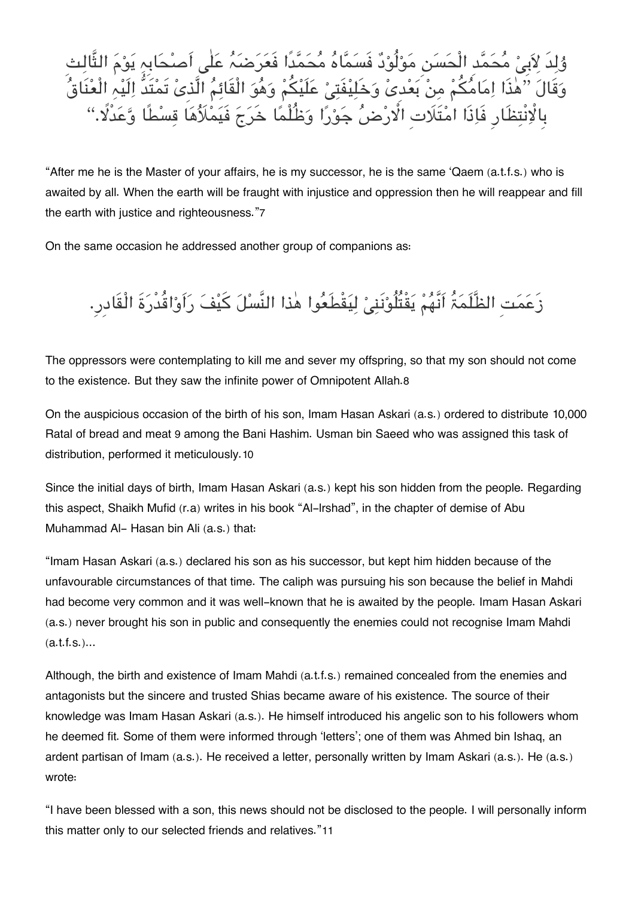وُلِدَ لِاَبِیْ مُحَمَّد الْحَسَنِ مَوْلُوْدٌ فَسَمَّاهُ مُحَمَّدًا فَعَرَضَہُ عَلٰی اَصْحَابِہٖ یَوْمَ الثَّالِث وَقَالَ ''هٰذَا اِمَامُکُمْ مِنْ بَعْدِیْ وَخَلِیْفَتِیْ عَلَیْکُمْ وَهُوَ الْقَائِمُ الَّذِیْ تَمْتَدُّ اِلَیْهِ الْعْنَاقُ بِالْاِنْتِظَارِ فَاِذَا امْتَلَاتِ الْاَرْضُ جَوْرًا وَظُلْمًا خَرَجَ فَیَمْلَاُهَا قِسْطًا وَّعَدْلًا.''

"After me he is the Master of your affairs, he is my successor, he is the same 'Qaem (a.t.f.s.) who is awaited by all. When the earth will be fraught with injustice and oppression then he will reappear and fill the earth with justice and righteousness."7

On the same occasion he addressed another group of companions as:

زَعَمَتِ الظَّلَمَۃُ اَنَّهُمْ یَقْتُلُوْنَنِیْ لِیَقْطَعُوا هٰذا النَّسْلَ کَیْفَ رَاَوْاقُدْرَۃَ الْقَادِرِ.

The oppressors were contemplating to kill me and sever my offspring, so that my son should not come to the existence. But they saw the infinite power of Omnipotent Allah.8

On the auspicious occasion of the birth of his son, Imam Hasan Askari (a.s.) ordered to distribute 10,000 Ratal of bread and meat 9 among the Bani Hashim. Usman bin Saeed who was assigned this task of distribution, performed it meticulously.10

Since the initial days of birth, Imam Hasan Askari (a.s.) kept his son hidden from the people. Regarding this aspect, Shaikh Mufid (r.a) writes in his book "Al-Irshad", in the chapter of demise of Abu Muhammad Al- Hasan bin Ali (a.s.) that:

"Imam Hasan Askari (a.s.) declared his son as his successor, but kept him hidden because of the unfavourable circumstances of that time. The caliph was pursuing his son because the belief in Mahdi had become very common and it was well-known that he is awaited by the people. Imam Hasan Askari (a.s.) never brought his son in public and consequently the enemies could not recognise Imam Mahdi (a.t.f.s.)...

Although, the birth and existence of Imam Mahdi (a.t.f.s.) remained concealed from the enemies and antagonists but the sincere and trusted Shias became aware of his existence. The source of their knowledge was Imam Hasan Askari (a.s.). He himself introduced his angelic son to his followers whom he deemed fit. Some of them were informed through 'letters'; one of them was Ahmed bin Ishaq, an ardent partisan of Imam (a.s.). He received a letter, personally written by Imam Askari (a.s.). He (a.s.) wrote:

"I have been blessed with a son, this news should not be disclosed to the people. I will personally inform this matter only to our selected friends and relatives."11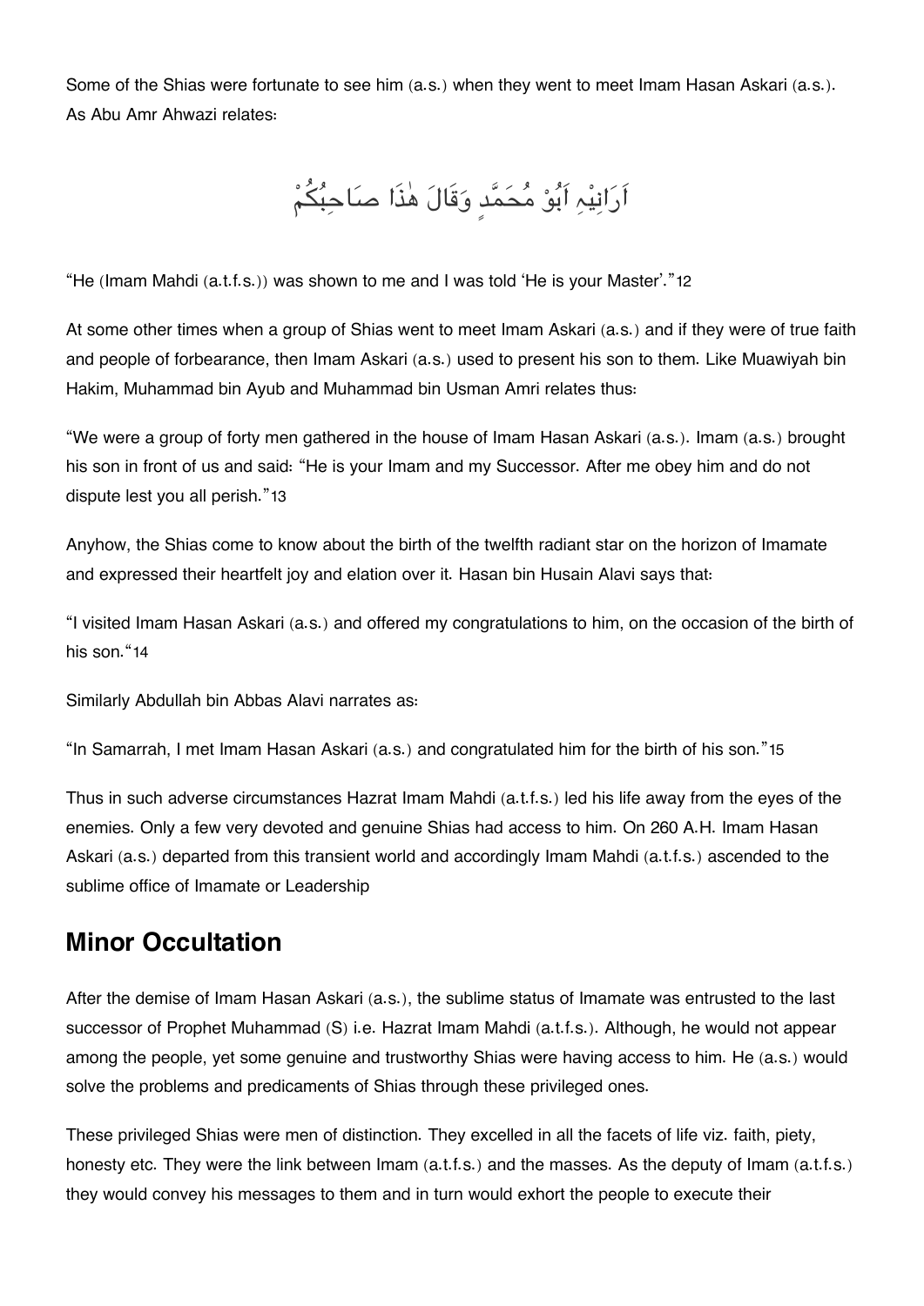Some of the Shias were fortunate to see him (a.s.) when they went to meet Imam Hasan Askari (a.s.). As Abu Amr Ahwazi relates:

اَرَانِيْهِ اَبُوْ مُحَمَّدٍ وَقَالَ هٰذَا صَاحِبُكُمْ

"He (Imam Mahdi (a.t.f.s.)) was shown to me and I was told 'He is your Master'."[12]

At some other times when a group of Shias went to meet Imam Askari (a.s.) and if they were of true faith and people of forbearance, then Imam Askari (a.s.) used to present his son to them. Like Muawiyah bin Hakim, Muhammad bin Ayub and Muhammad bin Usman Amri relates thus:

"We were a group of forty men gathered in the house of Imam Hasan Askari (a.s.). Imam (a.s.) brought his son in front of us and said: "He is your Imam and my Successor. After me obey him and do not dispute lest you all perish."[13]

Anyhow, the Shias come to know about the birth of the twelfth radiant star on the horizon of Imamate and expressed their heartfelt joy and elation over it. Hasan bin Husain Alavi says that:

"I visited Imam Hasan Askari (a.s.) and offered my congratulations to him, on the occasion of the birth of his son."[14]

Similarly Abdullah bin Abbas Alavi narrates as:

"In Samarrah, I met Imam Hasan Askari (a.s.) and congratulated him for the birth of his son."[15]

Thus in such adverse circumstances Hazrat Imam Mahdi (a.t.f.s.) led his life away from the eyes of the enemies. Only a few very devoted and genuine Shias had access to him. On 260 A.H. Imam Hasan Askari (a.s.) departed from this transient world and accordingly Imam Mahdi (a.t.f.s.) ascended to the sublime office of Imamate or Leadership

## Minor Occultation

After the demise of Imam Hasan Askari (a.s.), the sublime status of Imamate was entrusted to the last successor of Prophet Muhammad (S) i.e. Hazrat Imam Mahdi (a.t.f.s.). Although, he would not appear among the people, yet some genuine and trustworthy Shias were having access to him. He (a.s.) would solve the problems and predicaments of Shias through these privileged ones.

These privileged Shias were men of distinction. They excelled in all the facets of life viz. faith, piety, honesty etc. They were the link between Imam (a.t.f.s.) and the masses. As the deputy of Imam (a.t.f.s.) they would convey his messages to them and in turn would exhort the people to execute their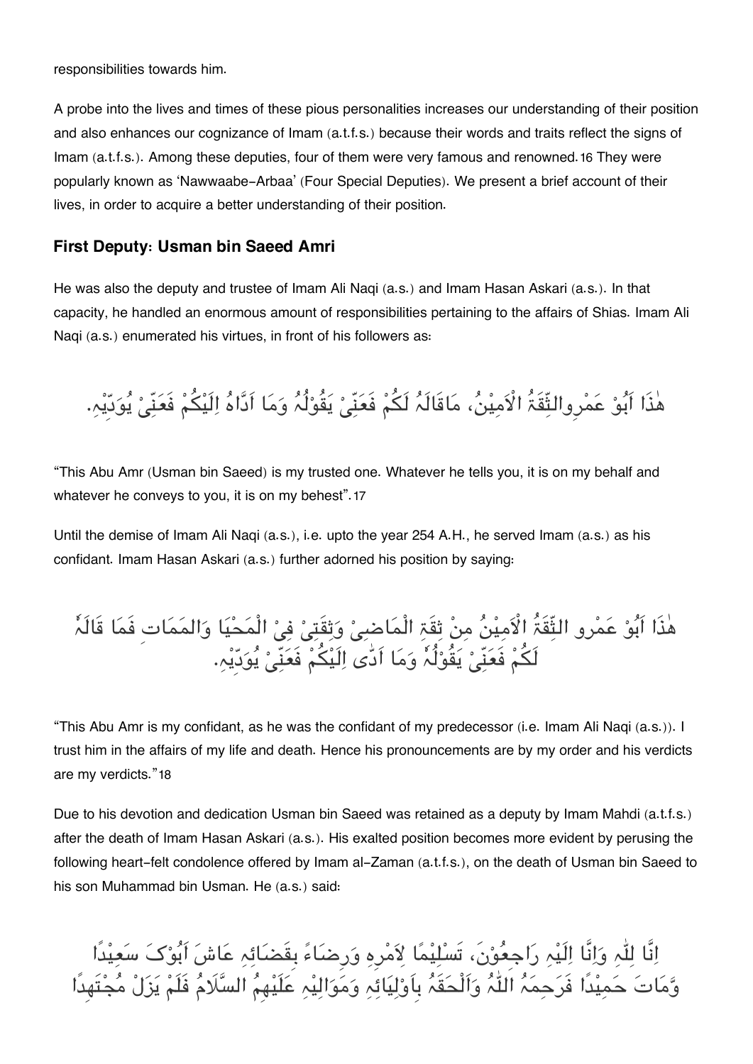responsibilities towards him.

A probe into the lives and times of these pious personalities increases our understanding of their position and also enhances our cognizance of Imam (a.t.f.s.) because their words and traits reflect the signs of Imam (a.t.f.s.). Among these deputies, four of them were very famous and renowned.16 They were popularly known as 'Nawwaabe-Arbaa' (Four Special Deputies). We present a brief account of their lives, in order to acquire a better understanding of their position.

### First Deputy: Usman bin Saeed Amri

He was also the deputy and trustee of Imam Ali Naqi (a.s.) and Imam Hasan Askari (a.s.). In that capacity, he handled an enormous amount of responsibilities pertaining to the affairs of Shias. Imam Ali Naqi (a.s.) enumerated his virtues, in front of his followers as:

هٰذَا اَبُوْ عَمْرِوالثِّقَةُ الْاَمِيْنُ، مَاقَالَهُ لَكُمْ فَعَنِّىْ يَقُوْلُهُ وَمَا اَدَّاهُ اِلَيْكُمْ فَعَنِّىْ يُوَدِّيْهِ.

"This Abu Amr (Usman bin Saeed) is my trusted one. Whatever he tells you, it is on my behalf and whatever he conveys to you, it is on my behest".17

Until the demise of Imam Ali Naqi (a.s.), i.e. upto the year 254 A.H., he served Imam (a.s.) as his confidant. Imam Hasan Askari (a.s.) further adorned his position by saying:

هٰذَا اَبُوْ عَمْرو الثِّقَةُ الْاَمِيْنُ مِنْ ثِقَةِ الْمَاضِىْ وَثِقَتِىْ فِىْ الْمَحْيَا وَالمَمَاتِ فَمَا قَالَهٗ لَكُمْ فَعَنِّىْ يَقُوْلُهٗ وَمَا اَدّٰى اِلَيْكُمْ فَعَنِّىْ يُوَدِّيْهِ.

"This Abu Amr is my confidant, as he was the confidant of my predecessor (i.e. Imam Ali Naqi (a.s.)). I trust him in the affairs of my life and death. Hence his pronouncements are by my order and his verdicts are my verdicts."18

Due to his devotion and dedication Usman bin Saeed was retained as a deputy by Imam Mahdi (a.t.f.s.) after the death of Imam Hasan Askari (a.s.). His exalted position becomes more evident by perusing the following heart-felt condolence offered by Imam al-Zaman (a.t.f.s.), on the death of Usman bin Saeed to his son Muhammad bin Usman. He (a.s.) said:

اِنَّا لِلّٰهِ وَاِنَّا اِلَيْهِ رَاجِعُوْنَ، تَسْلِيْمًا لِاَمْرِهِ وَرِضَاءً بِقَضَائِهِ عَاشَ اَبُوْكَ سَعِيْدًا وَّمَاتَ حَمِيْدًا فَرَحِمَهُ اللّٰهُ وَاَلْحَقَهُ بِاَوْلِيَائِهِ وَمَوَالِيْهِ عَلَيْهِمُ السَّلَامُ فَلَمْ يَزَلْ مُجْتَهِدًا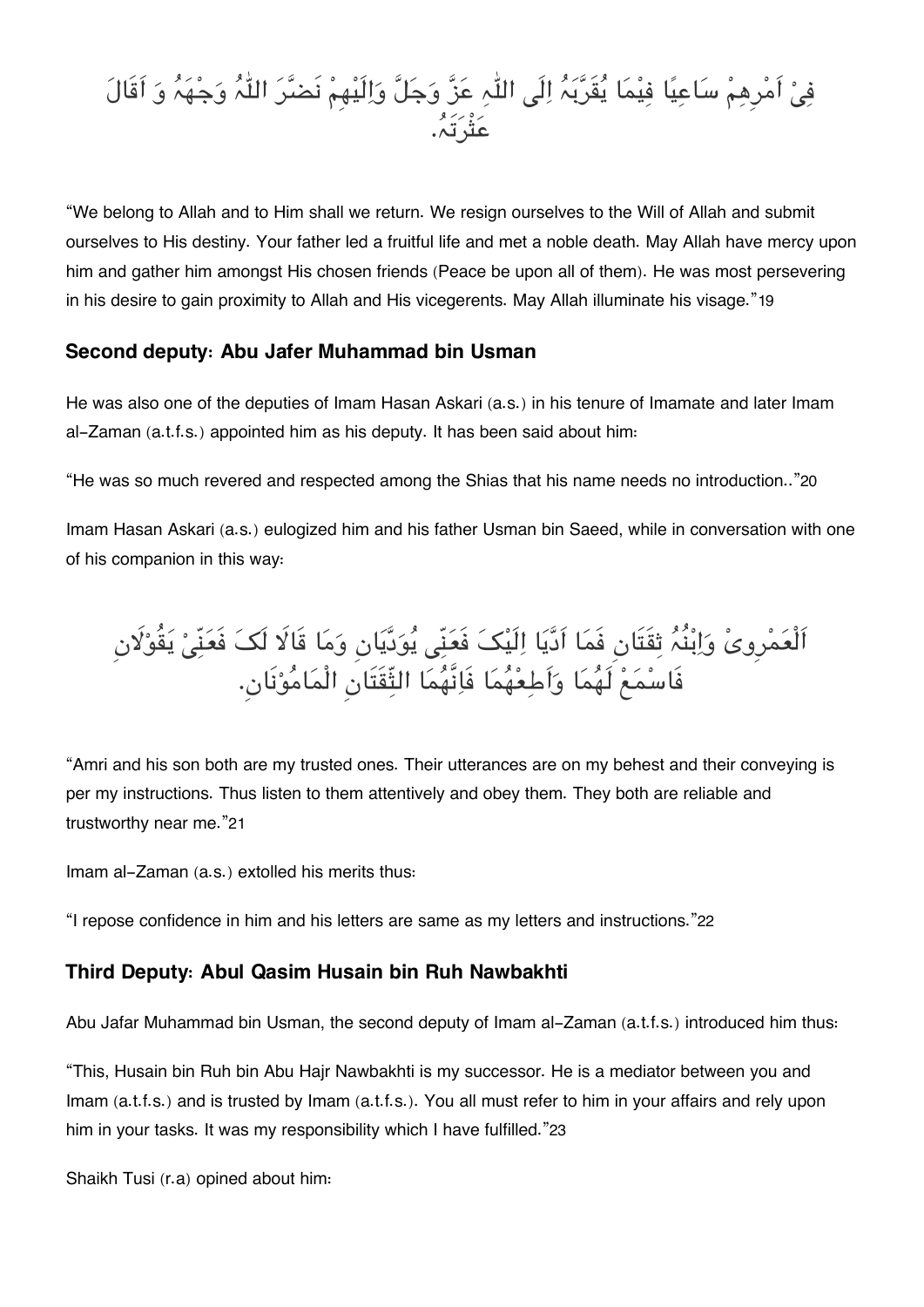فِیْ اَمْرِهِمْ سَاعِیًا فِیْمَا یُقَرِّبُهُ اِلَی اللّٰہِ عَزَّ وَجَلَّ وَاِلَیْهِمْ نَضَّرَ اللّٰہُ وَجْهَهُ وَ اَقَالَ عَثْرَتَہُ.

"We belong to Allah and to Him shall we return. We resign ourselves to the Will of Allah and submit ourselves to His destiny. Your father led a fruitful life and met a noble death. May Allah have mercy upon him and gather him amongst His chosen friends (Peace be upon all of them). He was most persevering in his desire to gain proximity to Allah and His vicegerents. May Allah illuminate his visage."[19]

### Second deputy: Abu Jafer Muhammad bin Usman

He was also one of the deputies of Imam Hasan Askari (a.s.) in his tenure of Imamate and later Imam al-Zaman (a.t.f.s.) appointed him as his deputy. It has been said about him:

"He was so much revered and respected among the Shias that his name needs no introduction.."[20]

Imam Hasan Askari (a.s.) eulogized him and his father Usman bin Saeed, while in conversation with one of his companion in this way:

اَلْعَمْرِوِیْ وَاِبْنُهُ ثِقَتَانِ فَمَا اَدَّیَا اِلَیْکَ فَعَنِّی یُوَدِّیَانِ وَمَا قَالَا لَکَ فَعَنِّیْ یَقُوْلَانِ فَاسْمَعْ لَهُمَا وَاَطِعْهُمَا فَاِنَّهُمَا الثِّقَتَانِ الْمَامُوْنَانِ.

"Amri and his son both are my trusted ones. Their utterances are on my behest and their conveying is per my instructions. Thus listen to them attentively and obey them. They both are reliable and trustworthy near me."[21]

Imam al-Zaman (a.s.) extolled his merits thus:

"I repose confidence in him and his letters are same as my letters and instructions."[22]

### Third Deputy: Abul Qasim Husain bin Ruh Nawbakhti

Abu Jafar Muhammad bin Usman, the second deputy of Imam al-Zaman (a.t.f.s.) introduced him thus:

"This, Husain bin Ruh bin Abu Hajr Nawbakhti is my successor. He is a mediator between you and Imam (a.t.f.s.) and is trusted by Imam (a.t.f.s.). You all must refer to him in your affairs and rely upon him in your tasks. It was my responsibility which I have fulfilled."[23]

Shaikh Tusi (r.a) opined about him: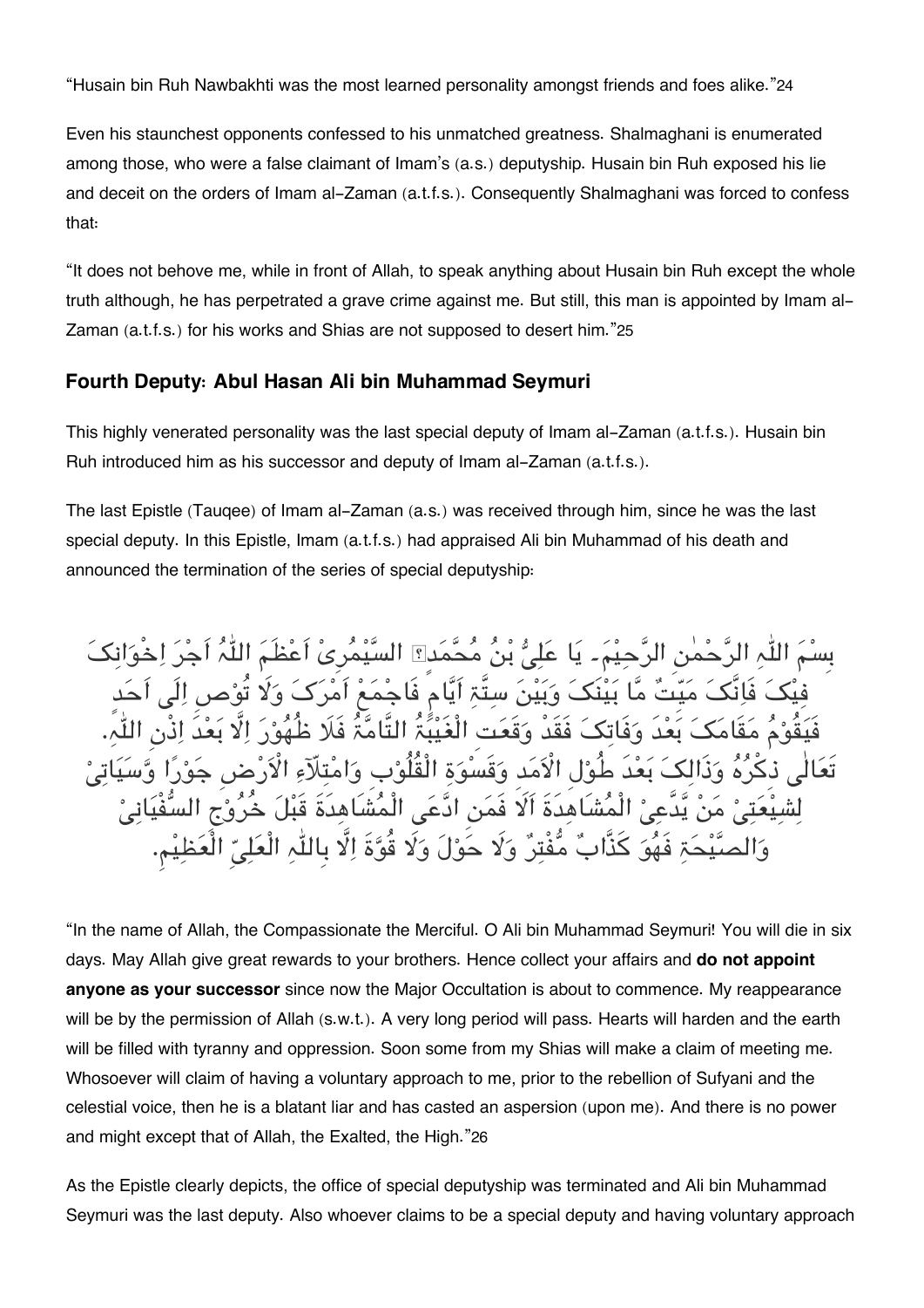"Husain bin Ruh Nawbakhti was the most learned personality amongst friends and foes alike."[24]

Even his staunchest opponents confessed to his unmatched greatness. Shalmaghani is enumerated among those, who were a false claimant of Imam's (a.s.) deputyship. Husain bin Ruh exposed his lie and deceit on the orders of Imam al-Zaman (a.t.f.s.). Consequently Shalmaghani was forced to confess that:

"It does not behove me, while in front of Allah, to speak anything about Husain bin Ruh except the whole truth although, he has perpetrated a grave crime against me. But still, this man is appointed by Imam al-Zaman (a.t.f.s.) for his works and Shias are not supposed to desert him."[25]

### Fourth Deputy: Abul Hasan Ali bin Muhammad Seymuri

This highly venerated personality was the last special deputy of Imam al-Zaman (a.t.f.s.). Husain bin Ruh introduced him as his successor and deputy of Imam al-Zaman (a.t.f.s.).

The last Epistle (Tauqee) of Imam al-Zaman (a.s.) was received through him, since he was the last special deputy. In this Epistle, Imam (a.t.f.s.) had appraised Ali bin Muhammad of his death and announced the termination of the series of special deputyship:

بِسْمِ اللّٰہِ الرَّحْمٰنِ الرَّحِیْمِ۔ یَا عَلِیُّ بْنُ مُحَمَّدٍ السَّیْمُرِیْ اَعْظَمَ اللّٰہُ اَجْرَ اِخْوَانِکَ فِیْکَ فَاِنَّکَ مَیِّتٌ مَّا بَیْنَکَ وَبَیْنَ سِتَّۃِ اَیَّامٍ فَاجْمَعْ اَمْرَکَ وَلَا تُوْصِ اِلَی اَحَدٍ فَیَقُوْمُ مَقَامَکَ بَعْدَ وَفَاتِکَ فَقَدْ وَقَعَتِ الْغَیْبَۃُ التَّامَّۃُ فَلَا ظُھُوْرَ اِلَّا بَعْدَ اِذْنِ اللّٰہِ تَعَالٰی ذِکْرُہُ وَذَالِکَ بَعْدَ طُوْلِ الْاَمَدِ وَقَسْوَۃِ الْقُلُوْبِ وَامْتِلآءِ الْاَرْضِ جَوْرًا وَّسَیَاتِیْ لِشِیْعَتِیْ مَنْ یَّدَّعِیْ الْمُشَاھِدَۃَ اَلَا فَمَنِ ادَّعَی الْمُشَاھِدَۃَ قَبْلَ خُرُوْجِ السُّفْیَانِیْ وَالصَّیْحَۃِ فَھُوَ کَذَّابٌ مُّفْتَرٍ وَلَا حَوْلَ وَلَا قُوَّۃَ اِلَّا بِاللّٰہِ الْعَلِیِّ الْعَظِیْمِ۔

"In the name of Allah, the Compassionate the Merciful. O Ali bin Muhammad Seymuri! You will die in six days. May Allah give great rewards to your brothers. Hence collect your affairs and **do not appoint anyone as your successor** since now the Major Occultation is about to commence. My reappearance will be by the permission of Allah (s.w.t.). A very long period will pass. Hearts will harden and the earth will be filled with tyranny and oppression. Soon some from my Shias will make a claim of meeting me. Whosoever will claim of having a voluntary approach to me, prior to the rebellion of Sufyani and the celestial voice, then he is a blatant liar and has casted an aspersion (upon me). And there is no power and might except that of Allah, the Exalted, the High."[26]

As the Epistle clearly depicts, the office of special deputyship was terminated and Ali bin Muhammad Seymuri was the last deputy. Also whoever claims to be a special deputy and having voluntary approach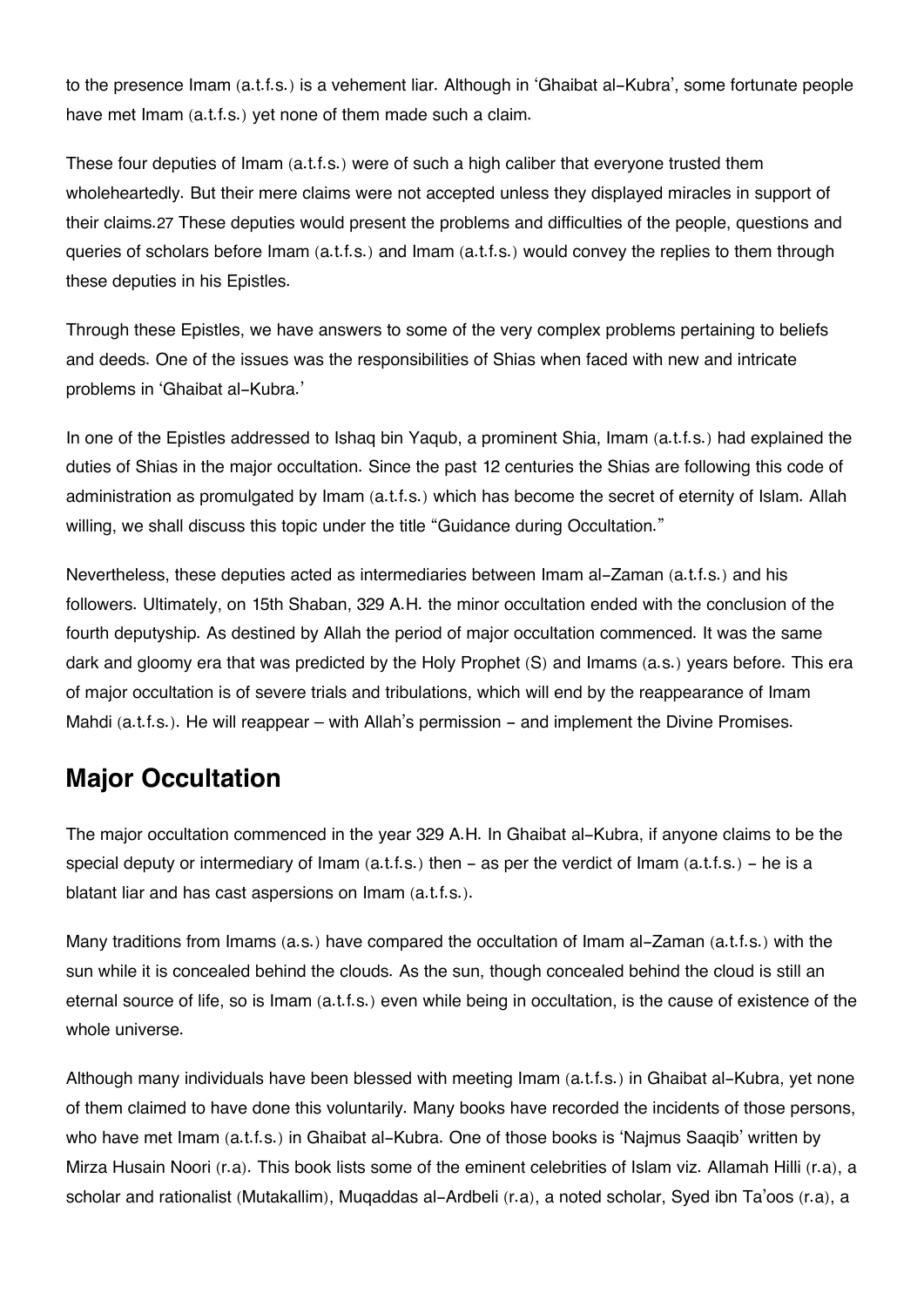to the presence Imam (a.t.f.s.) is a vehement liar. Although in 'Ghaibat al-Kubra', some fortunate people have met Imam (a.t.f.s.) yet none of them made such a claim.

These four deputies of Imam (a.t.f.s.) were of such a high caliber that everyone trusted them wholeheartedly. But their mere claims were not accepted unless they displayed miracles in support of their claims.27 These deputies would present the problems and difficulties of the people, questions and queries of scholars before Imam (a.t.f.s.) and Imam (a.t.f.s.) would convey the replies to them through these deputies in his Epistles.

Through these Epistles, we have answers to some of the very complex problems pertaining to beliefs and deeds. One of the issues was the responsibilities of Shias when faced with new and intricate problems in 'Ghaibat al-Kubra.'

In one of the Epistles addressed to Ishaq bin Yaqub, a prominent Shia, Imam (a.t.f.s.) had explained the duties of Shias in the major occultation. Since the past 12 centuries the Shias are following this code of administration as promulgated by Imam (a.t.f.s.) which has become the secret of eternity of Islam. Allah willing, we shall discuss this topic under the title "Guidance during Occultation."

Nevertheless, these deputies acted as intermediaries between Imam al-Zaman (a.t.f.s.) and his followers. Ultimately, on 15th Shaban, 329 A.H. the minor occultation ended with the conclusion of the fourth deputyship. As destined by Allah the period of major occultation commenced. It was the same dark and gloomy era that was predicted by the Holy Prophet (S) and Imams (a.s.) years before. This era of major occultation is of severe trials and tribulations, which will end by the reappearance of Imam Mahdi (a.t.f.s.). He will reappear – with Allah's permission - and implement the Divine Promises.

## Major Occultation

The major occultation commenced in the year 329 A.H. In Ghaibat al-Kubra, if anyone claims to be the special deputy or intermediary of Imam (a.t.f.s.) then - as per the verdict of Imam (a.t.f.s.) - he is a blatant liar and has cast aspersions on Imam (a.t.f.s.).

Many traditions from Imams (a.s.) have compared the occultation of Imam al-Zaman (a.t.f.s.) with the sun while it is concealed behind the clouds. As the sun, though concealed behind the cloud is still an eternal source of life, so is Imam (a.t.f.s.) even while being in occultation, is the cause of existence of the whole universe.

Although many individuals have been blessed with meeting Imam (a.t.f.s.) in Ghaibat al-Kubra, yet none of them claimed to have done this voluntarily. Many books have recorded the incidents of those persons, who have met Imam (a.t.f.s.) in Ghaibat al-Kubra. One of those books is 'Najmus Saaqib' written by Mirza Husain Noori (r.a). This book lists some of the eminent celebrities of Islam viz. Allamah Hilli (r.a), a scholar and rationalist (Mutakallim), Muqaddas al-Ardbeli (r.a), a noted scholar, Syed ibn Ta'oos (r.a), a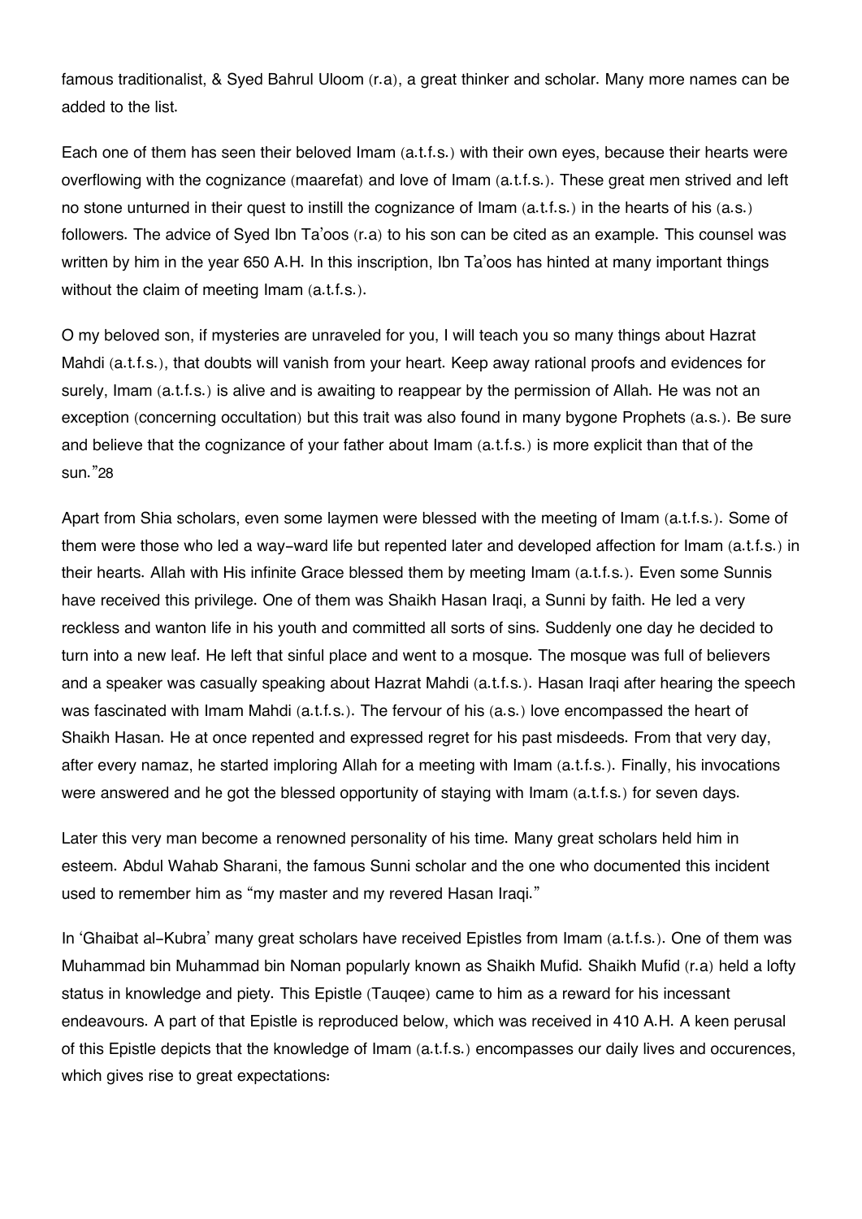famous traditionalist, & Syed Bahrul Uloom (r.a), a great thinker and scholar. Many more names can be added to the list.

Each one of them has seen their beloved Imam (a.t.f.s.) with their own eyes, because their hearts were overflowing with the cognizance (maarefat) and love of Imam (a.t.f.s.). These great men strived and left no stone unturned in their quest to instill the cognizance of Imam (a.t.f.s.) in the hearts of his (a.s.) followers. The advice of Syed Ibn Ta'oos (r.a) to his son can be cited as an example. This counsel was written by him in the year 650 A.H. In this inscription, Ibn Ta'oos has hinted at many important things without the claim of meeting Imam (a.t.f.s.).

O my beloved son, if mysteries are unraveled for you, I will teach you so many things about Hazrat Mahdi (a.t.f.s.), that doubts will vanish from your heart. Keep away rational proofs and evidences for surely, Imam (a.t.f.s.) is alive and is awaiting to reappear by the permission of Allah. He was not an exception (concerning occultation) but this trait was also found in many bygone Prophets (a.s.). Be sure and believe that the cognizance of your father about Imam (a.t.f.s.) is more explicit than that of the sun."[28]

Apart from Shia scholars, even some laymen were blessed with the meeting of Imam (a.t.f.s.). Some of them were those who led a way-ward life but repented later and developed affection for Imam (a.t.f.s.) in their hearts. Allah with His infinite Grace blessed them by meeting Imam (a.t.f.s.). Even some Sunnis have received this privilege. One of them was Shaikh Hasan Iraqi, a Sunni by faith. He led a very reckless and wanton life in his youth and committed all sorts of sins. Suddenly one day he decided to turn into a new leaf. He left that sinful place and went to a mosque. The mosque was full of believers and a speaker was casually speaking about Hazrat Mahdi (a.t.f.s.). Hasan Iraqi after hearing the speech was fascinated with Imam Mahdi (a.t.f.s.). The fervour of his (a.s.) love encompassed the heart of Shaikh Hasan. He at once repented and expressed regret for his past misdeeds. From that very day, after every namaz, he started imploring Allah for a meeting with Imam (a.t.f.s.). Finally, his invocations were answered and he got the blessed opportunity of staying with Imam (a.t.f.s.) for seven days.

Later this very man become a renowned personality of his time. Many great scholars held him in esteem. Abdul Wahab Sharani, the famous Sunni scholar and the one who documented this incident used to remember him as "my master and my revered Hasan Iraqi."

In 'Ghaibat al-Kubra' many great scholars have received Epistles from Imam (a.t.f.s.). One of them was Muhammad bin Muhammad bin Noman popularly known as Shaikh Mufid. Shaikh Mufid (r.a) held a lofty status in knowledge and piety. This Epistle (Tauqee) came to him as a reward for his incessant endeavours. A part of that Epistle is reproduced below, which was received in 410 A.H. A keen perusal of this Epistle depicts that the knowledge of Imam (a.t.f.s.) encompasses our daily lives and occurences, which gives rise to great expectations: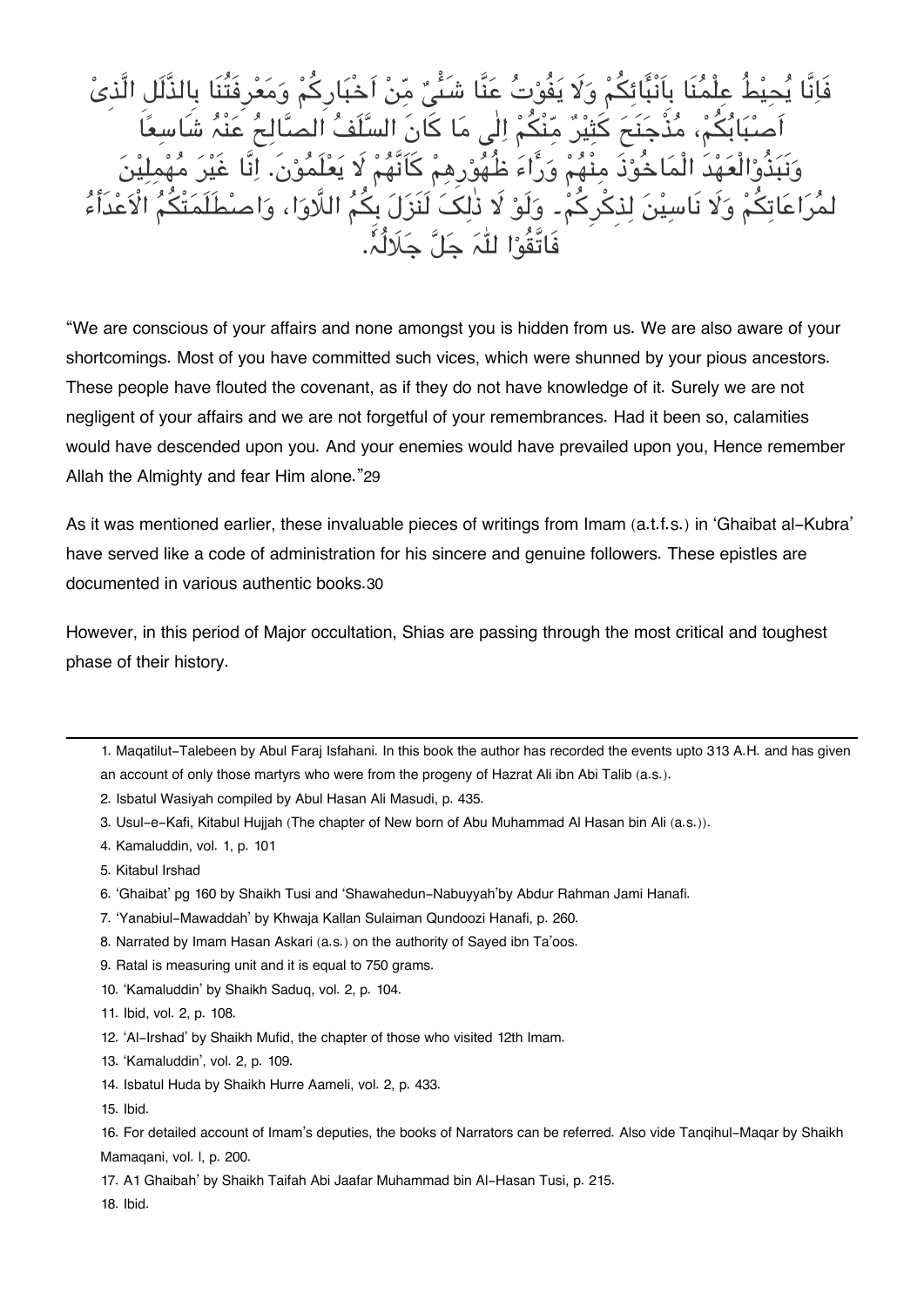فَاِنَّا يُحِيْطُ عِلْمُنَا بِاَنْبَآئِكُمْ وَلَا يَفُوْتُ عَنَّا شَئٌ مِّنْ اَخْبَارِكُمْ وَمَعْرِفَتُنَا بِالذَّلَلِ الَّذِىْ اَصَابَكُمْ، مُذْجَنَحَ كَثِيْرٌ مِّنْكُمْ اِلٰى مَا كَانَ السَّلَفُ الصَّالِحُ عَنْهُ شَاسِعًا وَنَبَذُوْالْعَهْدَ الْمَاخُوْذَ مِنْهُمْ وَرَآءَ ظُهُوْرِهِمْ كَاَنَّهُمْ لَا يَعْلَمُوْنَ. اِنَّا غَيْرَ مُهْمِلِيْنَ لِمُرَاعَاتِكُمْ وَلَا نَاسِيْنَ لِذِكْرِكُمْ۔ وَلَوْ لَا ذٰلِكَ لَنَزَلَ بِكُمُ اللَّاوَا، وَاصْطَلَمَتْكُمُ الْاَعْدَآءُ فَاتَّقُوْا اللّٰهَ جَلَّ جَلَالُهٗ.

"We are conscious of your affairs and none amongst you is hidden from us. We are also aware of your shortcomings. Most of you have committed such vices, which were shunned by your pious ancestors. These people have flouted the covenant, as if they do not have knowledge of it. Surely we are not negligent of your affairs and we are not forgetful of your remembrances. Had it been so, calamities would have descended upon you. And your enemies would have prevailed upon you, Hence remember Allah the Almighty and fear Him alone."[29]

As it was mentioned earlier, these invaluable pieces of writings from Imam (a.t.f.s.) in 'Ghaibat al-Kubra' have served like a code of administration for his sincere and genuine followers. These epistles are documented in various authentic books.[30]

However, in this period of Major occultation, Shias are passing through the most critical and toughest phase of their history.

---

1. Maqatilut-Talebeen by Abul Faraj Isfahani. In this book the author has recorded the events upto 313 A.H. and has given an account of only those martyrs who were from the progeny of Hazrat Ali ibn Abi Talib (a.s.).
2. Isbatul Wasiyah compiled by Abul Hasan Ali Masudi, p. 435.
3. Usul-e-Kafi, Kitabul Hujjah (The chapter of New born of Abu Muhammad Al Hasan bin Ali (a.s.)).
4. Kamaluddin, vol. 1, p. 101
5. Kitabul Irshad
6. 'Ghaibat' pg 160 by Shaikh Tusi and 'Shawahedun-Nabuyyah'by Abdur Rahman Jami Hanafi.
7. 'Yanabiul-Mawaddah' by Khwaja Kallan Sulaiman Qundoozi Hanafi, p. 260.
8. Narrated by Imam Hasan Askari (a.s.) on the authority of Sayed ibn Ta'oos.
9. Ratal is measuring unit and it is equal to 750 grams.
10. 'Kamaluddin' by Shaikh Saduq, vol. 2, p. 104.
11. Ibid, vol. 2, p. 108.
12. 'Al-Irshad' by Shaikh Mufid, the chapter of those who visited 12th Imam.
13. 'Kamaluddin', vol. 2, p. 109.
14. Isbatul Huda by Shaikh Hurre Aameli, vol. 2, p. 433.
15. Ibid.
16. For detailed account of Imam's deputies, the books of Narrators can be referred. Also vide Tanqihul-Maqar by Shaikh Mamaqani, vol. l, p. 200.
17. A1 Ghaibah' by Shaikh Taifah Abi Jaafar Muhammad bin Al-Hasan Tusi, p. 215.
18. Ibid.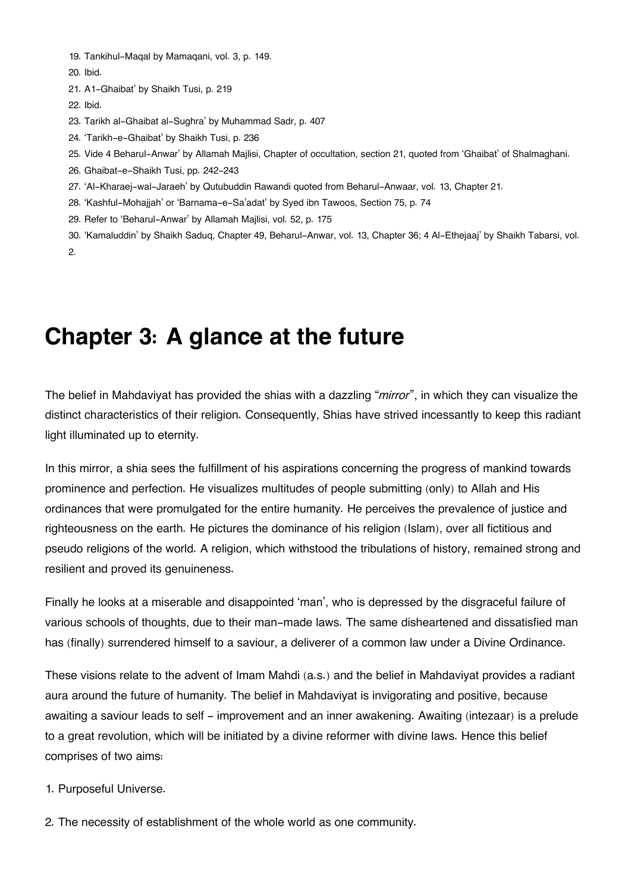19. Tankihul-Maqal by Mamaqani, vol. 3, p. 149.
20. Ibid.
21. A1-Ghaibat' by Shaikh Tusi, p. 219
22. Ibid.
23. Tarikh al-Ghaibat al-Sughra' by Muhammad Sadr, p. 407
24. 'Tarikh-e-Ghaibat' by Shaikh Tusi, p. 236
25. Vide 4 Beharul-Anwar' by Allamah Majlisi, Chapter of occultation, section 21, quoted from 'Ghaibat' of Shalmaghani.
26. Ghaibat-e-Shaikh Tusi, pp. 242-243
27. 'Al-Kharaej-wal-Jaraeh' by Qutubuddin Rawandi quoted from Beharul-Anwaar, vol. 13, Chapter 21.
28. 'Kashful-Mohajjah' or 'Barnama-e-Sa'adat' by Syed ibn Tawoos, Section 75, p. 74
29. Refer to 'Beharul-Anwar' by Allamah Majlisi, vol. 52, p. 175
30. 'Kamaluddin' by Shaikh Saduq, Chapter 49, Beharul-Anwar, vol. 13, Chapter 36; 4 Al-Ethejaaj' by Shaikh Tabarsi, vol. 2.

# Chapter 3: A glance at the future

The belief in Mahdaviyat has provided the shias with a dazzling "*mirror*", in which they can visualize the distinct characteristics of their religion. Consequently, Shias have strived incessantly to keep this radiant light illuminated up to eternity.

In this mirror, a shia sees the fulfillment of his aspirations concerning the progress of mankind towards prominence and perfection. He visualizes multitudes of people submitting (only) to Allah and His ordinances that were promulgated for the entire humanity. He perceives the prevalence of justice and righteousness on the earth. He pictures the dominance of his religion (Islam), over all fictitious and pseudo religions of the world. A religion, which withstood the tribulations of history, remained strong and resilient and proved its genuineness.

Finally he looks at a miserable and disappointed 'man', who is depressed by the disgraceful failure of various schools of thoughts, due to their man-made laws. The same disheartened and dissatisfied man has (finally) surrendered himself to a saviour, a deliverer of a common law under a Divine Ordinance.

These visions relate to the advent of Imam Mahdi (a.s.) and the belief in Mahdaviyat provides a radiant aura around the future of humanity. The belief in Mahdaviyat is invigorating and positive, because awaiting a saviour leads to self - improvement and an inner awakening. Awaiting (intezaar) is a prelude to a great revolution, which will be initiated by a divine reformer with divine laws. Hence this belief comprises of two aims:

1. Purposeful Universe.
2. The necessity of establishment of the whole world as one community.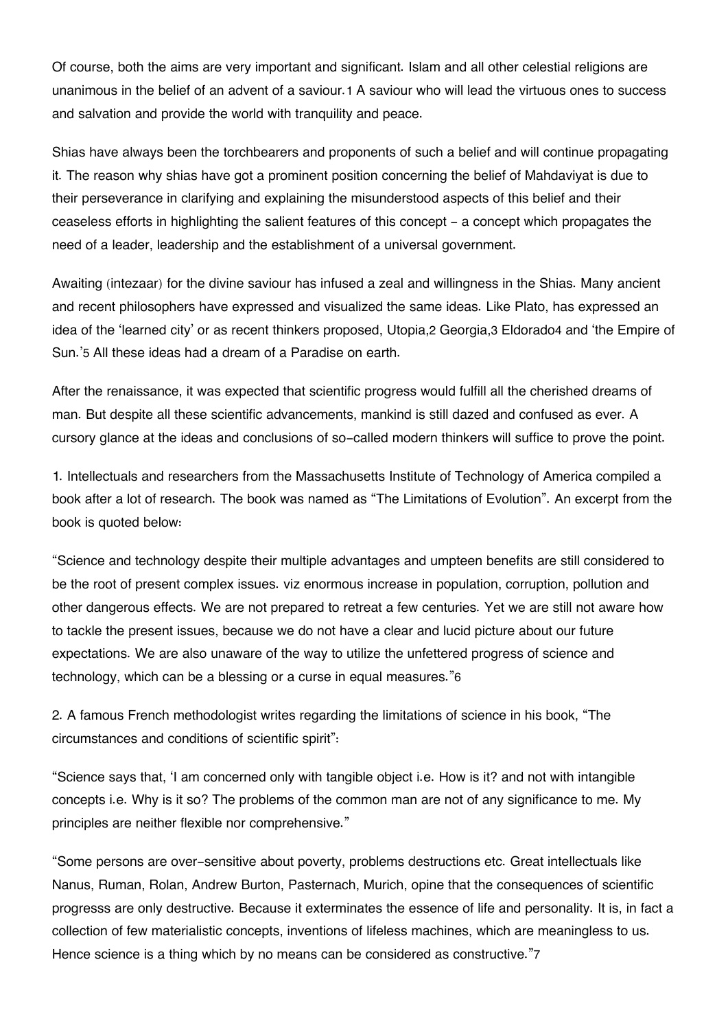Of course, both the aims are very important and significant. Islam and all other celestial religions are unanimous in the belief of an advent of a saviour.[1] A saviour who will lead the virtuous ones to success and salvation and provide the world with tranquility and peace.

Shias have always been the torchbearers and proponents of such a belief and will continue propagating it. The reason why shias have got a prominent position concerning the belief of Mahdaviyat is due to their perseverance in clarifying and explaining the misunderstood aspects of this belief and their ceaseless efforts in highlighting the salient features of this concept - a concept which propagates the need of a leader, leadership and the establishment of a universal government.

Awaiting (intezaar) for the divine saviour has infused a zeal and willingness in the Shias. Many ancient and recent philosophers have expressed and visualized the same ideas. Like Plato, has expressed an idea of the 'learned city' or as recent thinkers proposed, Utopia,[2] Georgia,[3] Eldorado[4] and 'the Empire of Sun.'[5] All these ideas had a dream of a Paradise on earth.

After the renaissance, it was expected that scientific progress would fulfill all the cherished dreams of man. But despite all these scientific advancements, mankind is still dazed and confused as ever. A cursory glance at the ideas and conclusions of so-called modern thinkers will suffice to prove the point.

1. Intellectuals and researchers from the Massachusetts Institute of Technology of America compiled a book after a lot of research. The book was named as "The Limitations of Evolution". An excerpt from the book is quoted below:

"Science and technology despite their multiple advantages and umpteen benefits are still considered to be the root of present complex issues. viz enormous increase in population, corruption, pollution and other dangerous effects. We are not prepared to retreat a few centuries. Yet we are still not aware how to tackle the present issues, because we do not have a clear and lucid picture about our future expectations. We are also unaware of the way to utilize the unfettered progress of science and technology, which can be a blessing or a curse in equal measures."[6]

2. A famous French methodologist writes regarding the limitations of science in his book, "The circumstances and conditions of scientific spirit":

"Science says that, 'I am concerned only with tangible object i.e. How is it? and not with intangible concepts i.e. Why is it so? The problems of the common man are not of any significance to me. My principles are neither flexible nor comprehensive."

"Some persons are over-sensitive about poverty, problems destructions etc. Great intellectuals like Nanus, Ruman, Rolan, Andrew Burton, Pasternach, Murich, opine that the consequences of scientific progresss are only destructive. Because it exterminates the essence of life and personality. It is, in fact a collection of few materialistic concepts, inventions of lifeless machines, which are meaningless to us. Hence science is a thing which by no means can be considered as constructive."[7]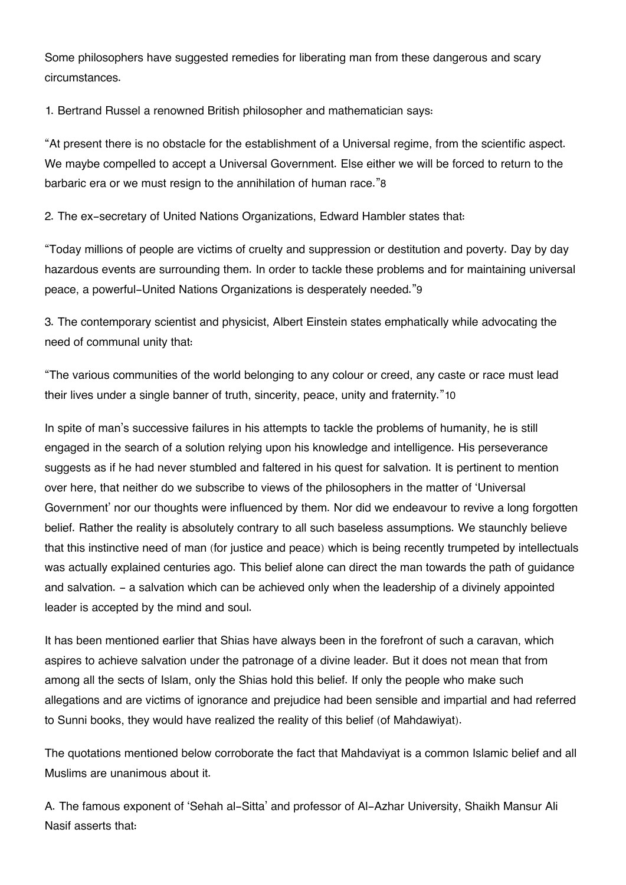Some philosophers have suggested remedies for liberating man from these dangerous and scary circumstances.

1. Bertrand Russel a renowned British philosopher and mathematician says:

"At present there is no obstacle for the establishment of a Universal regime, from the scientific aspect. We maybe compelled to accept a Universal Government. Else either we will be forced to return to the barbaric era or we must resign to the annihilation of human race."[8]

2. The ex-secretary of United Nations Organizations, Edward Hambler states that:

"Today millions of people are victims of cruelty and suppression or destitution and poverty. Day by day hazardous events are surrounding them. In order to tackle these problems and for maintaining universal peace, a powerful-United Nations Organizations is desperately needed."[9]

3. The contemporary scientist and physicist, Albert Einstein states emphatically while advocating the need of communal unity that:

"The various communities of the world belonging to any colour or creed, any caste or race must lead their lives under a single banner of truth, sincerity, peace, unity and fraternity."[10]

In spite of man's successive failures in his attempts to tackle the problems of humanity, he is still engaged in the search of a solution relying upon his knowledge and intelligence. His perseverance suggests as if he had never stumbled and faltered in his quest for salvation. It is pertinent to mention over here, that neither do we subscribe to views of the philosophers in the matter of 'Universal Government' nor our thoughts were influenced by them. Nor did we endeavour to revive a long forgotten belief. Rather the reality is absolutely contrary to all such baseless assumptions. We staunchly believe that this instinctive need of man (for justice and peace) which is being recently trumpeted by intellectuals was actually explained centuries ago. This belief alone can direct the man towards the path of guidance and salvation. - a salvation which can be achieved only when the leadership of a divinely appointed leader is accepted by the mind and soul.

It has been mentioned earlier that Shias have always been in the forefront of such a caravan, which aspires to achieve salvation under the patronage of a divine leader. But it does not mean that from among all the sects of Islam, only the Shias hold this belief. If only the people who make such allegations and are victims of ignorance and prejudice had been sensible and impartial and had referred to Sunni books, they would have realized the reality of this belief (of Mahdawiyat).

The quotations mentioned below corroborate the fact that Mahdaviyat is a common Islamic belief and all Muslims are unanimous about it.

A. The famous exponent of 'Sehah al-Sitta' and professor of Al-Azhar University, Shaikh Mansur Ali Nasif asserts that: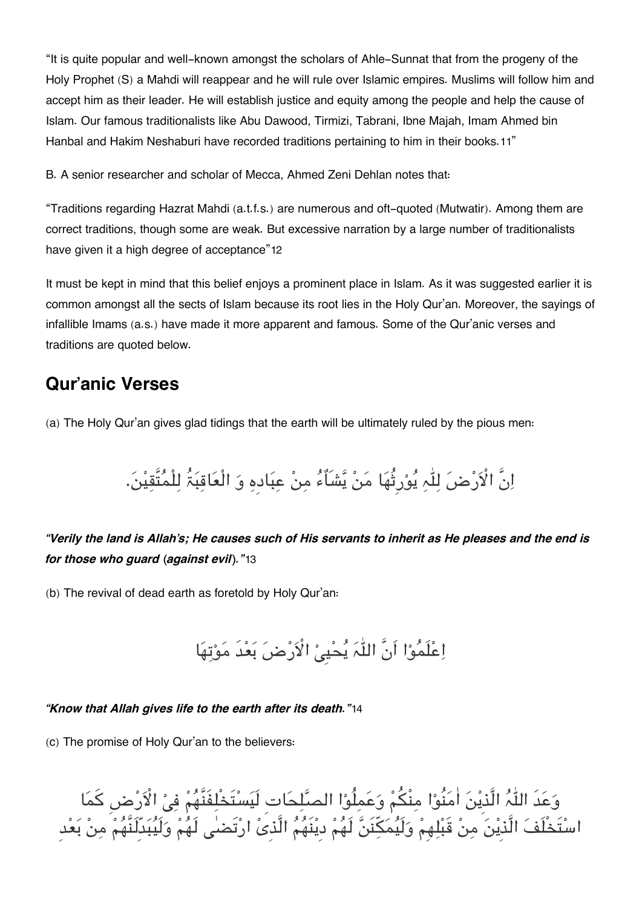"It is quite popular and well-known amongst the scholars of Ahle-Sunnat that from the progeny of the Holy Prophet (S) a Mahdi will reappear and he will rule over Islamic empires. Muslims will follow him and accept him as their leader. He will establish justice and equity among the people and help the cause of Islam. Our famous traditionalists like Abu Dawood, Tirmizi, Tabrani, Ibne Majah, Imam Ahmed bin Hanbal and Hakim Neshaburi have recorded traditions pertaining to him in their books.[11]"

B. A senior researcher and scholar of Mecca, Ahmed Zeni Dehlan notes that:

"Traditions regarding Hazrat Mahdi (a.t.f.s.) are numerous and oft-quoted (Mutwatir). Among them are correct traditions, though some are weak. But excessive narration by a large number of traditionalists have given it a high degree of acceptance"[12]

It must be kept in mind that this belief enjoys a prominent place in Islam. As it was suggested earlier it is common amongst all the sects of Islam because its root lies in the Holy Qur'an. Moreover, the sayings of infallible Imams (a.s.) have made it more apparent and famous. Some of the Qur'anic verses and traditions are quoted below.

## Qur'anic Verses

(a) The Holy Qur'an gives glad tidings that the earth will be ultimately ruled by the pious men:

اِنَّ الْاَرْضَ لِلّٰہِ یُوْرِثُهَا مَنْ یَّشَآءُ مِنْ عِبَادِهٖ وَ الْعَاقِبَةُ لِلْمُتَّقِیْنَ.

***"Verily the land is Allah's; He causes such of His servants to inherit as He pleases and the end is for those who guard (against evil)."***[13]

(b) The revival of dead earth as foretold by Holy Qur'an:

اِعْلَمُوْا اَنَّ اللّٰہَ یُحْیِیْ الْاَرْضَ بَعْدَ مَوْتِهَا

***"Know that Allah gives life to the earth after its death."***[14]

(c) The promise of Holy Qur'an to the believers:

وَعَدَ اللّٰہُ الَّذِیْنَ اٰمَنُوْا مِنْکُمْ وَعَمِلُوْا الصّٰلِحَاتِ لَیَسْتَخْلِفَنَّهُمْ فِیْ الْاَرْضِ کَمَا اسْتَخْلَفَ الَّذِیْنَ مِنْ قَبْلِهِمْ وَلَیُمَکِّنَنَّ لَهُمْ دِیْنَهُمُ الَّذِیْ ارْتَضٰی لَهُمْ وَلَیُبَدِّلَنَّهُمْ مِنْ بَعْدِ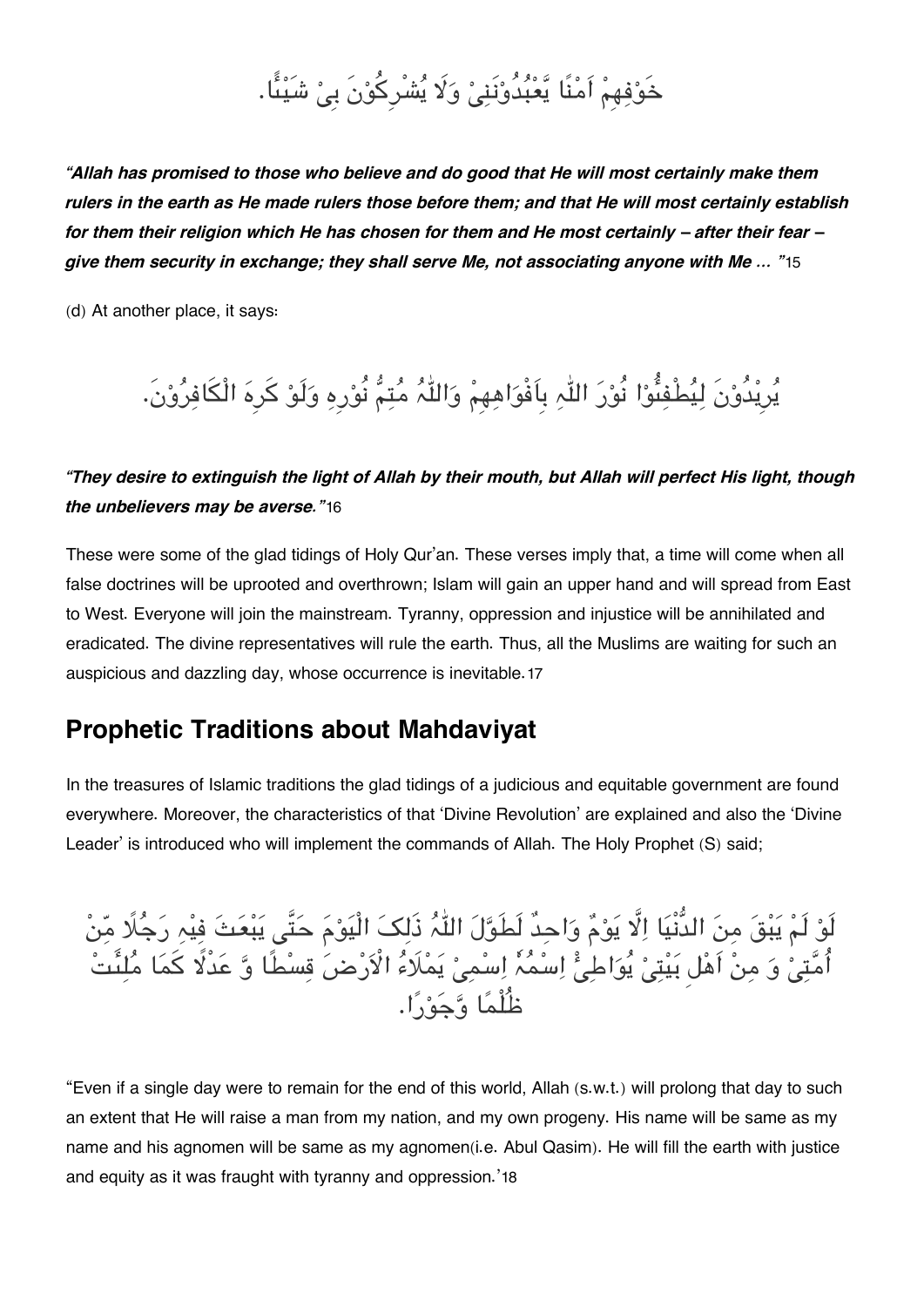خَوْفِهِمْ اَمْنًا يَّعْبُدُوْنَنِيْ وَلَا يُشْرِكُوْنَ بِيْ شَيْئًا.

***"Allah has promised to those who believe and do good that He will most certainly make them rulers in the earth as He made rulers those before them; and that He will most certainly establish for them their religion which He has chosen for them and He most certainly – after their fear – give them security in exchange; they shall serve Me, not associating anyone with Me … "***15

(d) At another place, it says:

يُرِيْدُوْنَ لِيُطْفِئُوْا نُوْرَ اللّٰہِ بِاَفْوَاهِهِمْ وَاللّٰہُ مُتِمُّ نُوْرِهِ وَلَوْ كَرِهَ الْكَافِرُوْنَ.

***"They desire to extinguish the light of Allah by their mouth, but Allah will perfect His light, though the unbelievers may be averse."***16

These were some of the glad tidings of Holy Qur'an. These verses imply that, a time will come when all false doctrines will be uprooted and overthrown; Islam will gain an upper hand and will spread from East to West. Everyone will join the mainstream. Tyranny, oppression and injustice will be annihilated and eradicated. The divine representatives will rule the earth. Thus, all the Muslims are waiting for such an auspicious and dazzling day, whose occurrence is inevitable.17

## Prophetic Traditions about Mahdaviyat

In the treasures of Islamic traditions the glad tidings of a judicious and equitable government are found everywhere. Moreover, the characteristics of that 'Divine Revolution' are explained and also the 'Divine Leader' is introduced who will implement the commands of Allah. The Holy Prophet (S) said;

لَوْ لَمْ يَبْقَ مِنَ الدُّنْيَا اِلَّا يَوْمٌ وَاحِدٌ لَطَوَّلَ اللّٰہُ ذَلِکَ الْيَوْمَ حَتَّى يَبْعَثَ فِيْهِ رَجُلًا مِّنْ اُمَّتِيْ وَ مِنْ اَهْلِ بَيْتِيْ يُوَاطِئُ اِسْمُهُ اِسْمِيْ يَمْلَاُ الْاَرْضَ قِسْطًا وَّ عَدْلًا كَمَا مُلِئَتْ ظُلْمًا وَّجَوْرًا.

"Even if a single day were to remain for the end of this world, Allah (s.w.t.) will prolong that day to such an extent that He will raise a man from my nation, and my own progeny. His name will be same as my name and his agnomen will be same as my agnomen(i.e. Abul Qasim). He will fill the earth with justice and equity as it was fraught with tyranny and oppression.'18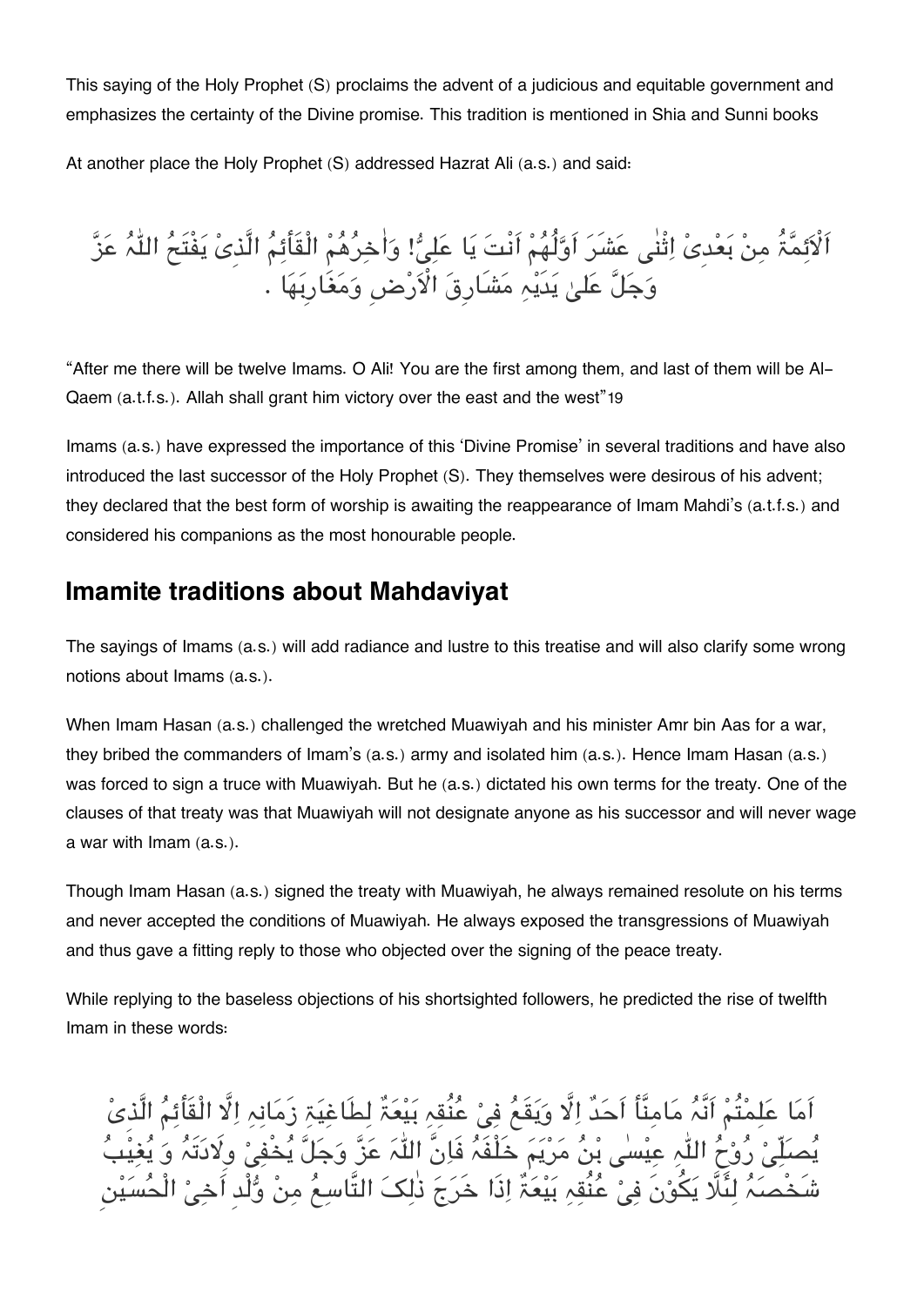This saying of the Holy Prophet (S) proclaims the advent of a judicious and equitable government and emphasizes the certainty of the Divine promise. This tradition is mentioned in Shia and Sunni books

At another place the Holy Prophet (S) addressed Hazrat Ali (a.s.) and said:

اَلْاَئِمَّةُ مِنْ بَعْدِیْ اِثْنٰی عَشَرَ اَوَّلُهُمْ اَنْتَ یَا عَلِیُّ! وَاٰخِرُهُمْ الْقَآئِمُ الَّذِیْ یَفْتَحُ اللّٰہُ عَزَّ وَجَلَّ عَلٰی یَدَیْہِ مَشَارِقَ الْاَرْضِ وَمَغَارِبَهَا .

“After me there will be twelve Imams. O Ali! You are the first among them, and last of them will be Al-Qaem (a.t.f.s.). Allah shall grant him victory over the east and the west”19

Imams (a.s.) have expressed the importance of this ‘Divine Promise’ in several traditions and have also introduced the last successor of the Holy Prophet (S). They themselves were desirous of his advent; they declared that the best form of worship is awaiting the reappearance of Imam Mahdi’s (a.t.f.s.) and considered his companions as the most honourable people.

## Imamite traditions about Mahdaviyat

The sayings of Imams (a.s.) will add radiance and lustre to this treatise and will also clarify some wrong notions about Imams (a.s.).

When Imam Hasan (a.s.) challenged the wretched Muawiyah and his minister Amr bin Aas for a war, they bribed the commanders of Imam’s (a.s.) army and isolated him (a.s.). Hence Imam Hasan (a.s.) was forced to sign a truce with Muawiyah. But he (a.s.) dictated his own terms for the treaty. One of the clauses of that treaty was that Muawiyah will not designate anyone as his successor and will never wage a war with Imam (a.s.).

Though Imam Hasan (a.s.) signed the treaty with Muawiyah, he always remained resolute on his terms and never accepted the conditions of Muawiyah. He always exposed the transgressions of Muawiyah and thus gave a fitting reply to those who objected over the signing of the peace treaty.

While replying to the baseless objections of his shortsighted followers, he predicted the rise of twelfth Imam in these words:

اَمَا عَلِمْتُمْ اَنَّہُ مَامِنَّآ اَحَدٌ اِلَّا وَیَقَعُ فِیْ عُنُقِہٖ بَیْعَةٌ لِطَاغِیَةِ زَمَانِہٖ اِلَّا الْقَآئِمُ الَّذِیْ یُصَلِّیْ رُوْحُ اللّٰہِ عِیْسٰی بْنُ مَرْیَمَ خَلْفَہُ فَاِنَّ اللّٰہَ عَزَّ وَجَلَّ یُخْفِیْ وِلَادَتَہُ وَ یُغِیْبُ شَخْصَہُ لِئَلَّا یَکُوْنَ فِیْ عُنُقِہٖ بَیْعَةٌ اِذَا خَرَجَ ذٰلِکَ التَّاسِعُ مِنْ وُّلْدِ اَخِیْ الْحُسَیْنِ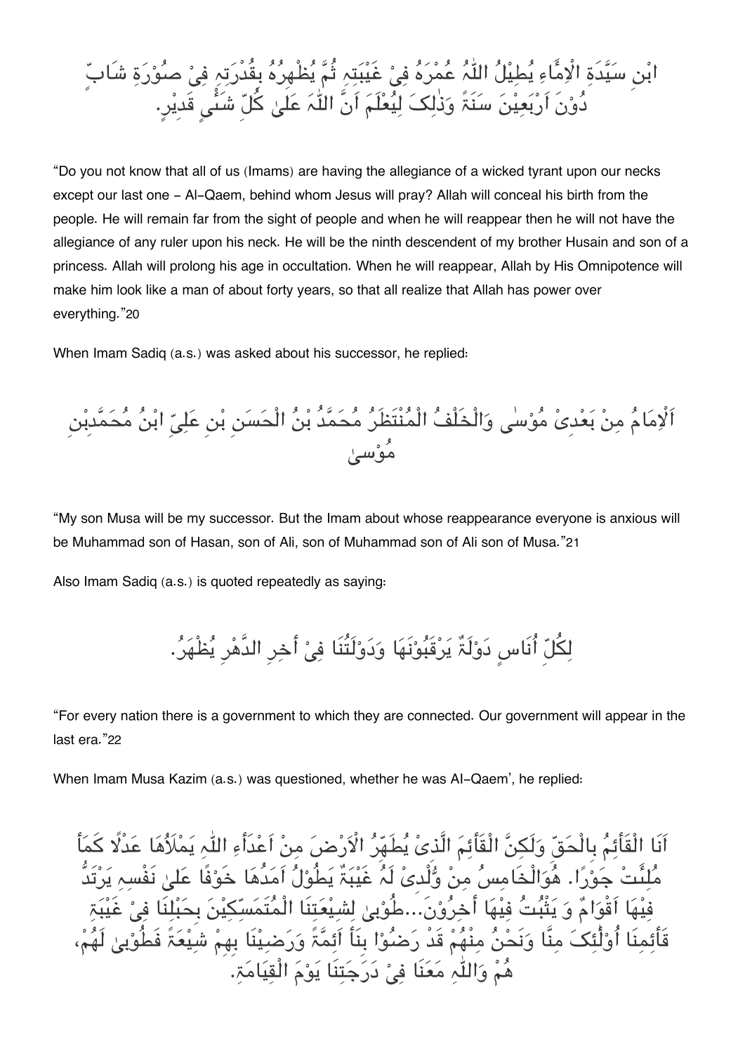ابْنِ سَيِّدَةِ الْاِمَّاءِ يُطِيْلُ اللّٰهُ عُمْرَهُ فِيْ غَيْبَتِهِ ثُمَّ يُظْهِرُهُ بِقُدْرَتِهِ فِيْ صُوْرَةِ شَابٍّ دُوْنَ اَرْبَعِيْنَ سَنَةً وَذٰلِکَ لِيُعْلَمَ اَنَّ اللّٰهَ عَلٰی کُلِّ شَيْءٍ قَدِيْرٍ.

"Do you not know that all of us (Imams) are having the allegiance of a wicked tyrant upon our necks except our last one - Al-Qaem, behind whom Jesus will pray? Allah will conceal his birth from the people. He will remain far from the sight of people and when he will reappear then he will not have the allegiance of any ruler upon his neck. He will be the ninth descendent of my brother Husain and son of a princess. Allah will prolong his age in occultation. When he will reappear, Allah by His Omnipotence will make him look like a man of about forty years, so that all realize that Allah has power over everything."20

When Imam Sadiq (a.s.) was asked about his successor, he replied:

اَلْاِمَامُ مِنْ بَعْدِيْ مُوْسٰی وَالْخَلْفُ الْمُنْتَظَرُ مُحَمَّدُ بْنُ الْحَسَنِ بْنِ عَلِيِّ ابْنُ مُحَمَّدِبْنِ مُوْسیٰ

"My son Musa will be my successor. But the Imam about whose reappearance everyone is anxious will be Muhammad son of Hasan, son of Ali, son of Muhammad son of Ali son of Musa."21

Also Imam Sadiq (a.s.) is quoted repeatedly as saying:

لِکُلِّ أُنَاسٍ دَوْلَةٌ يَرْقَبُوْنَهَا وَدَوْلَتُنَا فِيْ أٰخِرِ الدَّهْرِ يُظْهَرُ.

"For every nation there is a government to which they are connected. Our government will appear in the last era."22

When Imam Musa Kazim (a.s.) was questioned, whether he was Al-Qaem', he replied:

اَنَا الْقَآئِمُ بِالْحَقِّ وَلَکِنَّ الْقَآئِمَ الَّذِیْ يُطَهِّرُ الْاَرْضَ مِنْ اَعْدَآءِ اللّٰهِ يَمْلَأُهَا عَدْلًا کَمَا مُلِئَتْ جَوْرًا. هُوَالْخَامِسُ مِنْ وُّلْدِیْ لَهُ غَيْبَةٌ يَطُوْلُ اَمَدُهَا خَوْفًا عَلٰی نَفْسِهِ يَرْتَدُّ فِيْهَا اَقْوَامٌ وَ يَثْبُتُ فِيْهَا أٰخِرُوْنَ...طُوْبیٰ لِشِيْعَتِنَا الْمُتَمَسِّکِيْنَ بِحَبْلِنَا فِيْ غَيْبَةِ قَائِمِنَا أُوْلٰئِکَ مِنَّا وَنَحْنُ مِنْهُمْ قَدْ رَضُوْا بِنَا اَئِمَّةً وَرَضِيْنَا بِهِمْ شِيْعَةً فَطُوْبیٰ لَهُمْ، هُمْ وَاللّٰهِ مَعَنَا فِيْ دَرَجَتِنَا يَوْمَ الْقِيَامَةِ.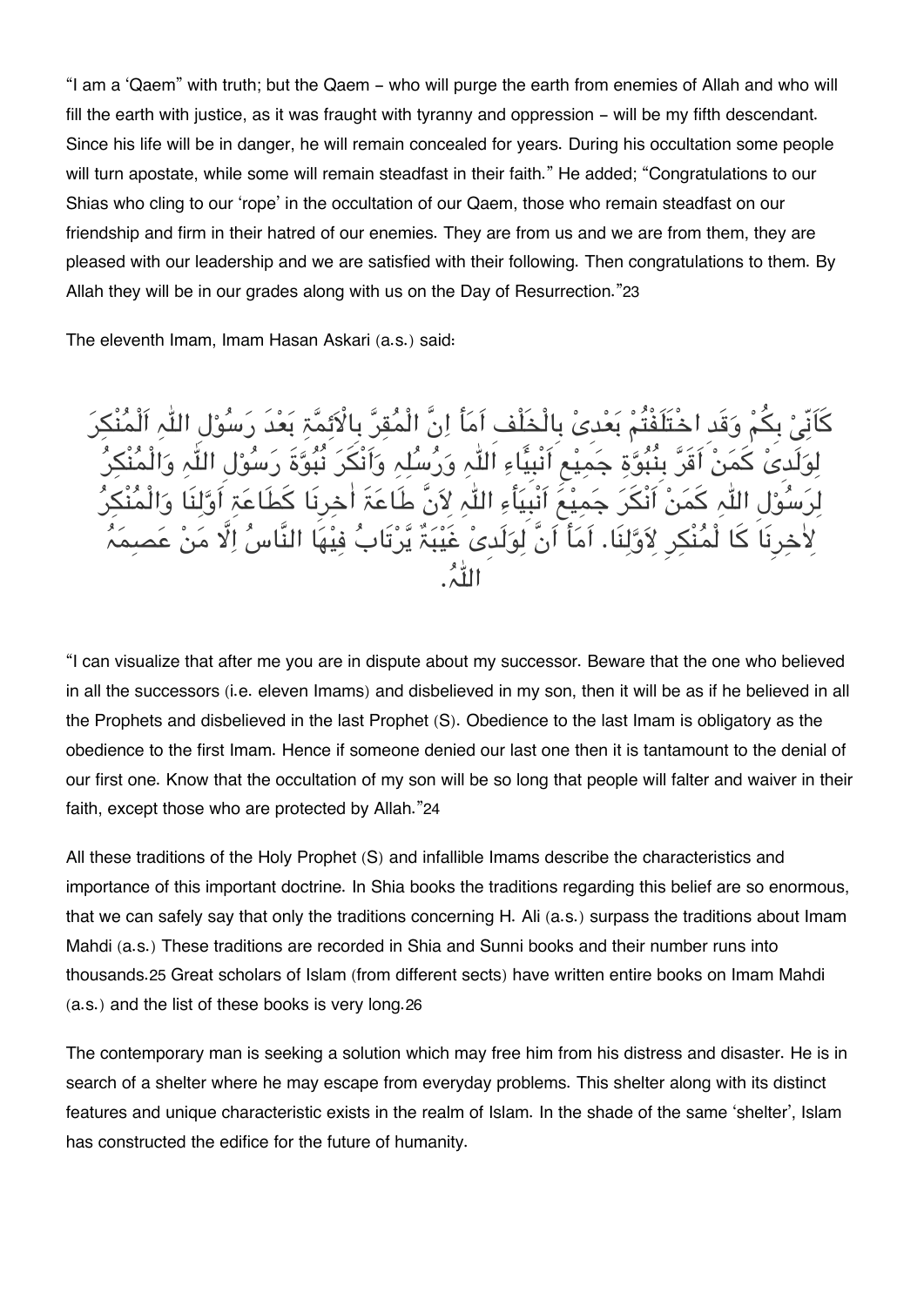“I am a ‘Qaem” with truth; but the Qaem – who will purge the earth from enemies of Allah and who will fill the earth with justice, as it was fraught with tyranny and oppression – will be my fifth descendant. Since his life will be in danger, he will remain concealed for years. During his occultation some people will turn apostate, while some will remain steadfast in their faith.” He added; “Congratulations to our Shias who cling to our ‘rope’ in the occultation of our Qaem, those who remain steadfast on our friendship and firm in their hatred of our enemies. They are from us and we are from them, they are pleased with our leadership and we are satisfied with their following. Then congratulations to them. By Allah they will be in our grades along with us on the Day of Resurrection.”[23]

The eleventh Imam, Imam Hasan Askari (a.s.) said:

كَاَنِّیْ بِكُمْ وَقَد اخْتَلَفْتُمْ بَعْدِیْ بِالْخَلْفِ اَمَاْ اِنَّ الْمُقِرَّ بِالْاَئِمَّةِ بَعْدَ رَسُوْلِ اللّٰہِ اَلْمُنْكِرَ لِوَلَدِیْ كَمَنْ اَقَرَّ بِنُبُوَّةِ جَمِیْعِ اَنْبِیَّاءِ اَللّٰہِ وَرُسُلِہٖ وَاَنْكَرَ نُبُوَّةَ رَسُوْلِ اللّٰہِ وَالْمُنْكِرُ لِرَسُوْلِ اللّٰہِ كَمَنْ اَنْكَرَ جَمِیْعَ اَنْبِیَاْءِ اللّٰہِ لِاَنَّ طَاعَةَ اٰخِرِنَا كَطَاعَةِ اَوَّلِنَا وَالْمُنْكِرُ لِاٰخِرِنَا كَا لْمُنْكِرِ لِاَوَّلِنَا. اَمَاْ اَنَّ لِوَلَدِیْ غَیْبَةٌ یَّرْتَابُ فِیْھَا النَّاسُ اِلَّا مَنْ عَصِمَہُ اللّٰہُ.

“I can visualize that after me you are in dispute about my successor. Beware that the one who believed in all the successors (i.e. eleven Imams) and disbelieved in my son, then it will be as if he believed in all the Prophets and disbelieved in the last Prophet (S). Obedience to the last Imam is obligatory as the obedience to the first Imam. Hence if someone denied our last one then it is tantamount to the denial of our first one. Know that the occultation of my son will be so long that people will falter and waiver in their faith, except those who are protected by Allah.”[24]

All these traditions of the Holy Prophet (S) and infallible Imams describe the characteristics and importance of this important doctrine. In Shia books the traditions regarding this belief are so enormous, that we can safely say that only the traditions concerning H. Ali (a.s.) surpass the traditions about Imam Mahdi (a.s.) These traditions are recorded in Shia and Sunni books and their number runs into thousands.[25] Great scholars of Islam (from different sects) have written entire books on Imam Mahdi (a.s.) and the list of these books is very long.[26]

The contemporary man is seeking a solution which may free him from his distress and disaster. He is in search of a shelter where he may escape from everyday problems. This shelter along with its distinct features and unique characteristic exists in the realm of Islam. In the shade of the same ‘shelter’, Islam has constructed the edifice for the future of humanity.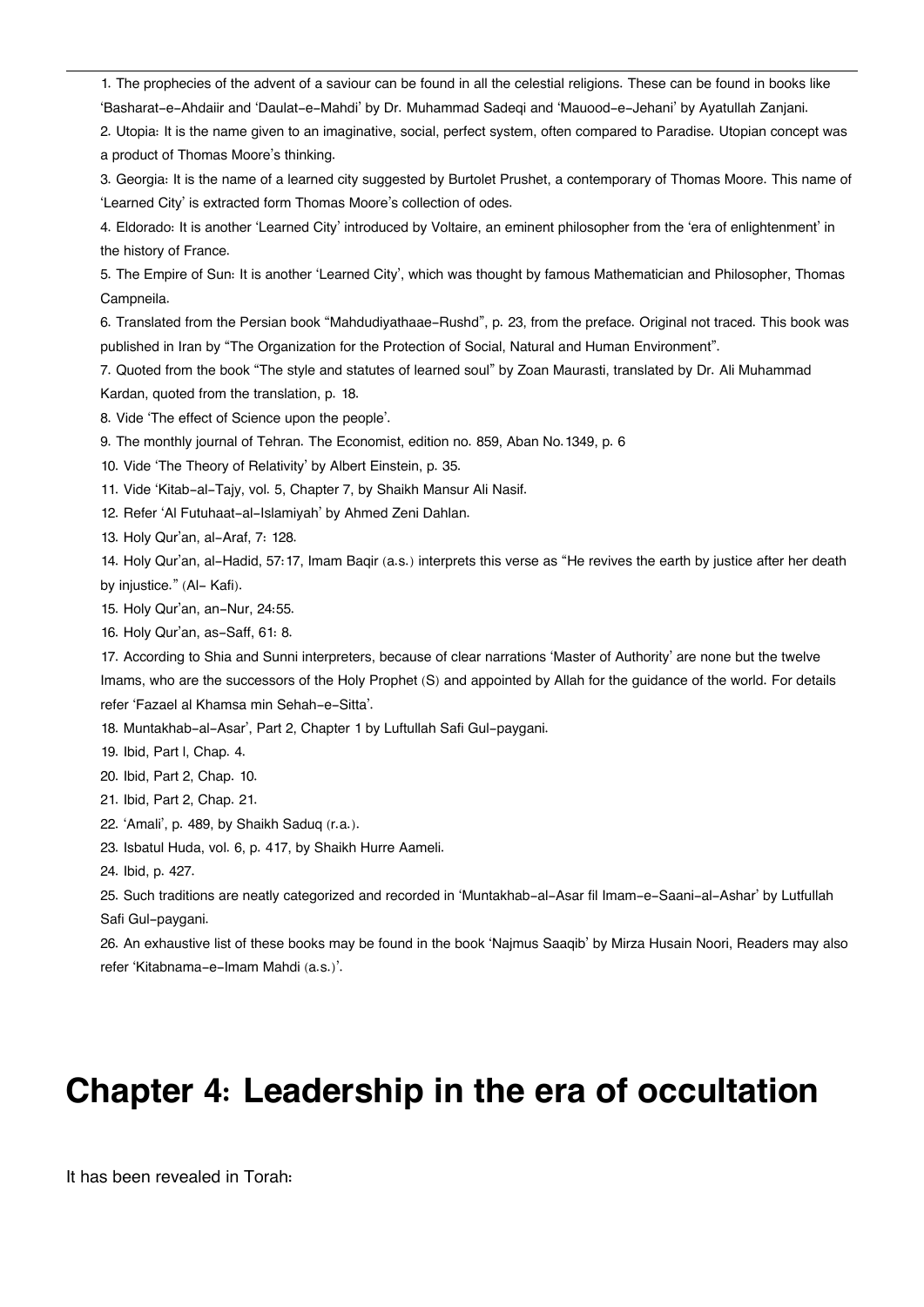1. The prophecies of the advent of a saviour can be found in all the celestial religions. These can be found in books like 'Basharat-e-Ahdaiir and 'Daulat-e-Mahdi' by Dr. Muhammad Sadeqi and 'Mauood-e-Jehani' by Ayatullah Zanjani.

2. Utopia: It is the name given to an imaginative, social, perfect system, often compared to Paradise. Utopian concept was a product of Thomas Moore's thinking.

3. Georgia: It is the name of a learned city suggested by Burtolet Prushet, a contemporary of Thomas Moore. This name of 'Learned City' is extracted form Thomas Moore's collection of odes.

4. Eldorado: It is another 'Learned City' introduced by Voltaire, an eminent philosopher from the 'era of enlightenment' in the history of France.

5. The Empire of Sun: It is another 'Learned City', which was thought by famous Mathematician and Philosopher, Thomas Campneila.

6. Translated from the Persian book "Mahdudiyathaae-Rushd", p. 23, from the preface. Original not traced. This book was published in Iran by "The Organization for the Protection of Social, Natural and Human Environment".

7. Quoted from the book "The style and statutes of learned soul" by Zoan Maurasti, translated by Dr. Ali Muhammad Kardan, quoted from the translation, p. 18.

8. Vide 'The effect of Science upon the people'.

9. The monthly journal of Tehran. The Economist, edition no. 859, Aban No.1349, p. 6

10. Vide 'The Theory of Relativity' by Albert Einstein, p. 35.

11. Vide 'Kitab-al-Tajy, vol. 5, Chapter 7, by Shaikh Mansur Ali Nasif.

12. Refer 'Al Futuhaat-al-Islamiyah' by Ahmed Zeni Dahlan.

13. Holy Qur'an, al-Araf, 7: 128.

14. Holy Qur'an, al-Hadid, 57:17, Imam Baqir (a.s.) interprets this verse as "He revives the earth by justice after her death by injustice." (Al- Kafi).

15. Holy Qur'an, an-Nur, 24:55.

16. Holy Qur'an, as-Saff, 61: 8.

17. According to Shia and Sunni interpreters, because of clear narrations 'Master of Authority' are none but the twelve Imams, who are the successors of the Holy Prophet (S) and appointed by Allah for the guidance of the world. For details refer 'Fazael al Khamsa min Sehah-e-Sitta'.

18. Muntakhab-al-Asar', Part 2, Chapter 1 by Luftullah Safi Gul-paygani.

19. Ibid, Part I, Chap. 4.

20. Ibid, Part 2, Chap. 10.

21. Ibid, Part 2, Chap. 21.

22. 'Amali', p. 489, by Shaikh Saduq (r.a.).

23. Isbatul Huda, vol. 6, p. 417, by Shaikh Hurre Aameli.

24. Ibid, p. 427.

25. Such traditions are neatly categorized and recorded in 'Muntakhab-al-Asar fil Imam-e-Saani-al-Ashar' by Lutfullah Safi Gul-paygani.

26. An exhaustive list of these books may be found in the book 'Najmus Saaqib' by Mirza Husain Noori, Readers may also refer 'Kitabnama-e-Imam Mahdi (a.s.)'.

# Chapter 4: Leadership in the era of occultation

It has been revealed in Torah: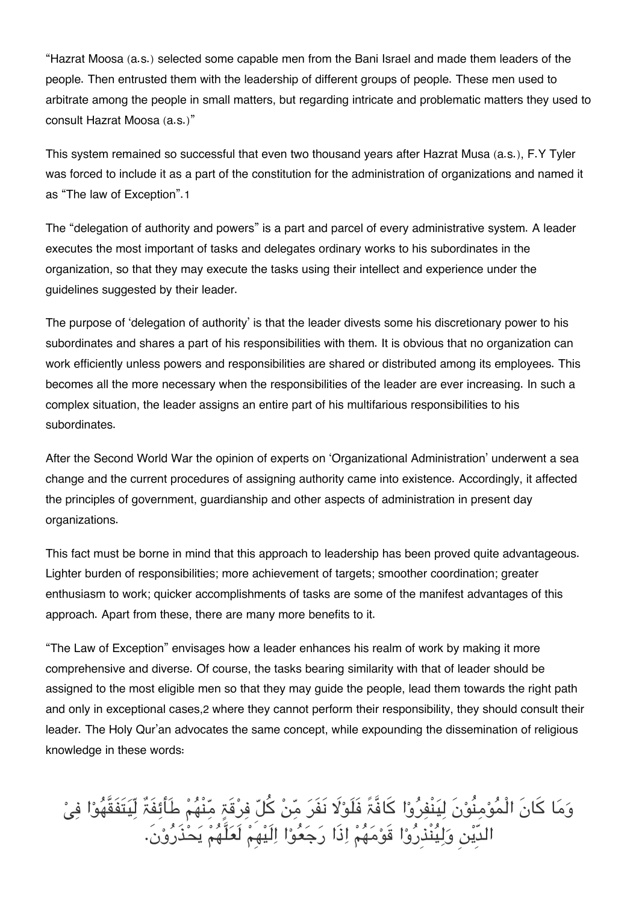"Hazrat Moosa (a.s.) selected some capable men from the Bani Israel and made them leaders of the people. Then entrusted them with the leadership of different groups of people. These men used to arbitrate among the people in small matters, but regarding intricate and problematic matters they used to consult Hazrat Moosa (a.s.)"

This system remained so successful that even two thousand years after Hazrat Musa (a.s.), F.Y Tyler was forced to include it as a part of the constitution for the administration of organizations and named it as "The law of Exception".[1]

The "delegation of authority and powers" is a part and parcel of every administrative system. A leader executes the most important of tasks and delegates ordinary works to his subordinates in the organization, so that they may execute the tasks using their intellect and experience under the guidelines suggested by their leader.

The purpose of 'delegation of authority' is that the leader divests some his discretionary power to his subordinates and shares a part of his responsibilities with them. It is obvious that no organization can work efficiently unless powers and responsibilities are shared or distributed among its employees. This becomes all the more necessary when the responsibilities of the leader are ever increasing. In such a complex situation, the leader assigns an entire part of his multifarious responsibilities to his subordinates.

After the Second World War the opinion of experts on 'Organizational Administration' underwent a sea change and the current procedures of assigning authority came into existence. Accordingly, it affected the principles of government, guardianship and other aspects of administration in present day organizations.

This fact must be borne in mind that this approach to leadership has been proved quite advantageous. Lighter burden of responsibilities; more achievement of targets; smoother coordination; greater enthusiasm to work; quicker accomplishments of tasks are some of the manifest advantages of this approach. Apart from these, there are many more benefits to it.

"The Law of Exception" envisages how a leader enhances his realm of work by making it more comprehensive and diverse. Of course, the tasks bearing similarity with that of leader should be assigned to the most eligible men so that they may guide the people, lead them towards the right path and only in exceptional cases,[2] where they cannot perform their responsibility, they should consult their leader. The Holy Qur'an advocates the same concept, while expounding the dissemination of religious knowledge in these words:

وَمَا كَانَ الْمُؤْمِنُوْنَ لِيَنْفِرُوْا كَافَّةً فَلَوْلَا نَفَرَ مِنْ كُلِّ فِرْقَةٍ مِّنْهُمْ طَائِفَةٌ لِّيَتَفَقَّهُوْا فِيْ الدِّيْنِ وَلِيُنْذِرُوْا قَوْمَهُمْ اِذَا رَجَعُوْا اِلَيْهِمْ لَعَلَّهُمْ يَحْذَرُوْنَ.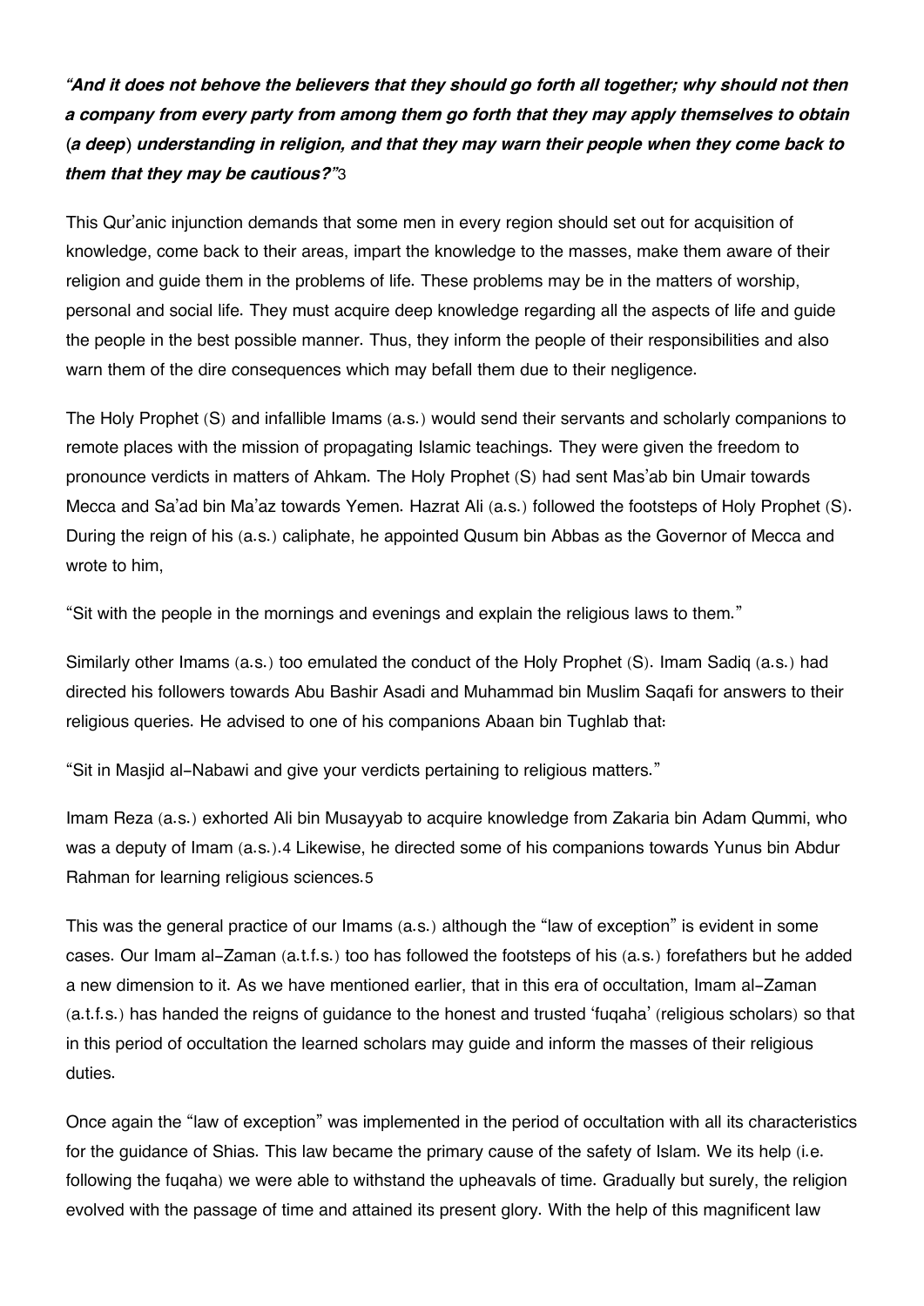*"And it does not behove the believers that they should go forth all together; why should not then a company from every party from among them go forth that they may apply themselves to obtain (a deep) understanding in religion, and that they may warn their people when they come back to them that they may be cautious?"*[3]

This Qur'anic injunction demands that some men in every region should set out for acquisition of knowledge, come back to their areas, impart the knowledge to the masses, make them aware of their religion and guide them in the problems of life. These problems may be in the matters of worship, personal and social life. They must acquire deep knowledge regarding all the aspects of life and guide the people in the best possible manner. Thus, they inform the people of their responsibilities and also warn them of the dire consequences which may befall them due to their negligence.

The Holy Prophet (S) and infallible Imams (a.s.) would send their servants and scholarly companions to remote places with the mission of propagating Islamic teachings. They were given the freedom to pronounce verdicts in matters of Ahkam. The Holy Prophet (S) had sent Mas'ab bin Umair towards Mecca and Sa'ad bin Ma'az towards Yemen. Hazrat Ali (a.s.) followed the footsteps of Holy Prophet (S). During the reign of his (a.s.) caliphate, he appointed Qusum bin Abbas as the Governor of Mecca and wrote to him,

"Sit with the people in the mornings and evenings and explain the religious laws to them."

Similarly other Imams (a.s.) too emulated the conduct of the Holy Prophet (S). Imam Sadiq (a.s.) had directed his followers towards Abu Bashir Asadi and Muhammad bin Muslim Saqafi for answers to their religious queries. He advised to one of his companions Abaan bin Tughlab that:

"Sit in Masjid al-Nabawi and give your verdicts pertaining to religious matters."

Imam Reza (a.s.) exhorted Ali bin Musayyab to acquire knowledge from Zakaria bin Adam Qummi, who was a deputy of Imam (a.s.).[4] Likewise, he directed some of his companions towards Yunus bin Abdur Rahman for learning religious sciences.[5]

This was the general practice of our Imams (a.s.) although the "law of exception" is evident in some cases. Our Imam al-Zaman (a.t.f.s.) too has followed the footsteps of his (a.s.) forefathers but he added a new dimension to it. As we have mentioned earlier, that in this era of occultation, Imam al-Zaman (a.t.f.s.) has handed the reigns of guidance to the honest and trusted 'fuqaha' (religious scholars) so that in this period of occultation the learned scholars may guide and inform the masses of their religious duties.

Once again the "law of exception" was implemented in the period of occultation with all its characteristics for the guidance of Shias. This law became the primary cause of the safety of Islam. We its help (i.e. following the fuqaha) we were able to withstand the upheavals of time. Gradually but surely, the religion evolved with the passage of time and attained its present glory. With the help of this magnificent law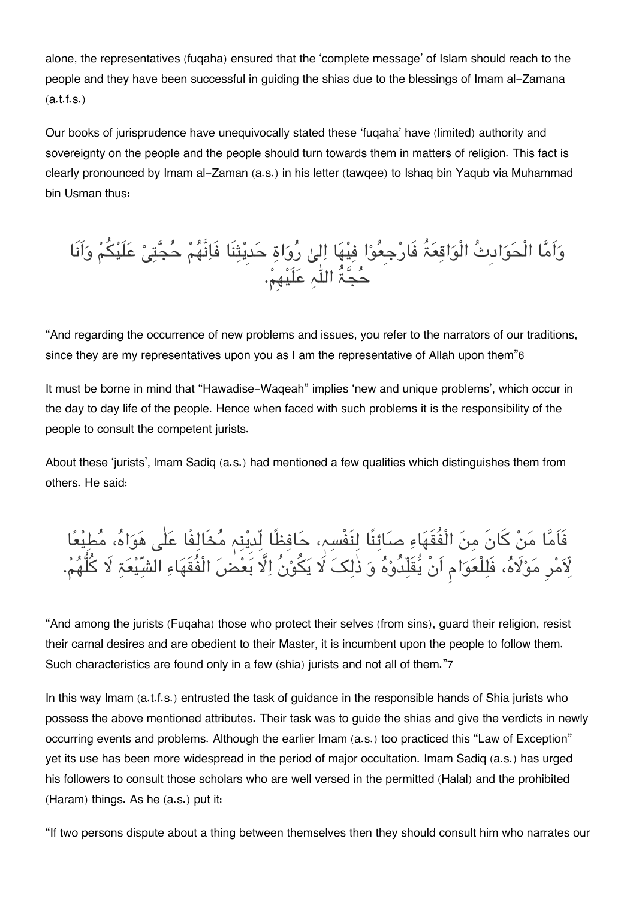alone, the representatives (fuqaha) ensured that the 'complete message' of Islam should reach to the people and they have been successful in guiding the shias due to the blessings of Imam al-Zamana (a.t.f.s.)

Our books of jurisprudence have unequivocally stated these 'fuqaha' have (limited) authority and sovereignty on the people and the people should turn towards them in matters of religion. This fact is clearly pronounced by Imam al-Zaman (a.s.) in his letter (tawqee) to Ishaq bin Yaqub via Muhammad bin Usman thus:

وَاَمَّا الْحَوَادِثُ الْوَاقِعَةُ فَارْجِعُوْا فِيْهَا اِلىٰ رُوَاةِ حَدِيْثِنَا فَاِنَّهُمْ حُجَّتِیْ عَلَيْكُمْ وَاَنَا حُجَّةُ اللّٰہِ عَلَيْهِمْ.

"And regarding the occurrence of new problems and issues, you refer to the narrators of our traditions, since they are my representatives upon you as I am the representative of Allah upon them"6

It must be borne in mind that "Hawadise-Waqeah" implies 'new and unique problems', which occur in the day to day life of the people. Hence when faced with such problems it is the responsibility of the people to consult the competent jurists.

About these 'jurists', Imam Sadiq (a.s.) had mentioned a few qualities which distinguishes them from others. He said:

فَاَمَّا مَنْ كَانَ مِنَ الْفُقَهَاءِ صَائِنًا لِنَفْسِہٖ، حَافِظًا لِّدِيْنِہٖ مُخَالِفًا عَلٰى هَوَاهُ، مُطِيْعًا لِّاَمْرِ مَوْلَاهُ، فَلِلْعَوَامِ اَنْ يُّقَلِّدُوْهُ وَ ذٰلِکَ لَا يَكُوْنُ اِلَّا بَعْضَ الْفُقَهَاءِ الشِّيْعَةِ لَا كُلُّهُمْ.

"And among the jurists (Fuqaha) those who protect their selves (from sins), guard their religion, resist their carnal desires and are obedient to their Master, it is incumbent upon the people to follow them. Such characteristics are found only in a few (shia) jurists and not all of them."7

In this way Imam (a.t.f.s.) entrusted the task of guidance in the responsible hands of Shia jurists who possess the above mentioned attributes. Their task was to guide the shias and give the verdicts in newly occurring events and problems. Although the earlier Imam (a.s.) too practiced this "Law of Exception" yet its use has been more widespread in the period of major occultation. Imam Sadiq (a.s.) has urged his followers to consult those scholars who are well versed in the permitted (Halal) and the prohibited (Haram) things. As he (a.s.) put it:

"If two persons dispute about a thing between themselves then they should consult him who narrates our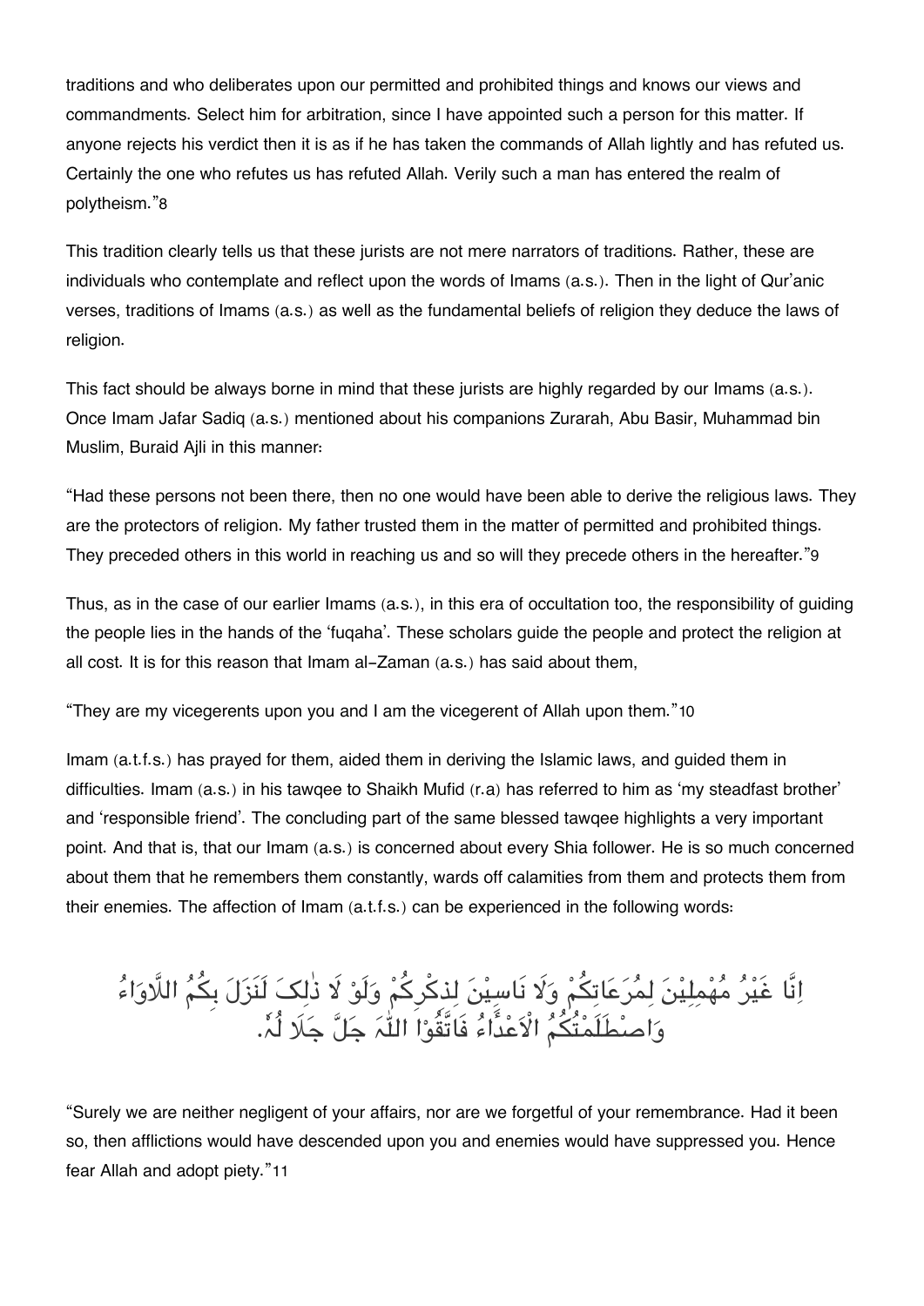traditions and who deliberates upon our permitted and prohibited things and knows our views and commandments. Select him for arbitration, since I have appointed such a person for this matter. If anyone rejects his verdict then it is as if he has taken the commands of Allah lightly and has refuted us. Certainly the one who refutes us has refuted Allah. Verily such a man has entered the realm of polytheism."[8]

This tradition clearly tells us that these jurists are not mere narrators of traditions. Rather, these are individuals who contemplate and reflect upon the words of Imams (a.s.). Then in the light of Qur'anic verses, traditions of Imams (a.s.) as well as the fundamental beliefs of religion they deduce the laws of religion.

This fact should be always borne in mind that these jurists are highly regarded by our Imams (a.s.). Once Imam Jafar Sadiq (a.s.) mentioned about his companions Zurarah, Abu Basir, Muhammad bin Muslim, Buraid Ajli in this manner:

"Had these persons not been there, then no one would have been able to derive the religious laws. They are the protectors of religion. My father trusted them in the matter of permitted and prohibited things. They preceded others in this world in reaching us and so will they precede others in the hereafter."[9]

Thus, as in the case of our earlier Imams (a.s.), in this era of occultation too, the responsibility of guiding the people lies in the hands of the 'fuqaha'. These scholars guide the people and protect the religion at all cost. It is for this reason that Imam al-Zaman (a.s.) has said about them,

"They are my vicegerents upon you and I am the vicegerent of Allah upon them."[10]

Imam (a.t.f.s.) has prayed for them, aided them in deriving the Islamic laws, and guided them in difficulties. Imam (a.s.) in his tawqee to Shaikh Mufid (r.a) has referred to him as 'my steadfast brother' and 'responsible friend'. The concluding part of the same blessed tawqee highlights a very important point. And that is, that our Imam (a.s.) is concerned about every Shia follower. He is so much concerned about them that he remembers them constantly, wards off calamities from them and protects them from their enemies. The affection of Imam (a.t.f.s.) can be experienced in the following words:

اِنَّا غَيْرُ مُهْمِلِيْنَ لِمُرَعَاتِكُمْ وَلَا نَاسِيْنَ لِذِكْرِكُمْ وَلَوْ لَا ذٰلِكَ لَنَزَلَ بِكُمُ اللَّاوَاءُ وَاصْطَلَمْتُكُمُ الْاَعْدَاءُ فَاتَّقُوْا اللّٰہَ جَلَّ جَلَالُہٗ.

"Surely we are neither negligent of your affairs, nor are we forgetful of your remembrance. Had it been so, then afflictions would have descended upon you and enemies would have suppressed you. Hence fear Allah and adopt piety."[11]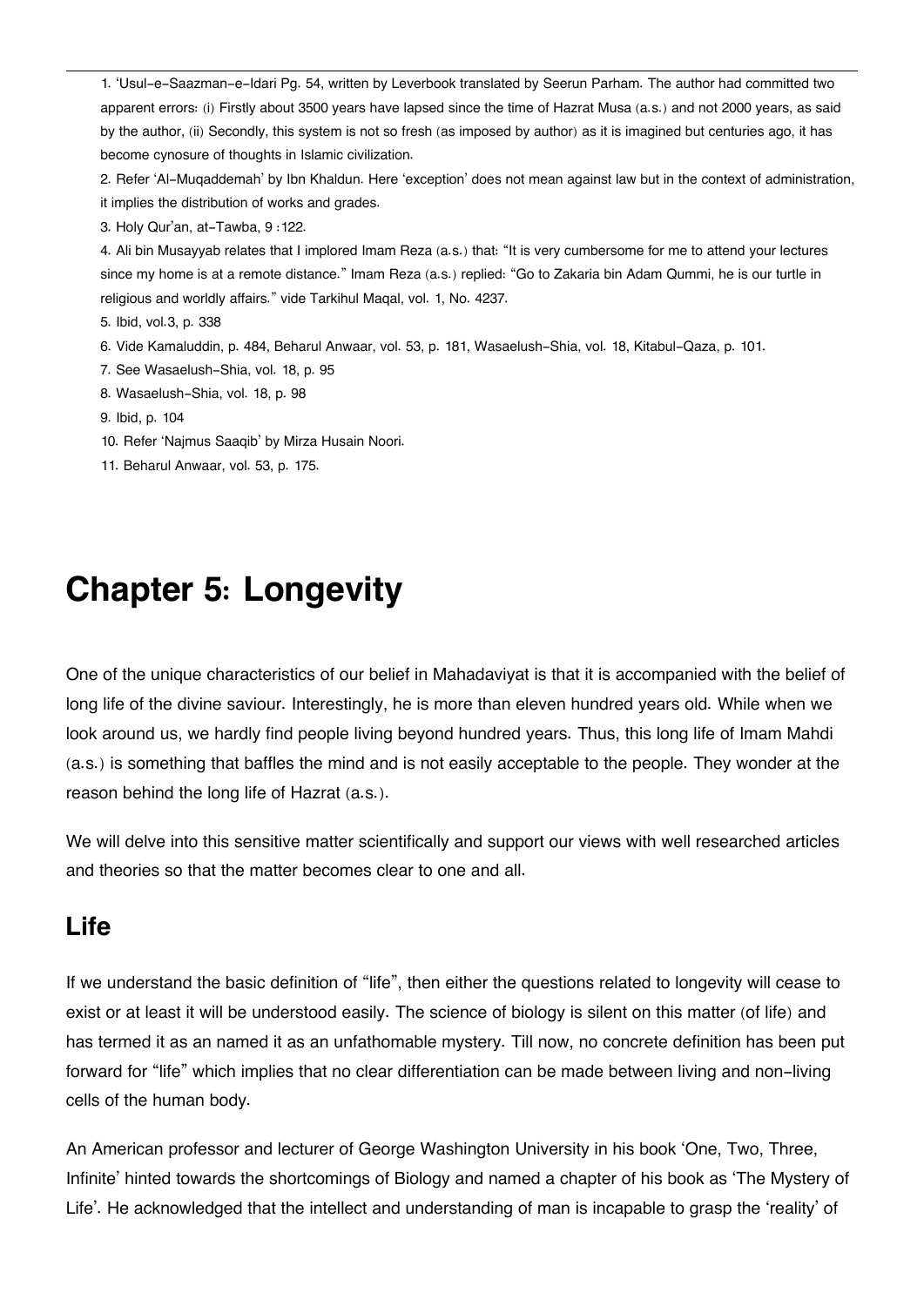1. 'Usul-e-Saazman-e-Idari Pg. 54, written by Leverbook translated by Seerun Parham. The author had committed two apparent errors: (i) Firstly about 3500 years have lapsed since the time of Hazrat Musa (a.s.) and not 2000 years, as said by the author, (ii) Secondly, this system is not so fresh (as imposed by author) as it is imagined but centuries ago, it has become cynosure of thoughts in Islamic civilization.
2. Refer 'Al-Muqaddemah' by Ibn Khaldun. Here 'exception' does not mean against law but in the context of administration, it implies the distribution of works and grades.
3. Holy Qur'an, at-Tawba, 9 :122.
4. Ali bin Musayyab relates that I implored Imam Reza (a.s.) that: "It is very cumbersome for me to attend your lectures since my home is at a remote distance." Imam Reza (a.s.) replied: "Go to Zakaria bin Adam Qummi, he is our turtle in religious and worldly affairs." vide Tarkihul Maqal, vol. 1, No. 4237.
5. Ibid, vol.3, p. 338
6. Vide Kamaluddin, p. 484, Beharul Anwaar, vol. 53, p. 181, Wasaelush-Shia, vol. 18, Kitabul-Qaza, p. 101.
7. See Wasaelush-Shia, vol. 18, p. 95
8. Wasaelush-Shia, vol. 18, p. 98
9. Ibid, p. 104
10. Refer 'Najmus Saaqib' by Mirza Husain Noori.
11. Beharul Anwaar, vol. 53, p. 175.

# Chapter 5: Longevity

One of the unique characteristics of our belief in Mahadaviyat is that it is accompanied with the belief of long life of the divine saviour. Interestingly, he is more than eleven hundred years old. While when we look around us, we hardly find people living beyond hundred years. Thus, this long life of Imam Mahdi (a.s.) is something that baffles the mind and is not easily acceptable to the people. They wonder at the reason behind the long life of Hazrat (a.s.).

We will delve into this sensitive matter scientifically and support our views with well researched articles and theories so that the matter becomes clear to one and all.

## Life

If we understand the basic definition of "life", then either the questions related to longevity will cease to exist or at least it will be understood easily. The science of biology is silent on this matter (of life) and has termed it as an named it as an unfathomable mystery. Till now, no concrete definition has been put forward for "life" which implies that no clear differentiation can be made between living and non-living cells of the human body.

An American professor and lecturer of George Washington University in his book 'One, Two, Three, Infinite' hinted towards the shortcomings of Biology and named a chapter of his book as 'The Mystery of Life'. He acknowledged that the intellect and understanding of man is incapable to grasp the 'reality' of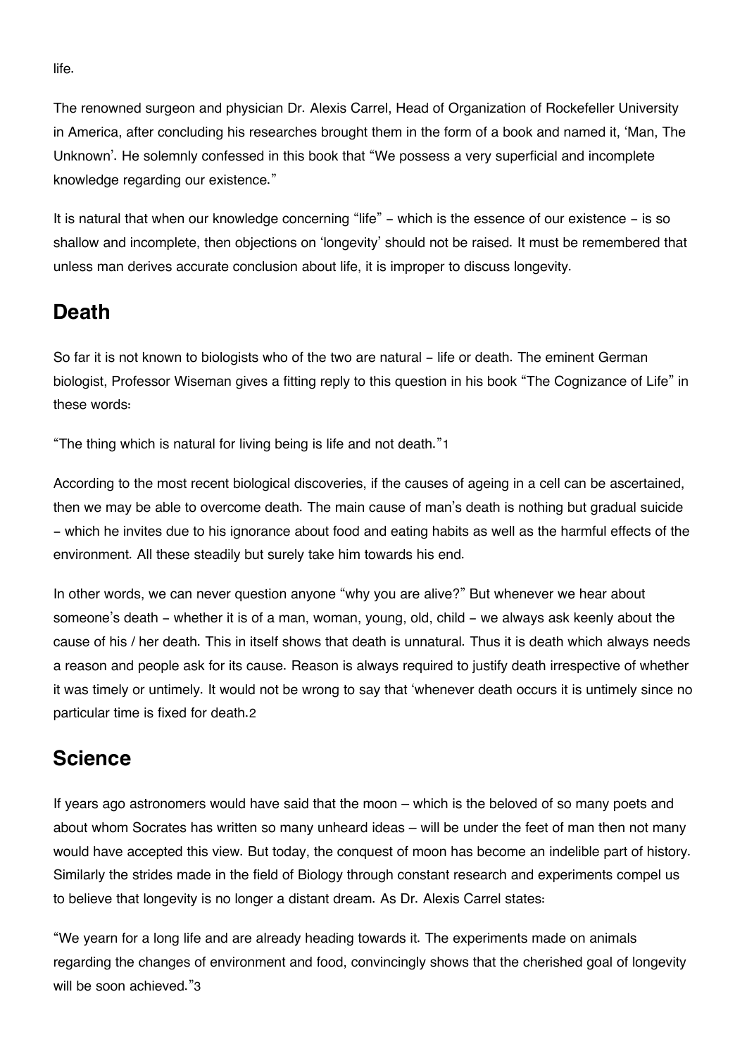life.

The renowned surgeon and physician Dr. Alexis Carrel, Head of Organization of Rockefeller University in America, after concluding his researches brought them in the form of a book and named it, 'Man, The Unknown'. He solemnly confessed in this book that "We possess a very superficial and incomplete knowledge regarding our existence."

It is natural that when our knowledge concerning "life" – which is the essence of our existence – is so shallow and incomplete, then objections on 'longevity' should not be raised. It must be remembered that unless man derives accurate conclusion about life, it is improper to discuss longevity.

## Death

So far it is not known to biologists who of the two are natural – life or death. The eminent German biologist, Professor Wiseman gives a fitting reply to this question in his book "The Cognizance of Life" in these words:

"The thing which is natural for living being is life and not death."[1]

According to the most recent biological discoveries, if the causes of ageing in a cell can be ascertained, then we may be able to overcome death. The main cause of man's death is nothing but gradual suicide – which he invites due to his ignorance about food and eating habits as well as the harmful effects of the environment. All these steadily but surely take him towards his end.

In other words, we can never question anyone "why you are alive?" But whenever we hear about someone's death – whether it is of a man, woman, young, old, child – we always ask keenly about the cause of his / her death. This in itself shows that death is unnatural. Thus it is death which always needs a reason and people ask for its cause. Reason is always required to justify death irrespective of whether it was timely or untimely. It would not be wrong to say that 'whenever death occurs it is untimely since no particular time is fixed for death.[2]

## Science

If years ago astronomers would have said that the moon – which is the beloved of so many poets and about whom Socrates has written so many unheard ideas – will be under the feet of man then not many would have accepted this view. But today, the conquest of moon has become an indelible part of history. Similarly the strides made in the field of Biology through constant research and experiments compel us to believe that longevity is no longer a distant dream. As Dr. Alexis Carrel states:

"We yearn for a long life and are already heading towards it. The experiments made on animals regarding the changes of environment and food, convincingly shows that the cherished goal of longevity will be soon achieved."[3]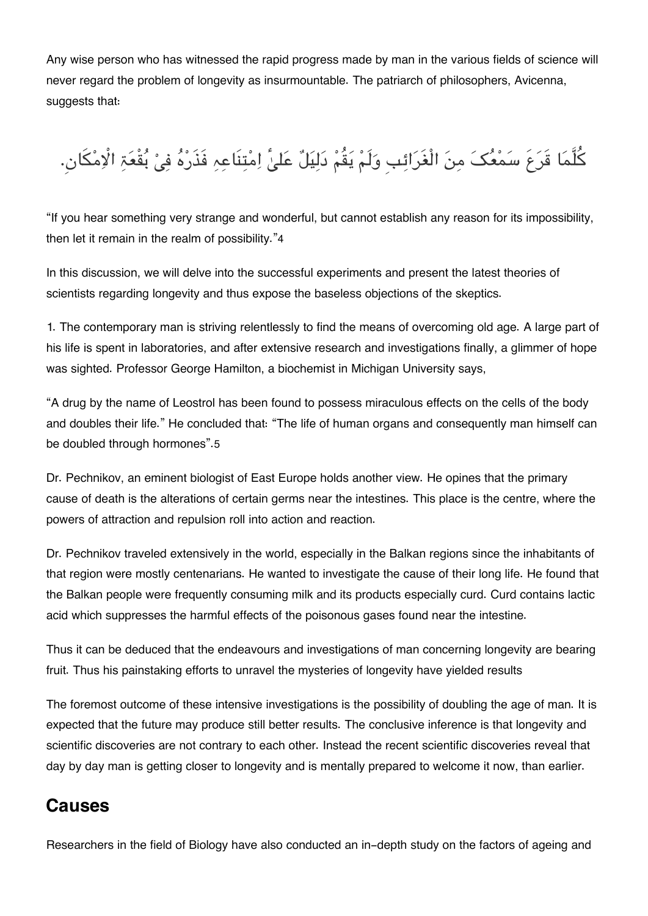Any wise person who has witnessed the rapid progress made by man in the various fields of science will never regard the problem of longevity as insurmountable. The patriarch of philosophers, Avicenna, suggests that:

كُلَّمَا قَرَعَ سَمْعُکَ مِنَ الْغَرَائِبِ وَلَمْ يَقُمْ دَلِيَلٌ عَلیٰ اِمْتِنَاعِهِ فَذَرْهُ فِیْ بُقْعَةِ الْإِمْكَانِ.

"If you hear something very strange and wonderful, but cannot establish any reason for its impossibility, then let it remain in the realm of possibility."[4]

In this discussion, we will delve into the successful experiments and present the latest theories of scientists regarding longevity and thus expose the baseless objections of the skeptics.

1. The contemporary man is striving relentlessly to find the means of overcoming old age. A large part of his life is spent in laboratories, and after extensive research and investigations finally, a glimmer of hope was sighted. Professor George Hamilton, a biochemist in Michigan University says,

"A drug by the name of Leostrol has been found to possess miraculous effects on the cells of the body and doubles their life." He concluded that: "The life of human organs and consequently man himself can be doubled through hormones".[5]

Dr. Pechnikov, an eminent biologist of East Europe holds another view. He opines that the primary cause of death is the alterations of certain germs near the intestines. This place is the centre, where the powers of attraction and repulsion roll into action and reaction.

Dr. Pechnikov traveled extensively in the world, especially in the Balkan regions since the inhabitants of that region were mostly centenarians. He wanted to investigate the cause of their long life. He found that the Balkan people were frequently consuming milk and its products especially curd. Curd contains lactic acid which suppresses the harmful effects of the poisonous gases found near the intestine.

Thus it can be deduced that the endeavours and investigations of man concerning longevity are bearing fruit. Thus his painstaking efforts to unravel the mysteries of longevity have yielded results

The foremost outcome of these intensive investigations is the possibility of doubling the age of man. It is expected that the future may produce still better results. The conclusive inference is that longevity and scientific discoveries are not contrary to each other. Instead the recent scientific discoveries reveal that day by day man is getting closer to longevity and is mentally prepared to welcome it now, than earlier.

## Causes

Researchers in the field of Biology have also conducted an in-depth study on the factors of ageing and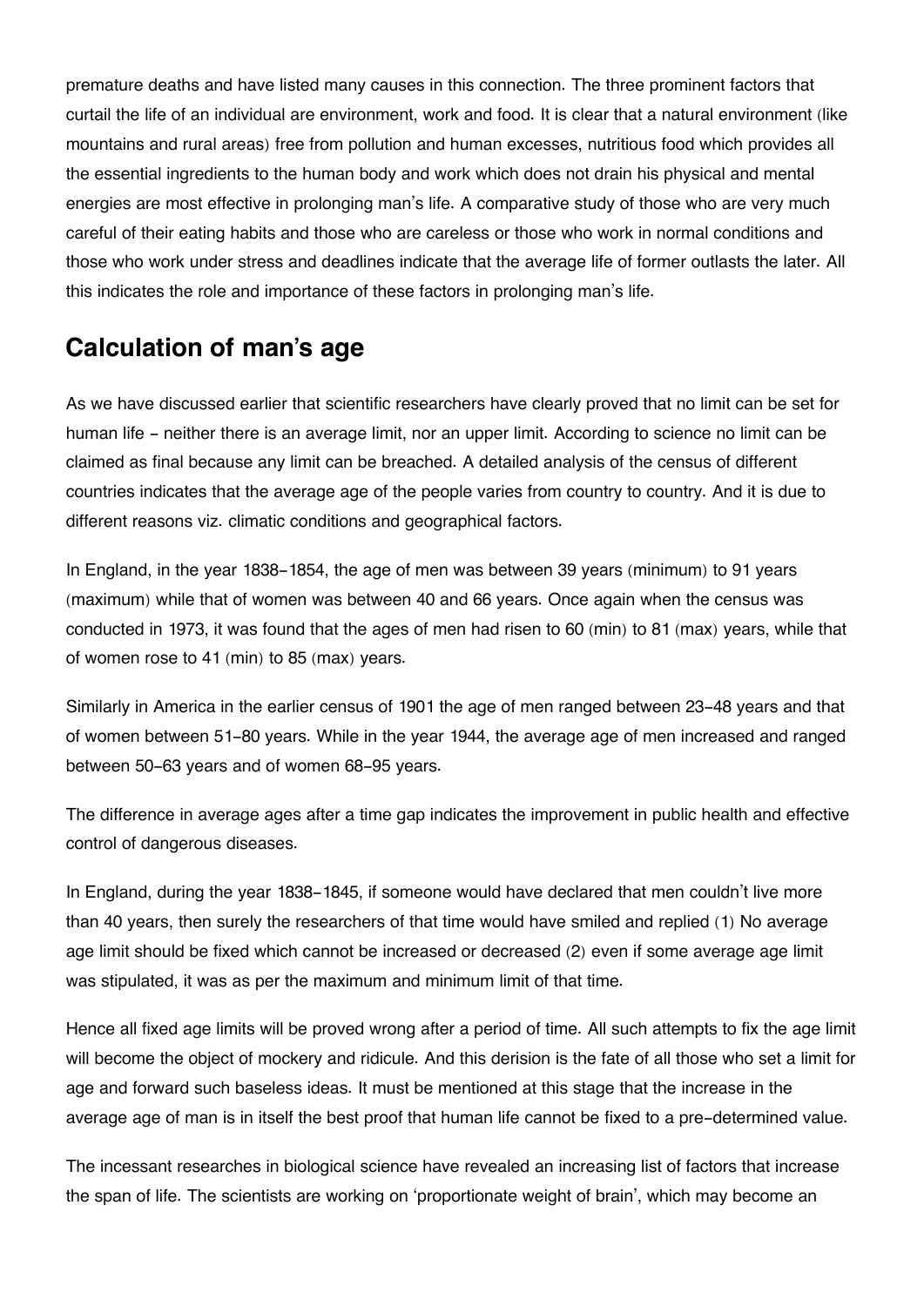premature deaths and have listed many causes in this connection. The three prominent factors that curtail the life of an individual are environment, work and food. It is clear that a natural environment (like mountains and rural areas) free from pollution and human excesses, nutritious food which provides all the essential ingredients to the human body and work which does not drain his physical and mental energies are most effective in prolonging man's life. A comparative study of those who are very much careful of their eating habits and those who are careless or those who work in normal conditions and those who work under stress and deadlines indicate that the average life of former outlasts the later. All this indicates the role and importance of these factors in prolonging man's life.

## Calculation of man's age

As we have discussed earlier that scientific researchers have clearly proved that no limit can be set for human life - neither there is an average limit, nor an upper limit. According to science no limit can be claimed as final because any limit can be breached. A detailed analysis of the census of different countries indicates that the average age of the people varies from country to country. And it is due to different reasons viz. climatic conditions and geographical factors.

In England, in the year 1838-1854, the age of men was between 39 years (minimum) to 91 years (maximum) while that of women was between 40 and 66 years. Once again when the census was conducted in 1973, it was found that the ages of men had risen to 60 (min) to 81 (max) years, while that of women rose to 41 (min) to 85 (max) years.

Similarly in America in the earlier census of 1901 the age of men ranged between 23-48 years and that of women between 51-80 years. While in the year 1944, the average age of men increased and ranged between 50-63 years and of women 68-95 years.

The difference in average ages after a time gap indicates the improvement in public health and effective control of dangerous diseases.

In England, during the year 1838-1845, if someone would have declared that men couldn't live more than 40 years, then surely the researchers of that time would have smiled and replied (1) No average age limit should be fixed which cannot be increased or decreased (2) even if some average age limit was stipulated, it was as per the maximum and minimum limit of that time.

Hence all fixed age limits will be proved wrong after a period of time. All such attempts to fix the age limit will become the object of mockery and ridicule. And this derision is the fate of all those who set a limit for age and forward such baseless ideas. It must be mentioned at this stage that the increase in the average age of man is in itself the best proof that human life cannot be fixed to a pre-determined value.

The incessant researches in biological science have revealed an increasing list of factors that increase the span of life. The scientists are working on 'proportionate weight of brain', which may become an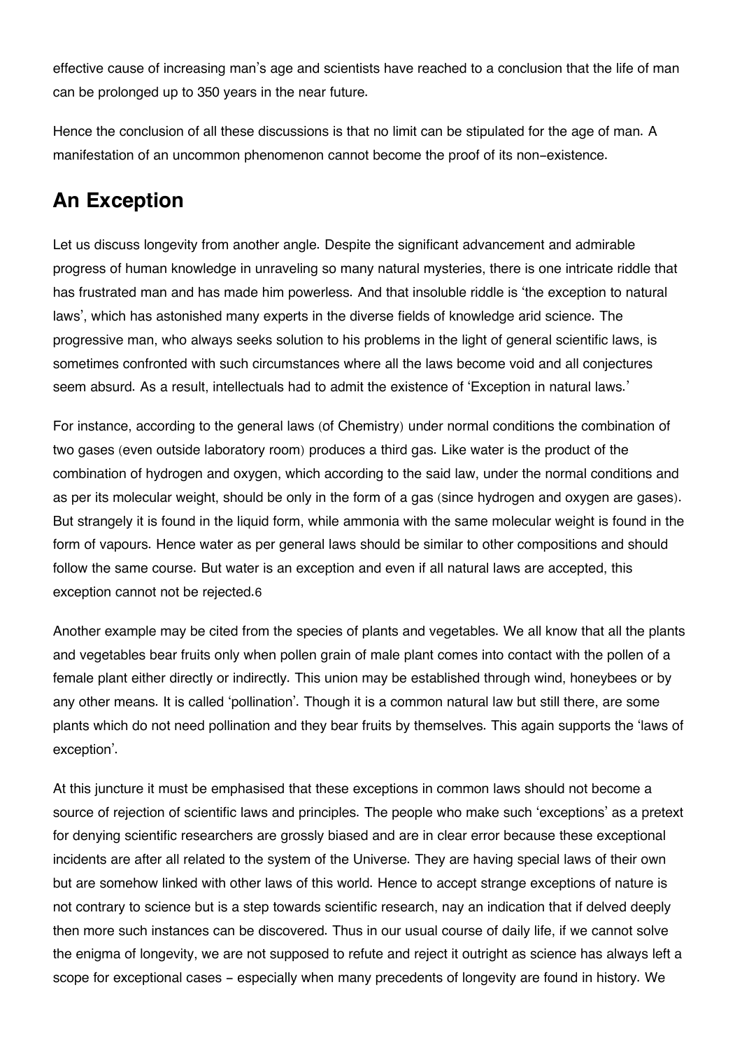effective cause of increasing man's age and scientists have reached to a conclusion that the life of man can be prolonged up to 350 years in the near future.

Hence the conclusion of all these discussions is that no limit can be stipulated for the age of man. A manifestation of an uncommon phenomenon cannot become the proof of its non-existence.

## An Exception

Let us discuss longevity from another angle. Despite the significant advancement and admirable progress of human knowledge in unraveling so many natural mysteries, there is one intricate riddle that has frustrated man and has made him powerless. And that insoluble riddle is 'the exception to natural laws', which has astonished many experts in the diverse fields of knowledge arid science. The progressive man, who always seeks solution to his problems in the light of general scientific laws, is sometimes confronted with such circumstances where all the laws become void and all conjectures seem absurd. As a result, intellectuals had to admit the existence of 'Exception in natural laws.'

For instance, according to the general laws (of Chemistry) under normal conditions the combination of two gases (even outside laboratory room) produces a third gas. Like water is the product of the combination of hydrogen and oxygen, which according to the said law, under the normal conditions and as per its molecular weight, should be only in the form of a gas (since hydrogen and oxygen are gases). But strangely it is found in the liquid form, while ammonia with the same molecular weight is found in the form of vapours. Hence water as per general laws should be similar to other compositions and should follow the same course. But water is an exception and even if all natural laws are accepted, this exception cannot not be rejected.[6]

Another example may be cited from the species of plants and vegetables. We all know that all the plants and vegetables bear fruits only when pollen grain of male plant comes into contact with the pollen of a female plant either directly or indirectly. This union may be established through wind, honeybees or by any other means. It is called 'pollination'. Though it is a common natural law but still there, are some plants which do not need pollination and they bear fruits by themselves. This again supports the 'laws of exception'.

At this juncture it must be emphasised that these exceptions in common laws should not become a source of rejection of scientific laws and principles. The people who make such 'exceptions' as a pretext for denying scientific researchers are grossly biased and are in clear error because these exceptional incidents are after all related to the system of the Universe. They are having special laws of their own but are somehow linked with other laws of this world. Hence to accept strange exceptions of nature is not contrary to science but is a step towards scientific research, nay an indication that if delved deeply then more such instances can be discovered. Thus in our usual course of daily life, if we cannot solve the enigma of longevity, we are not supposed to refute and reject it outright as science has always left a scope for exceptional cases - especially when many precedents of longevity are found in history. We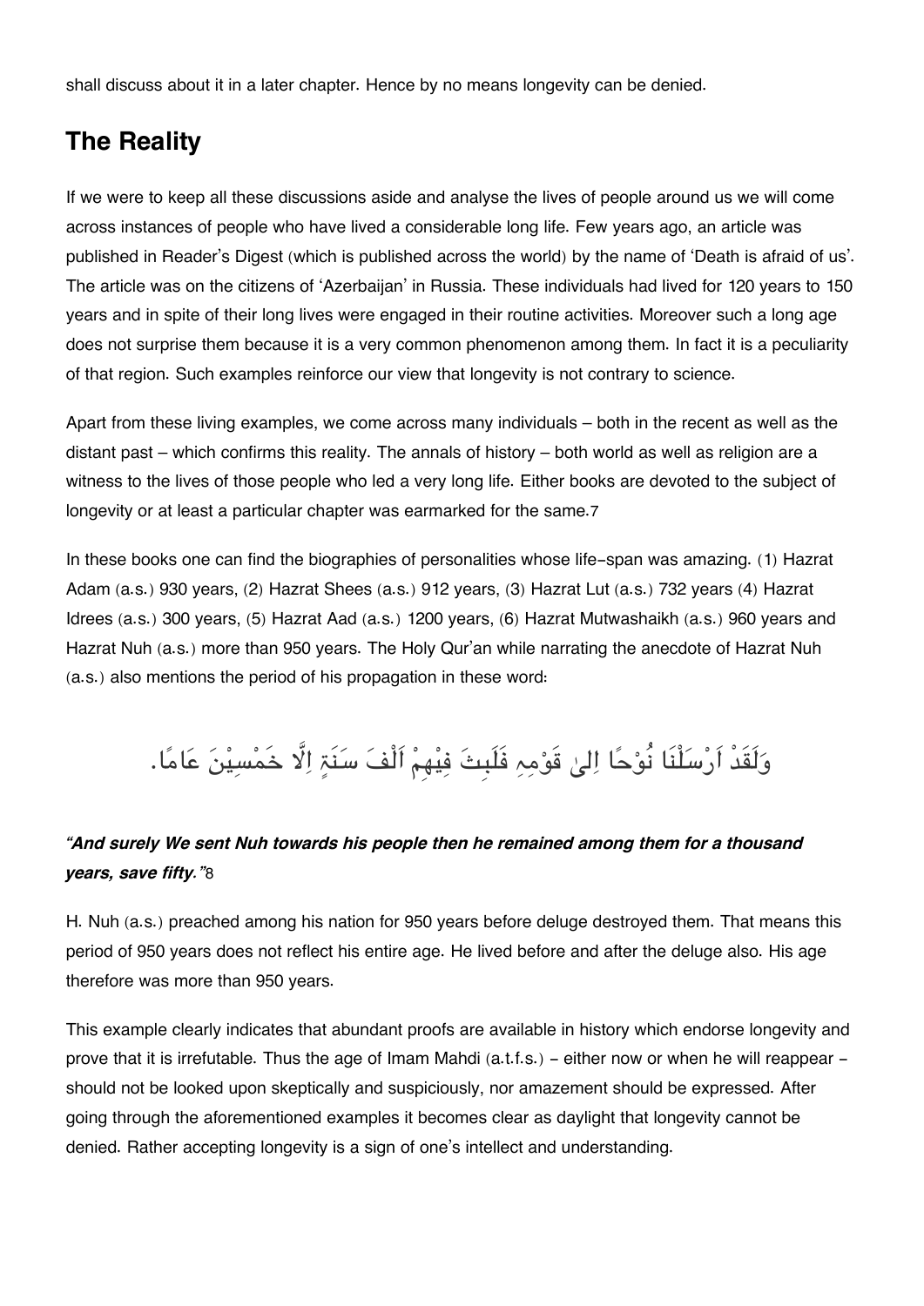shall discuss about it in a later chapter. Hence by no means longevity can be denied.

## The Reality

If we were to keep all these discussions aside and analyse the lives of people around us we will come across instances of people who have lived a considerable long life. Few years ago, an article was published in Reader's Digest (which is published across the world) by the name of 'Death is afraid of us'. The article was on the citizens of 'Azerbaijan' in Russia. These individuals had lived for 120 years to 150 years and in spite of their long lives were engaged in their routine activities. Moreover such a long age does not surprise them because it is a very common phenomenon among them. In fact it is a peculiarity of that region. Such examples reinforce our view that longevity is not contrary to science.

Apart from these living examples, we come across many individuals – both in the recent as well as the distant past – which confirms this reality. The annals of history – both world as well as religion are a witness to the lives of those people who led a very long life. Either books are devoted to the subject of longevity or at least a particular chapter was earmarked for the same.[7]

In these books one can find the biographies of personalities whose life-span was amazing. (1) Hazrat Adam (a.s.) 930 years, (2) Hazrat Shees (a.s.) 912 years, (3) Hazrat Lut (a.s.) 732 years (4) Hazrat Idrees (a.s.) 300 years, (5) Hazrat Aad (a.s.) 1200 years, (6) Hazrat Mutwashaikh (a.s.) 960 years and Hazrat Nuh (a.s.) more than 950 years. The Holy Qur'an while narrating the anecdote of Hazrat Nuh (a.s.) also mentions the period of his propagation in these word:

وَلَقَدْ اَرْسَلْنَا نُوْحًا اِلٰى قَوْمِهٖ فَلَبِثَ فِيْهِمْ اَلْفَ سَنَةٍ اِلَّا خَمْسِيْنَ عَامًا.

***"And surely We sent Nuh towards his people then he remained among them for a thousand years, save fifty."***[8]

H. Nuh (a.s.) preached among his nation for 950 years before deluge destroyed them. That means this period of 950 years does not reflect his entire age. He lived before and after the deluge also. His age therefore was more than 950 years.

This example clearly indicates that abundant proofs are available in history which endorse longevity and prove that it is irrefutable. Thus the age of Imam Mahdi (a.t.f.s.) - either now or when he will reappear - should not be looked upon skeptically and suspiciously, nor amazement should be expressed. After going through the aforementioned examples it becomes clear as daylight that longevity cannot be denied. Rather accepting longevity is a sign of one's intellect and understanding.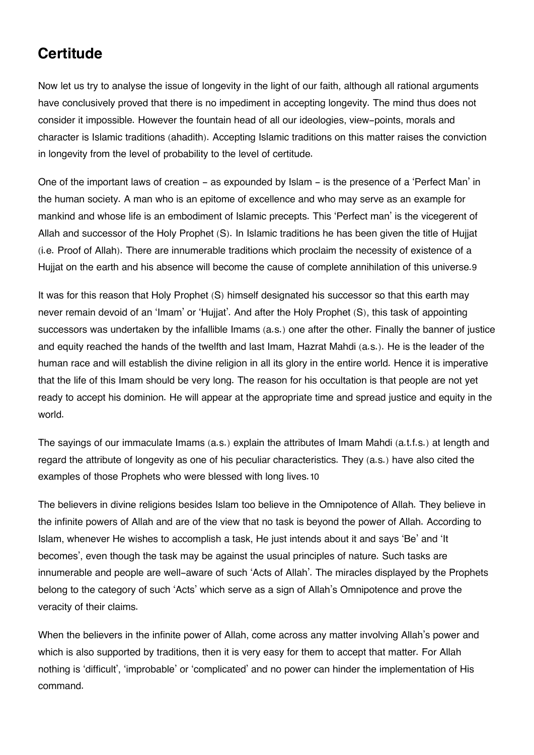## Certitude

Now let us try to analyse the issue of longevity in the light of our faith, although all rational arguments have conclusively proved that there is no impediment in accepting longevity. The mind thus does not consider it impossible. However the fountain head of all our ideologies, view-points, morals and character is Islamic traditions (ahadith). Accepting Islamic traditions on this matter raises the conviction in longevity from the level of probability to the level of certitude.

One of the important laws of creation - as expounded by Islam - is the presence of a 'Perfect Man' in the human society. A man who is an epitome of excellence and who may serve as an example for mankind and whose life is an embodiment of Islamic precepts. This 'Perfect man' is the vicegerent of Allah and successor of the Holy Prophet (S). In Islamic traditions he has been given the title of Hujjat (i.e. Proof of Allah). There are innumerable traditions which proclaim the necessity of existence of a Hujjat on the earth and his absence will become the cause of complete annihilation of this universe.[9]

It was for this reason that Holy Prophet (S) himself designated his successor so that this earth may never remain devoid of an 'Imam' or 'Hujjat'. And after the Holy Prophet (S), this task of appointing successors was undertaken by the infallible Imams (a.s.) one after the other. Finally the banner of justice and equity reached the hands of the twelfth and last Imam, Hazrat Mahdi (a.s.). He is the leader of the human race and will establish the divine religion in all its glory in the entire world. Hence it is imperative that the life of this Imam should be very long. The reason for his occultation is that people are not yet ready to accept his dominion. He will appear at the appropriate time and spread justice and equity in the world.

The sayings of our immaculate Imams (a.s.) explain the attributes of Imam Mahdi (a.t.f.s.) at length and regard the attribute of longevity as one of his peculiar characteristics. They (a.s.) have also cited the examples of those Prophets who were blessed with long lives.[10]

The believers in divine religions besides Islam too believe in the Omnipotence of Allah. They believe in the infinite powers of Allah and are of the view that no task is beyond the power of Allah. According to Islam, whenever He wishes to accomplish a task, He just intends about it and says 'Be' and 'It becomes', even though the task may be against the usual principles of nature. Such tasks are innumerable and people are well-aware of such 'Acts of Allah'. The miracles displayed by the Prophets belong to the category of such 'Acts' which serve as a sign of Allah's Omnipotence and prove the veracity of their claims.

When the believers in the infinite power of Allah, come across any matter involving Allah's power and which is also supported by traditions, then it is very easy for them to accept that matter. For Allah nothing is 'difficult', 'improbable' or 'complicated' and no power can hinder the implementation of His command.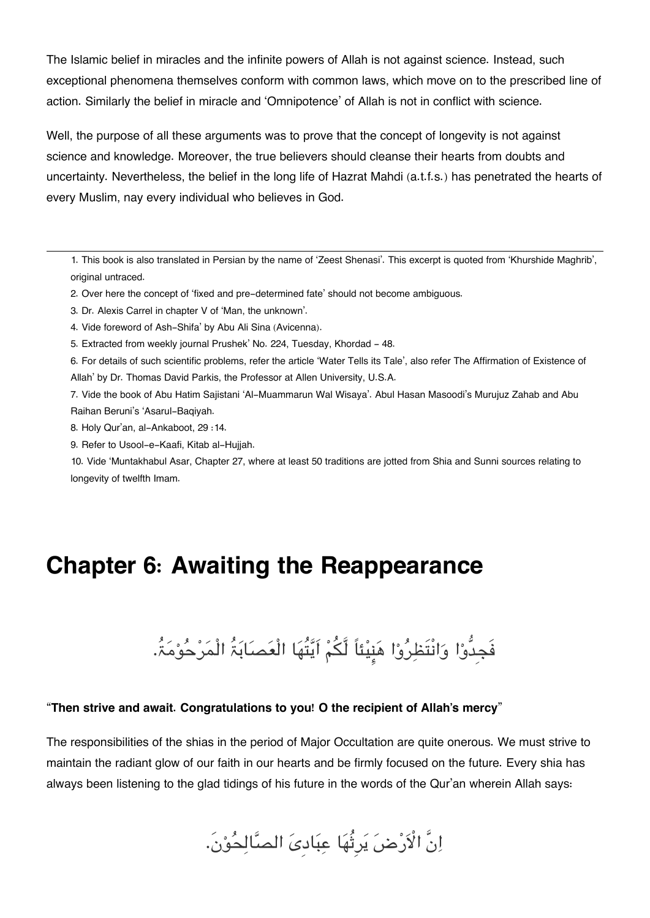The Islamic belief in miracles and the infinite powers of Allah is not against science. Instead, such exceptional phenomena themselves conform with common laws, which move on to the prescribed line of action. Similarly the belief in miracle and 'Omnipotence' of Allah is not in conflict with science.

Well, the purpose of all these arguments was to prove that the concept of longevity is not against science and knowledge. Moreover, the true believers should cleanse their hearts from doubts and uncertainty. Nevertheless, the belief in the long life of Hazrat Mahdi (a.t.f.s.) has penetrated the hearts of every Muslim, nay every individual who believes in God.

---

1. This book is also translated in Persian by the name of 'Zeest Shenasi'. This excerpt is quoted from 'Khurshide Maghrib', original untraced.
2. Over here the concept of 'fixed and pre-determined fate' should not become ambiguous.
3. Dr. Alexis Carrel in chapter V of 'Man, the unknown'.
4. Vide foreword of Ash-Shifa' by Abu Ali Sina (Avicenna).
5. Extracted from weekly journal Prushek' No. 224, Tuesday, Khordad - 48.
6. For details of such scientific problems, refer the article 'Water Tells its Tale', also refer The Affirmation of Existence of Allah' by Dr. Thomas David Parkis, the Professor at Allen University, U.S.A.
7. Vide the book of Abu Hatim Sajistani 'Al-Muammarun Wal Wisaya'. Abul Hasan Masoodi's Murujuz Zahab and Abu Raihan Beruni's 'Asarul-Baqiyah.
8. Holy Qur'an, al-Ankaboot, 29 :14.
9. Refer to Usool-e-Kaafi, Kitab al-Hujjah.
10. Vide 'Muntakhabul Asar, Chapter 27, where at least 50 traditions are jotted from Shia and Sunni sources relating to longevity of twelfth Imam.

# Chapter 6: Awaiting the Reappearance

فَجِدُّوْا وَانْتَظِرُوْا هَنِيْئاً لَّكُمْ اَيَّتُهَا الْعِصَابَةُ الْمَرْحُوْمَةُ.

"**Then strive and await. Congratulations to you! O the recipient of Allah's mercy**"

The responsibilities of the shias in the period of Major Occultation are quite onerous. We must strive to maintain the radiant glow of our faith in our hearts and be firmly focused on the future. Every shia has always been listening to the glad tidings of his future in the words of the Qur'an wherein Allah says:

اِنَّ الْاَرْضَ يَرِثُهَا عِبَادِىَ الصَّالِحُوْنَ.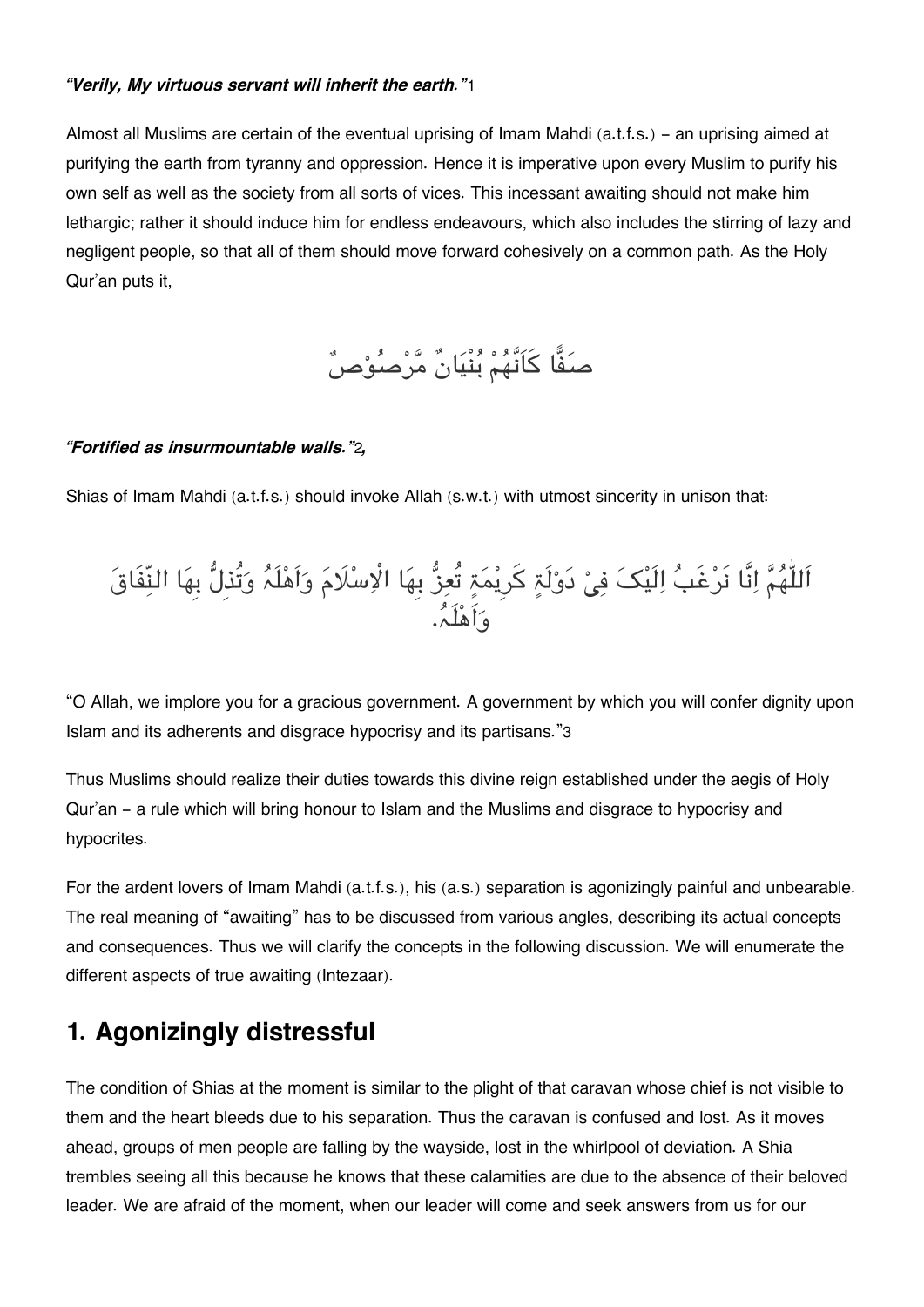*"Verily, My virtuous servant will inherit the earth."*[1]

Almost all Muslims are certain of the eventual uprising of Imam Mahdi (a.t.f.s.) – an uprising aimed at purifying the earth from tyranny and oppression. Hence it is imperative upon every Muslim to purify his own self as well as the society from all sorts of vices. This incessant awaiting should not make him lethargic; rather it should induce him for endless endeavours, which also includes the stirring of lazy and negligent people, so that all of them should move forward cohesively on a common path. As the Holy Qur'an puts it,

صَفًّا كَاَنَّهُمْ بُنْيَانٌ مَّرْصُوْصٌ

*"Fortified as insurmountable walls."*[2],

Shias of Imam Mahdi (a.t.f.s.) should invoke Allah (s.w.t.) with utmost sincerity in unison that:

اَللّٰهُمَّ اِنَّا نَرْغَبُ اِلَيْکَ فِیْ دَوْلَةٍ کَرِيْمَةٍ تُعِزُّ بِهَا الْاِسْلَامَ وَاَهْلَہُ وَتُذِلُّ بِهَا النِّفَاقَ وَاَهْلَہُ.

"O Allah, we implore you for a gracious government. A government by which you will confer dignity upon Islam and its adherents and disgrace hypocrisy and its partisans."[3]

Thus Muslims should realize their duties towards this divine reign established under the aegis of Holy Qur'an – a rule which will bring honour to Islam and the Muslims and disgrace to hypocrisy and hypocrites.

For the ardent lovers of Imam Mahdi (a.t.f.s.), his (a.s.) separation is agonizingly painful and unbearable. The real meaning of "awaiting" has to be discussed from various angles, describing its actual concepts and consequences. Thus we will clarify the concepts in the following discussion. We will enumerate the different aspects of true awaiting (Intezaar).

## 1. Agonizingly distressful

The condition of Shias at the moment is similar to the plight of that caravan whose chief is not visible to them and the heart bleeds due to his separation. Thus the caravan is confused and lost. As it moves ahead, groups of men people are falling by the wayside, lost in the whirlpool of deviation. A Shia trembles seeing all this because he knows that these calamities are due to the absence of their beloved leader. We are afraid of the moment, when our leader will come and seek answers from us for our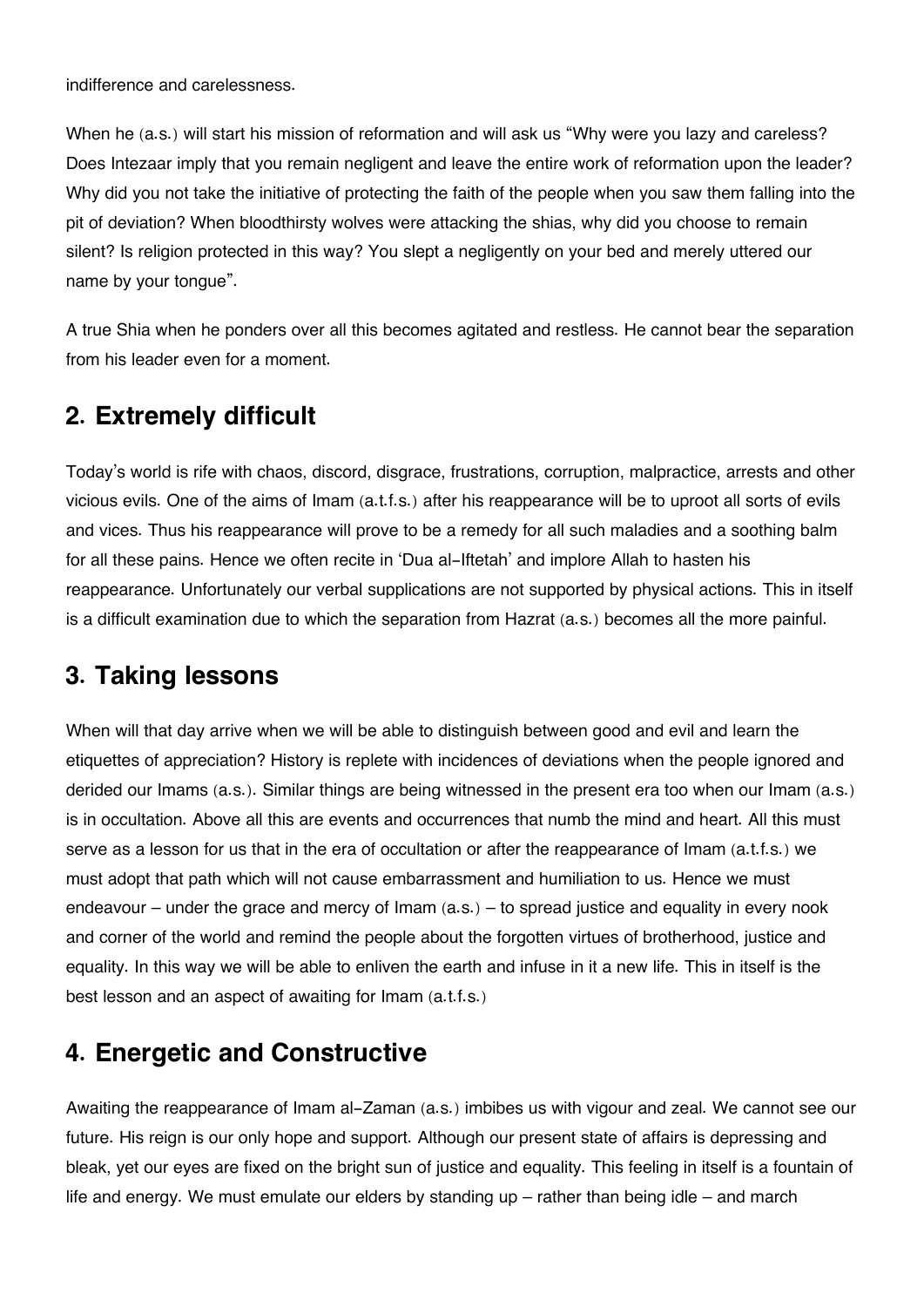indifference and carelessness.

When he (a.s.) will start his mission of reformation and will ask us "Why were you lazy and careless? Does Intezaar imply that you remain negligent and leave the entire work of reformation upon the leader? Why did you not take the initiative of protecting the faith of the people when you saw them falling into the pit of deviation? When bloodthirsty wolves were attacking the shias, why did you choose to remain silent? Is religion protected in this way? You slept a negligently on your bed and merely uttered our name by your tongue".

A true Shia when he ponders over all this becomes agitated and restless. He cannot bear the separation from his leader even for a moment.

## 2. Extremely difficult

Today's world is rife with chaos, discord, disgrace, frustrations, corruption, malpractice, arrests and other vicious evils. One of the aims of Imam (a.t.f.s.) after his reappearance will be to uproot all sorts of evils and vices. Thus his reappearance will prove to be a remedy for all such maladies and a soothing balm for all these pains. Hence we often recite in 'Dua al-Iftetah' and implore Allah to hasten his reappearance. Unfortunately our verbal supplications are not supported by physical actions. This in itself is a difficult examination due to which the separation from Hazrat (a.s.) becomes all the more painful.

## 3. Taking lessons

When will that day arrive when we will be able to distinguish between good and evil and learn the etiquettes of appreciation? History is replete with incidences of deviations when the people ignored and derided our Imams (a.s.). Similar things are being witnessed in the present era too when our Imam (a.s.) is in occultation. Above all this are events and occurrences that numb the mind and heart. All this must serve as a lesson for us that in the era of occultation or after the reappearance of Imam (a.t.f.s.) we must adopt that path which will not cause embarrassment and humiliation to us. Hence we must endeavour – under the grace and mercy of Imam (a.s.) – to spread justice and equality in every nook and corner of the world and remind the people about the forgotten virtues of brotherhood, justice and equality. In this way we will be able to enliven the earth and infuse in it a new life. This in itself is the best lesson and an aspect of awaiting for Imam (a.t.f.s.)

## 4. Energetic and Constructive

Awaiting the reappearance of Imam al-Zaman (a.s.) imbibes us with vigour and zeal. We cannot see our future. His reign is our only hope and support. Although our present state of affairs is depressing and bleak, yet our eyes are fixed on the bright sun of justice and equality. This feeling in itself is a fountain of life and energy. We must emulate our elders by standing up – rather than being idle – and march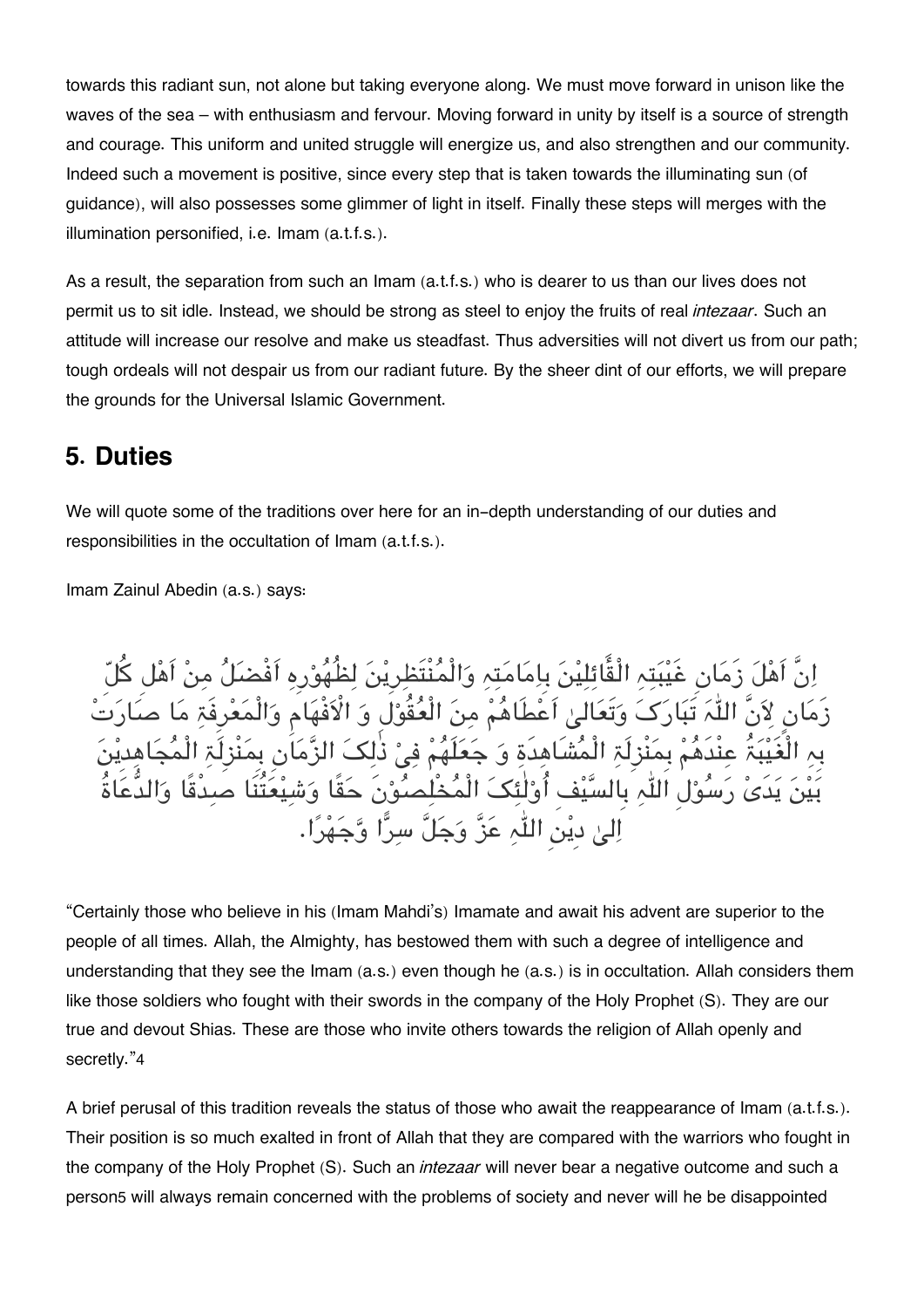towards this radiant sun, not alone but taking everyone along. We must move forward in unison like the waves of the sea – with enthusiasm and fervour. Moving forward in unity by itself is a source of strength and courage. This uniform and united struggle will energize us, and also strengthen and our community. Indeed such a movement is positive, since every step that is taken towards the illuminating sun (of guidance), will also possesses some glimmer of light in itself. Finally these steps will merges with the illumination personified, i.e. Imam (a.t.f.s.).

As a result, the separation from such an Imam (a.t.f.s.) who is dearer to us than our lives does not permit us to sit idle. Instead, we should be strong as steel to enjoy the fruits of real *intezaar*. Such an attitude will increase our resolve and make us steadfast. Thus adversities will not divert us from our path; tough ordeals will not despair us from our radiant future. By the sheer dint of our efforts, we will prepare the grounds for the Universal Islamic Government.

## 5. Duties

We will quote some of the traditions over here for an in-depth understanding of our duties and responsibilities in the occultation of Imam (a.t.f.s.).

Imam Zainul Abedin (a.s.) says:

اِنَّ اَهْلَ زَمَانِ غَيْبَتِهِ الْقَّائِلِيْنَ بِاِمَامَتِهِ وَالْمُنْتَظِرِيْنَ لِظُهُوْرِهِ اَفْضَلُ مِنْ اَهْلِ كُلِّ زَمَانٍ لِاَنَّ اللّٰهَ تَبَارَکَ وَتَعَالىٰ اَعْطَاهُمْ مِنَ الْعُقُوْلِ وَ الْاَفْهَامِ وَالْمَعْرِفَةِ مَا صَارَتْ بِهِ الْغَيْبَةُ عِنْدَهُمْ بِمَنْزِلَةِ الْمُشَاهِدَةِ وَ جَعَلَهُمْ فِیْ ذٰلِکَ الزَّمَانِ بِمَنْزِلَةِ الْمُجَاهِدِيْنَ بَيْنَ يَدَیْ رَسُوْلِ اللّٰهِ بِالسَّيْفِ أُوْلٰئِکَ الْمُخْلِصُوْنَ حَقًّا وَشِيْعَتُنَا صِدْقًا وَالدُّعَاةُ اِلىٰ دِيْنِ اللّٰهِ عَزَّ وَجَلَّ سِرًّا وَّجَهْرًا.

"Certainly those who believe in his (Imam Mahdi's) Imamate and await his advent are superior to the people of all times. Allah, the Almighty, has bestowed them with such a degree of intelligence and understanding that they see the Imam (a.s.) even though he (a.s.) is in occultation. Allah considers them like those soldiers who fought with their swords in the company of the Holy Prophet (S). They are our true and devout Shias. These are those who invite others towards the religion of Allah openly and secretly."[4]

A brief perusal of this tradition reveals the status of those who await the reappearance of Imam (a.t.f.s.). Their position is so much exalted in front of Allah that they are compared with the warriors who fought in the company of the Holy Prophet (S). Such an *intezaar* will never bear a negative outcome and such a person[5] will always remain concerned with the problems of society and never will he be disappointed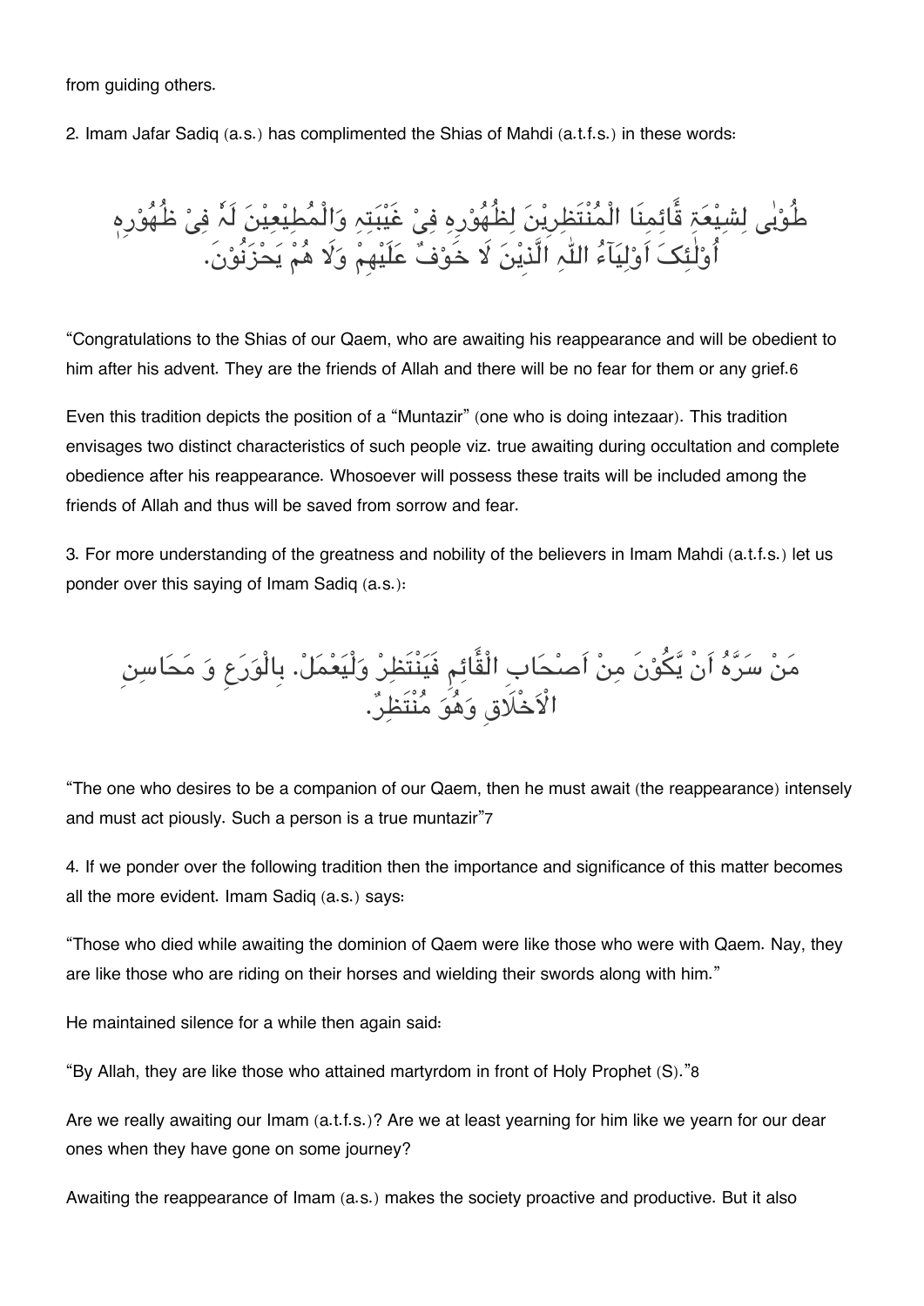from guiding others.

2. Imam Jafar Sadiq (a.s.) has complimented the Shias of Mahdi (a.t.f.s.) in these words:

طُوْبٰی لِشِیْعَةِ قَّائِمِنَا الْمُنْتَظِرِیْنَ لِظُهُوْرِهٖ فِیْ غَیْبَتِهٖ وَالْمُطِیْعِیْنَ لَهٗ فِیْ ظُهُوْرِهٖ أُوْلٰئِکَ اَوْلِیَآءُ اللّٰهِ الَّذِیْنَ لَا خَوْفٌ عَلَیْهِمْ وَلَا هُمْ یَحْزَنُوْنَ.

"Congratulations to the Shias of our Qaem, who are awaiting his reappearance and will be obedient to him after his advent. They are the friends of Allah and there will be no fear for them or any grief.[6]

Even this tradition depicts the position of a "Muntazir" (one who is doing intezaar). This tradition envisages two distinct characteristics of such people viz. true awaiting during occultation and complete obedience after his reappearance. Whosoever will possess these traits will be included among the friends of Allah and thus will be saved from sorrow and fear.

3. For more understanding of the greatness and nobility of the believers in Imam Mahdi (a.t.f.s.) let us ponder over this saying of Imam Sadiq (a.s.):

مَنْ سَرَّهُ اَنْ یَّکُوْنَ مِنْ اَصْحَابِ الْقَّائِمِ فَیَنْتَظِرْ وَلْیَعْمَلْ. بِالْوَرَعِ وَ مَحَاسِنِ الْاَخْلَاقِ وَهُوَ مُنْتَظِرٌ.

"The one who desires to be a companion of our Qaem, then he must await (the reappearance) intensely and must act piously. Such a person is a true muntazir"[7]

4. If we ponder over the following tradition then the importance and significance of this matter becomes all the more evident. Imam Sadiq (a.s.) says:

"Those who died while awaiting the dominion of Qaem were like those who were with Qaem. Nay, they are like those who are riding on their horses and wielding their swords along with him."

He maintained silence for a while then again said:

"By Allah, they are like those who attained martyrdom in front of Holy Prophet (S)."[8]

Are we really awaiting our Imam (a.t.f.s.)? Are we at least yearning for him like we yearn for our dear ones when they have gone on some journey?

Awaiting the reappearance of Imam (a.s.) makes the society proactive and productive. But it also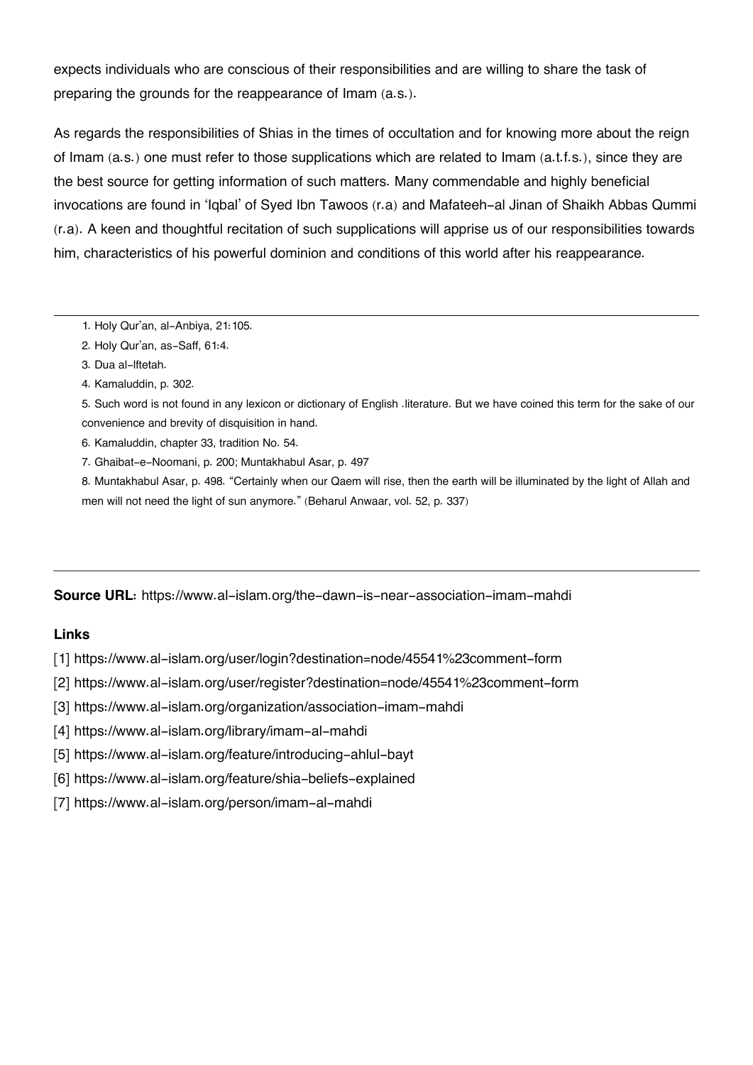expects individuals who are conscious of their responsibilities and are willing to share the task of preparing the grounds for the reappearance of Imam (a.s.).

As regards the responsibilities of Shias in the times of occultation and for knowing more about the reign of Imam (a.s.) one must refer to those supplications which are related to Imam (a.t.f.s.), since they are the best source for getting information of such matters. Many commendable and highly beneficial invocations are found in 'Iqbal' of Syed Ibn Tawoos (r.a) and Mafateeh-al Jinan of Shaikh Abbas Qummi (r.a). A keen and thoughtful recitation of such supplications will apprise us of our responsibilities towards him, characteristics of his powerful dominion and conditions of this world after his reappearance.

---

1. Holy Qur'an, al-Anbiya, 21:105.
2. Holy Qur'an, as-Saff, 61:4.
3. Dua al-Iftetah.
4. Kamaluddin, p. 302.
5. Such word is not found in any lexicon or dictionary of English .literature. But we have coined this term for the sake of our convenience and brevity of disquisition in hand.
6. Kamaluddin, chapter 33, tradition No. 54.
7. Ghaibat-e-Noomani, p. 200; Muntakhabul Asar, p. 497
8. Muntakhabul Asar, p. 498. "Certainly when our Qaem will rise, then the earth will be illuminated by the light of Allah and men will not need the light of sun anymore." (Beharul Anwaar, vol. 52, p. 337)

---

**Source URL:** https://www.al-islam.org/the-dawn-is-near-association-imam-mahdi

**Links**

[1] https://www.al-islam.org/user/login?destination=node/45541%23comment-form

[2] https://www.al-islam.org/user/register?destination=node/45541%23comment-form

[3] https://www.al-islam.org/organization/association-imam-mahdi

[4] https://www.al-islam.org/library/imam-al-mahdi

[5] https://www.al-islam.org/feature/introducing-ahlul-bayt

[6] https://www.al-islam.org/feature/shia-beliefs-explained

[7] https://www.al-islam.org/person/imam-al-mahdi